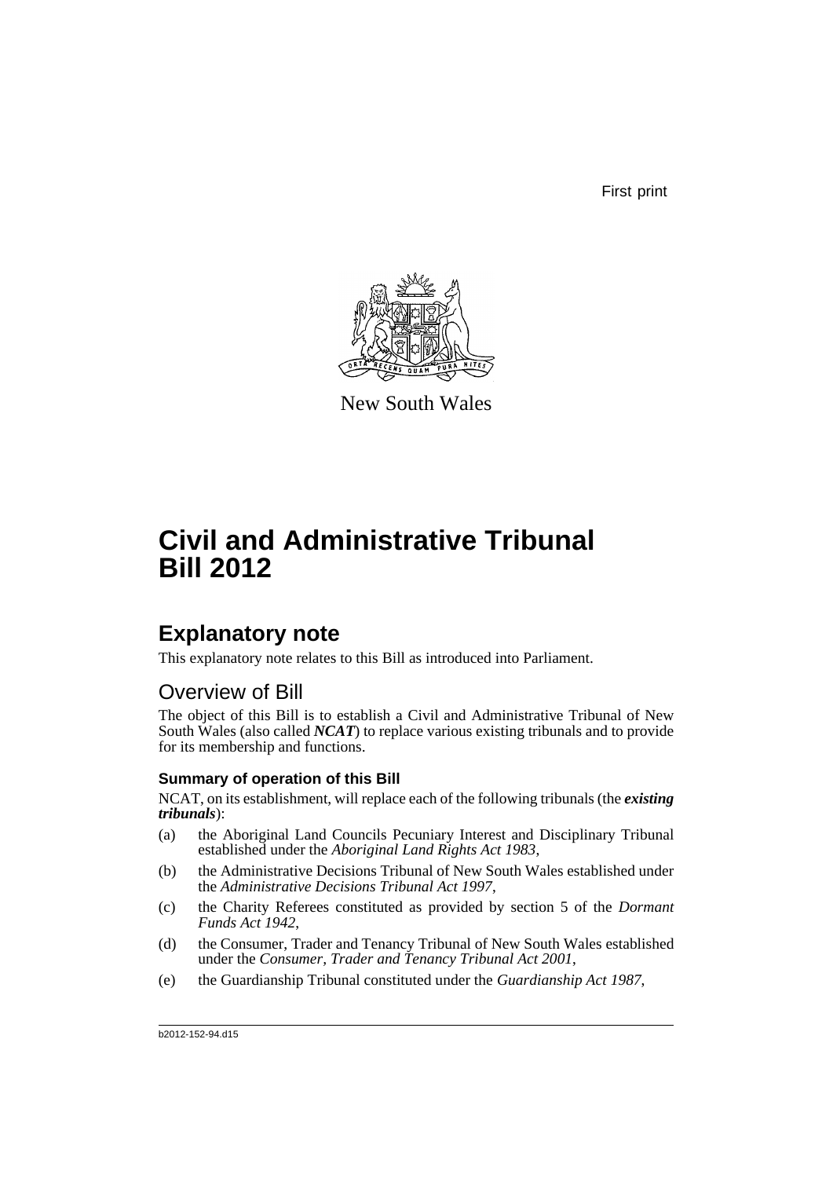First print

New South Wales

# Civil and Administrative Tribunal Bill 2012

## Explanatory note

This explanatory note relates to this Bill as introduced into Parliament.

## Overview of Bill

The object of this Bill is to establish a Civil and Administrative Tribunal of New South Wales (also called ***NCAT***) to replace various existing tribunals and to provide for its membership and functions.

### Summary of operation of this Bill

NCAT, on its establishment, will replace each of the following tribunals (the ***existing tribunals***):

(a) the Aboriginal Land Councils Pecuniary Interest and Disciplinary Tribunal established under the *Aboriginal Land Rights Act 1983*,

(b) the Administrative Decisions Tribunal of New South Wales established under the *Administrative Decisions Tribunal Act 1997*,

(c) the Charity Referees constituted as provided by section 5 of the *Dormant Funds Act 1942*,

(d) the Consumer, Trader and Tenancy Tribunal of New South Wales established under the *Consumer, Trader and Tenancy Tribunal Act 2001*,

(e) the Guardianship Tribunal constituted under the *Guardianship Act 1987*,

b2012-152-94.d15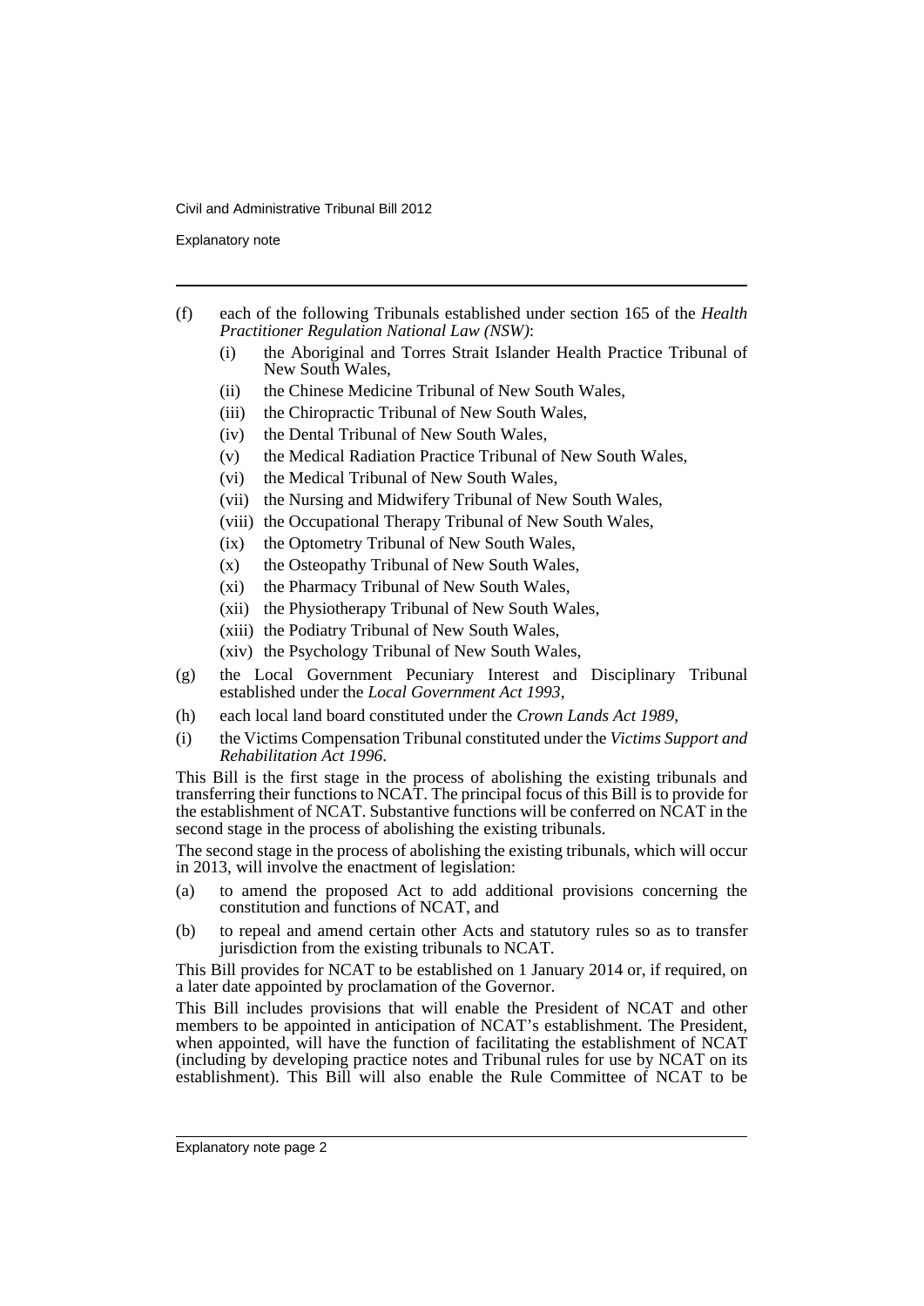(f) each of the following Tribunals established under section 165 of the *Health Practitioner Regulation National Law (NSW)*:

   (i) the Aboriginal and Torres Strait Islander Health Practice Tribunal of New South Wales,

   (ii) the Chinese Medicine Tribunal of New South Wales,

   (iii) the Chiropractic Tribunal of New South Wales,

   (iv) the Dental Tribunal of New South Wales,

   (v) the Medical Radiation Practice Tribunal of New South Wales,

   (vi) the Medical Tribunal of New South Wales,

   (vii) the Nursing and Midwifery Tribunal of New South Wales,

   (viii) the Occupational Therapy Tribunal of New South Wales,

   (ix) the Optometry Tribunal of New South Wales,

   (x) the Osteopathy Tribunal of New South Wales,

   (xi) the Pharmacy Tribunal of New South Wales,

   (xii) the Physiotherapy Tribunal of New South Wales,

   (xiii) the Podiatry Tribunal of New South Wales,

   (xiv) the Psychology Tribunal of New South Wales,

(g) the Local Government Pecuniary Interest and Disciplinary Tribunal established under the *Local Government Act 1993*,

(h) each local land board constituted under the *Crown Lands Act 1989*,

(i) the Victims Compensation Tribunal constituted under the *Victims Support and Rehabilitation Act 1996*.

This Bill is the first stage in the process of abolishing the existing tribunals and transferring their functions to NCAT. The principal focus of this Bill is to provide for the establishment of NCAT. Substantive functions will be conferred on NCAT in the second stage in the process of abolishing the existing tribunals.

The second stage in the process of abolishing the existing tribunals, which will occur in 2013, will involve the enactment of legislation:

(a) to amend the proposed Act to add additional provisions concerning the constitution and functions of NCAT, and

(b) to repeal and amend certain other Acts and statutory rules so as to transfer jurisdiction from the existing tribunals to NCAT.

This Bill provides for NCAT to be established on 1 January 2014 or, if required, on a later date appointed by proclamation of the Governor.

This Bill includes provisions that will enable the President of NCAT and other members to be appointed in anticipation of NCAT's establishment. The President, when appointed, will have the function of facilitating the establishment of NCAT (including by developing practice notes and Tribunal rules for use by NCAT on its establishment). This Bill will also enable the Rule Committee of NCAT to be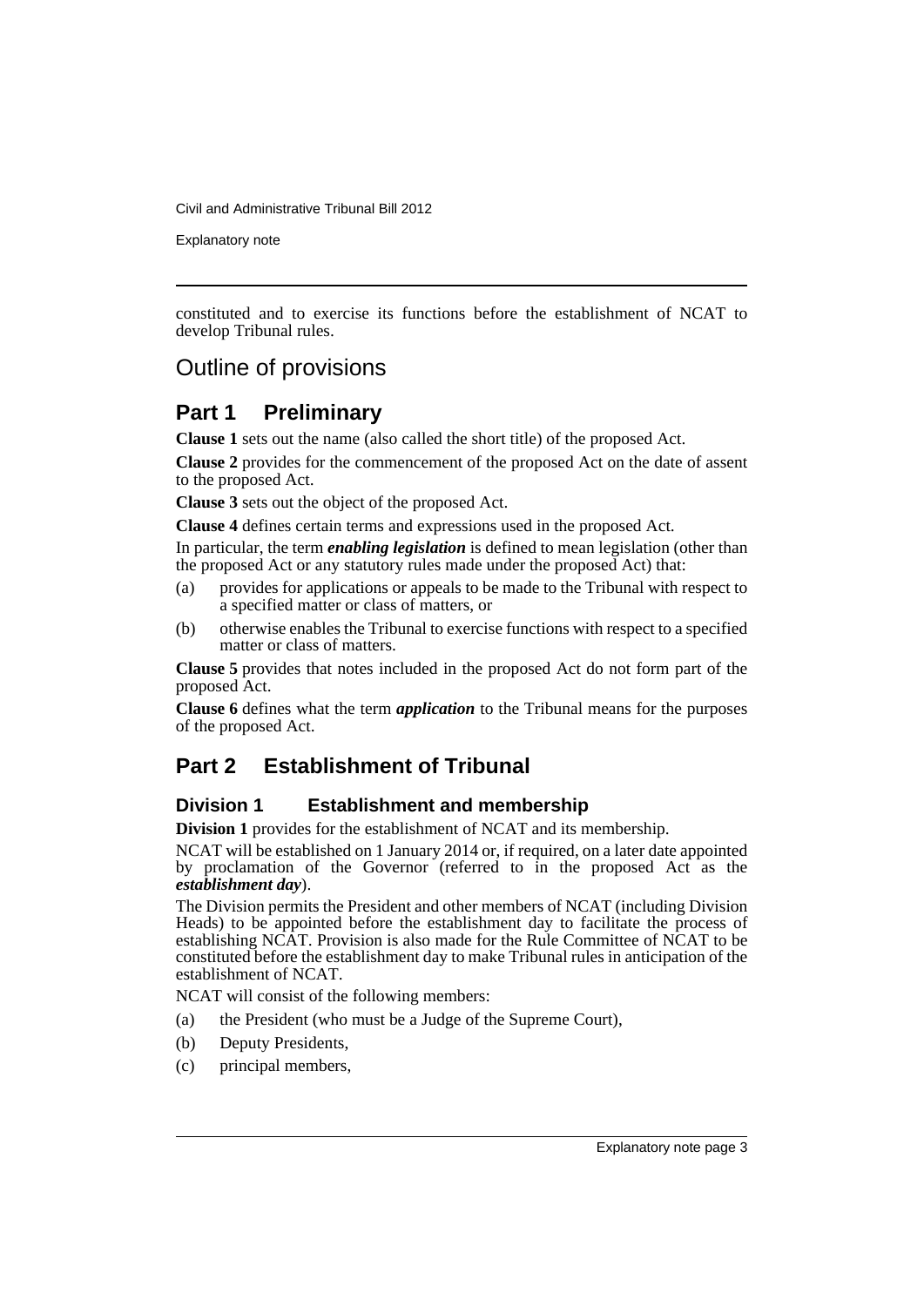constituted and to exercise its functions before the establishment of NCAT to develop Tribunal rules.

## Outline of provisions

## Part 1 Preliminary

**Clause 1** sets out the name (also called the short title) of the proposed Act.

**Clause 2** provides for the commencement of the proposed Act on the date of assent to the proposed Act.

**Clause 3** sets out the object of the proposed Act.

**Clause 4** defines certain terms and expressions used in the proposed Act.

In particular, the term ***enabling legislation*** is defined to mean legislation (other than the proposed Act or any statutory rules made under the proposed Act) that:

(a) provides for applications or appeals to be made to the Tribunal with respect to a specified matter or class of matters, or

(b) otherwise enables the Tribunal to exercise functions with respect to a specified matter or class of matters.

**Clause 5** provides that notes included in the proposed Act do not form part of the proposed Act.

**Clause 6** defines what the term ***application*** to the Tribunal means for the purposes of the proposed Act.

## Part 2 Establishment of Tribunal

### Division 1 Establishment and membership

**Division 1** provides for the establishment of NCAT and its membership.

NCAT will be established on 1 January 2014 or, if required, on a later date appointed by proclamation of the Governor (referred to in the proposed Act as the ***establishment day***).

The Division permits the President and other members of NCAT (including Division Heads) to be appointed before the establishment day to facilitate the process of establishing NCAT. Provision is also made for the Rule Committee of NCAT to be constituted before the establishment day to make Tribunal rules in anticipation of the establishment of NCAT.

NCAT will consist of the following members:

(a) the President (who must be a Judge of the Supreme Court),

(b) Deputy Presidents,

(c) principal members,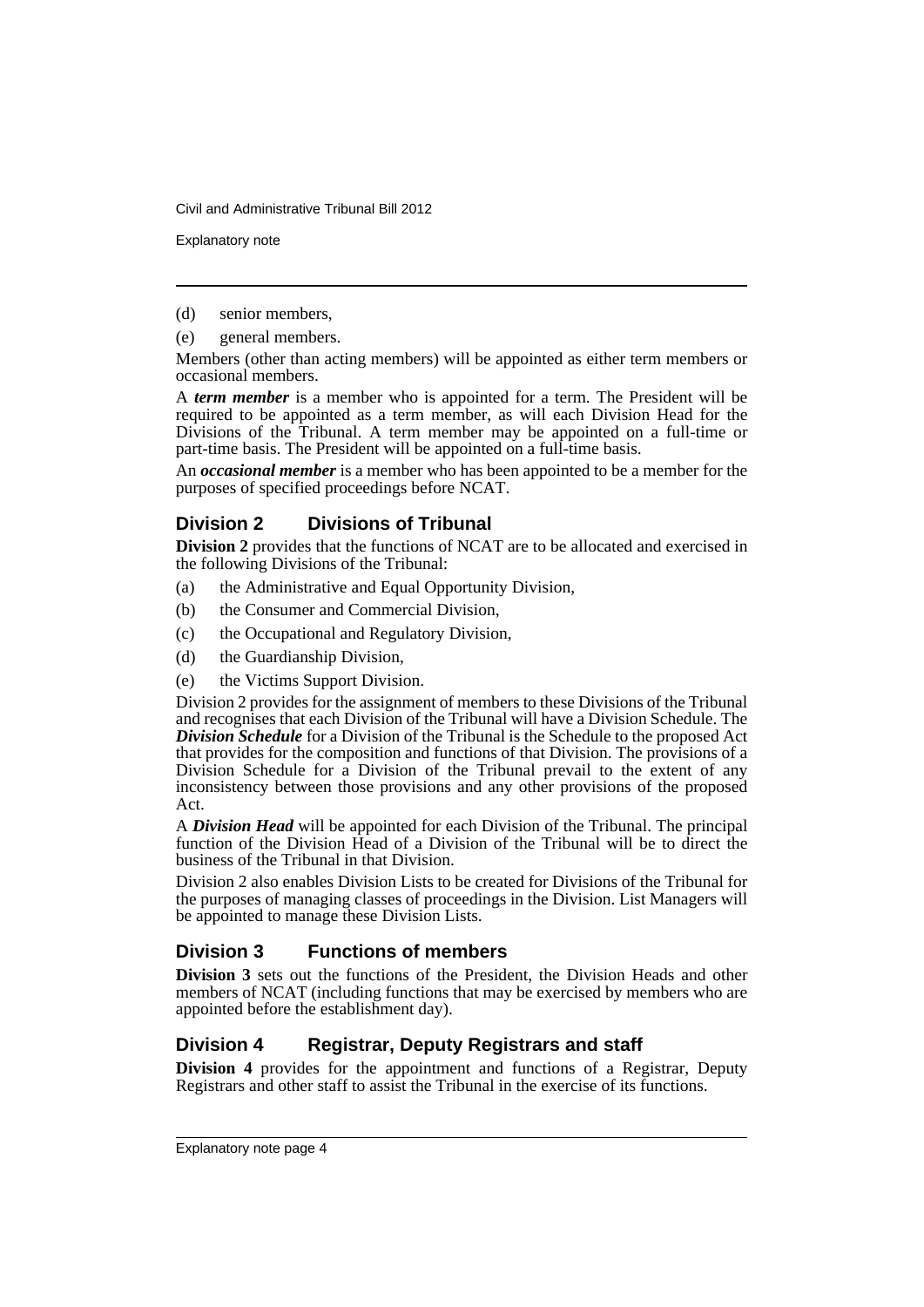(d) senior members,

(e) general members.

Members (other than acting members) will be appointed as either term members or occasional members.

A ***term member*** is a member who is appointed for a term. The President will be required to be appointed as a term member, as will each Division Head for the Divisions of the Tribunal. A term member may be appointed on a full-time or part-time basis. The President will be appointed on a full-time basis.

An ***occasional member*** is a member who has been appointed to be a member for the purposes of specified proceedings before NCAT.

## Division 2 Divisions of Tribunal

**Division 2** provides that the functions of NCAT are to be allocated and exercised in the following Divisions of the Tribunal:

(a) the Administrative and Equal Opportunity Division,

(b) the Consumer and Commercial Division,

(c) the Occupational and Regulatory Division,

(d) the Guardianship Division,

(e) the Victims Support Division.

Division 2 provides for the assignment of members to these Divisions of the Tribunal and recognises that each Division of the Tribunal will have a Division Schedule. The ***Division Schedule*** for a Division of the Tribunal is the Schedule to the proposed Act that provides for the composition and functions of that Division. The provisions of a Division Schedule for a Division of the Tribunal prevail to the extent of any inconsistency between those provisions and any other provisions of the proposed Act.

A ***Division Head*** will be appointed for each Division of the Tribunal. The principal function of the Division Head of a Division of the Tribunal will be to direct the business of the Tribunal in that Division.

Division 2 also enables Division Lists to be created for Divisions of the Tribunal for the purposes of managing classes of proceedings in the Division. List Managers will be appointed to manage these Division Lists.

## Division 3 Functions of members

**Division 3** sets out the functions of the President, the Division Heads and other members of NCAT (including functions that may be exercised by members who are appointed before the establishment day).

## Division 4 Registrar, Deputy Registrars and staff

**Division 4** provides for the appointment and functions of a Registrar, Deputy Registrars and other staff to assist the Tribunal in the exercise of its functions.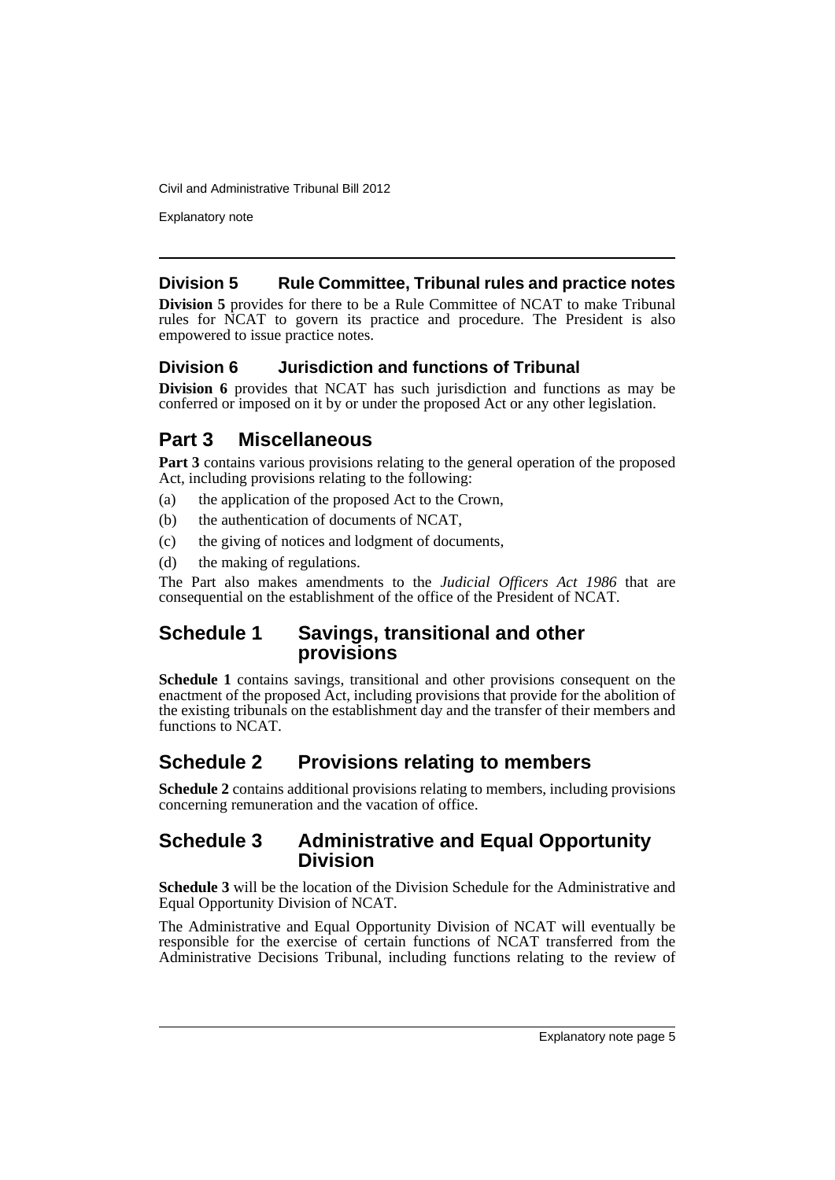### Division 5 Rule Committee, Tribunal rules and practice notes

**Division 5** provides for there to be a Rule Committee of NCAT to make Tribunal rules for NCAT to govern its practice and procedure. The President is also empowered to issue practice notes.

### Division 6 Jurisdiction and functions of Tribunal

**Division 6** provides that NCAT has such jurisdiction and functions as may be conferred or imposed on it by or under the proposed Act or any other legislation.

## Part 3 Miscellaneous

**Part 3** contains various provisions relating to the general operation of the proposed Act, including provisions relating to the following:

(a) the application of the proposed Act to the Crown,

(b) the authentication of documents of NCAT,

(c) the giving of notices and lodgment of documents,

(d) the making of regulations.

The Part also makes amendments to the *Judicial Officers Act 1986* that are consequential on the establishment of the office of the President of NCAT.

## Schedule 1 Savings, transitional and other provisions

**Schedule 1** contains savings, transitional and other provisions consequent on the enactment of the proposed Act, including provisions that provide for the abolition of the existing tribunals on the establishment day and the transfer of their members and functions to NCAT.

## Schedule 2 Provisions relating to members

**Schedule 2** contains additional provisions relating to members, including provisions concerning remuneration and the vacation of office.

## Schedule 3 Administrative and Equal Opportunity Division

**Schedule 3** will be the location of the Division Schedule for the Administrative and Equal Opportunity Division of NCAT.

The Administrative and Equal Opportunity Division of NCAT will eventually be responsible for the exercise of certain functions of NCAT transferred from the Administrative Decisions Tribunal, including functions relating to the review of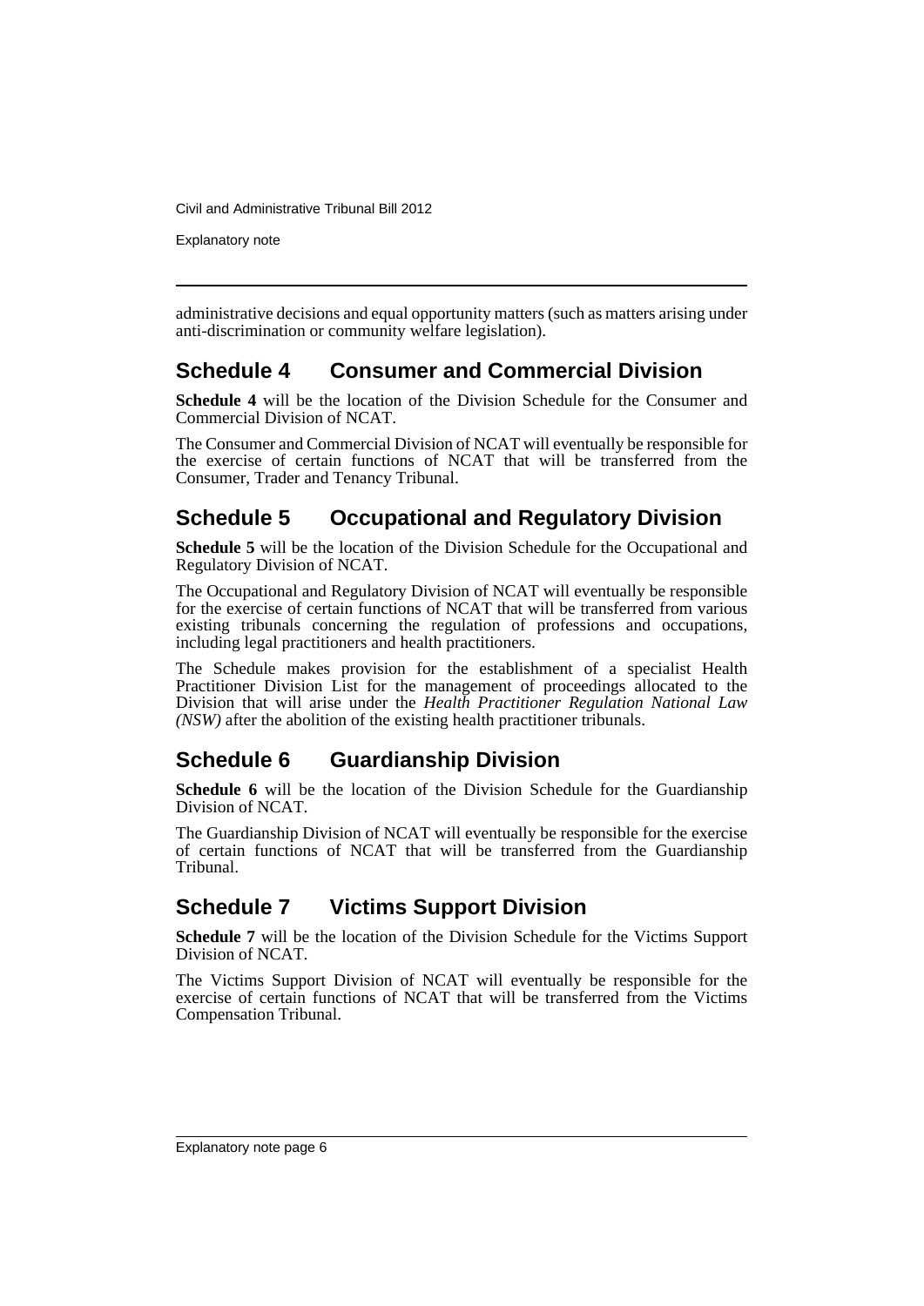administrative decisions and equal opportunity matters (such as matters arising under anti-discrimination or community welfare legislation).

## Schedule 4 Consumer and Commercial Division

**Schedule 4** will be the location of the Division Schedule for the Consumer and Commercial Division of NCAT.

The Consumer and Commercial Division of NCAT will eventually be responsible for the exercise of certain functions of NCAT that will be transferred from the Consumer, Trader and Tenancy Tribunal.

## Schedule 5 Occupational and Regulatory Division

**Schedule 5** will be the location of the Division Schedule for the Occupational and Regulatory Division of NCAT.

The Occupational and Regulatory Division of NCAT will eventually be responsible for the exercise of certain functions of NCAT that will be transferred from various existing tribunals concerning the regulation of professions and occupations, including legal practitioners and health practitioners.

The Schedule makes provision for the establishment of a specialist Health Practitioner Division List for the management of proceedings allocated to the Division that will arise under the *Health Practitioner Regulation National Law (NSW)* after the abolition of the existing health practitioner tribunals.

## Schedule 6 Guardianship Division

**Schedule 6** will be the location of the Division Schedule for the Guardianship Division of NCAT.

The Guardianship Division of NCAT will eventually be responsible for the exercise of certain functions of NCAT that will be transferred from the Guardianship Tribunal.

## Schedule 7 Victims Support Division

**Schedule 7** will be the location of the Division Schedule for the Victims Support Division of NCAT.

The Victims Support Division of NCAT will eventually be responsible for the exercise of certain functions of NCAT that will be transferred from the Victims Compensation Tribunal.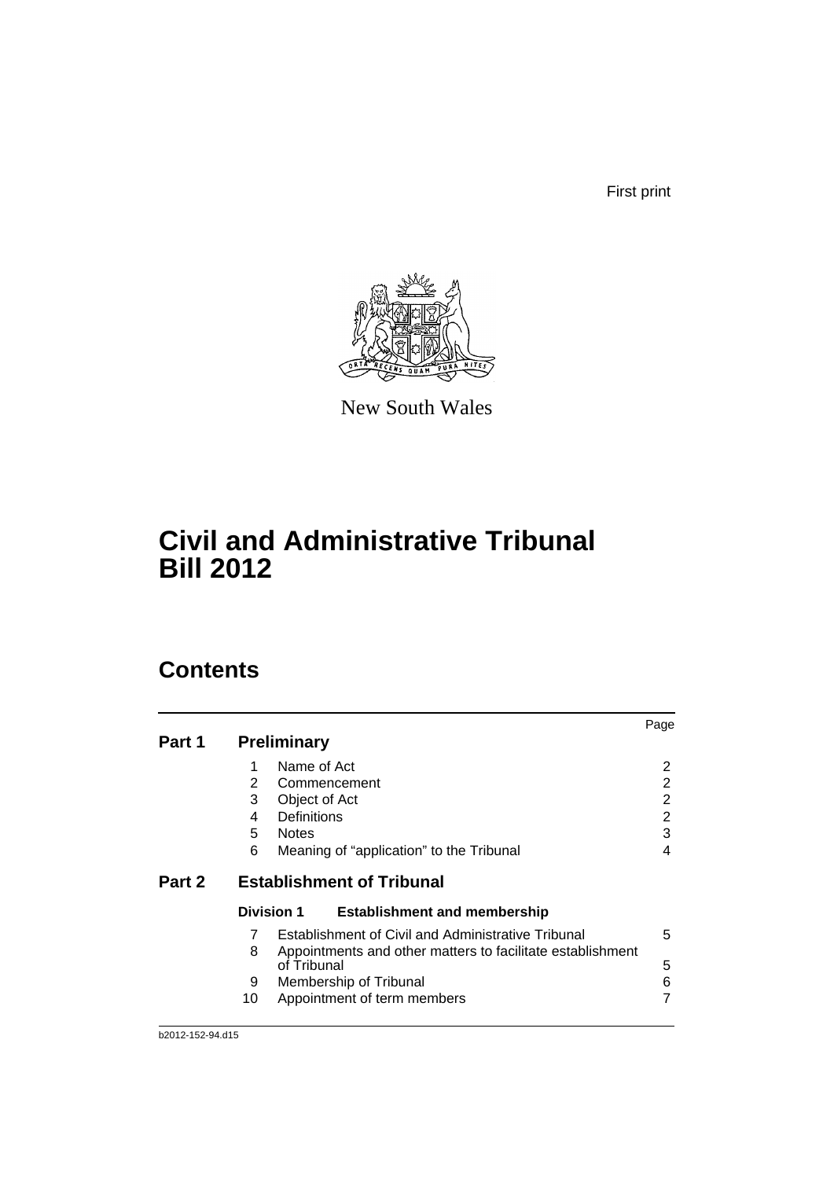First print

New South Wales

# Civil and Administrative Tribunal Bill 2012

## Contents

| | | Page |
|---|---|---|
| **Part 1** | **Preliminary** | |
| 1 | Name of Act | 2 |
| 2 | Commencement | 2 |
| 3 | Object of Act | 2 |
| 4 | Definitions | 2 |
| 5 | Notes | 3 |
| 6 | Meaning of “application” to the Tribunal | 4 |
| **Part 2** | **Establishment of Tribunal** | |
| **Division 1** | **Establishment and membership** | |
| 7 | Establishment of Civil and Administrative Tribunal | 5 |
| 8 | Appointments and other matters to facilitate establishment of Tribunal | 5 |
| 9 | Membership of Tribunal | 6 |
| 10 | Appointment of term members | 7 |

b2012-152-94.d15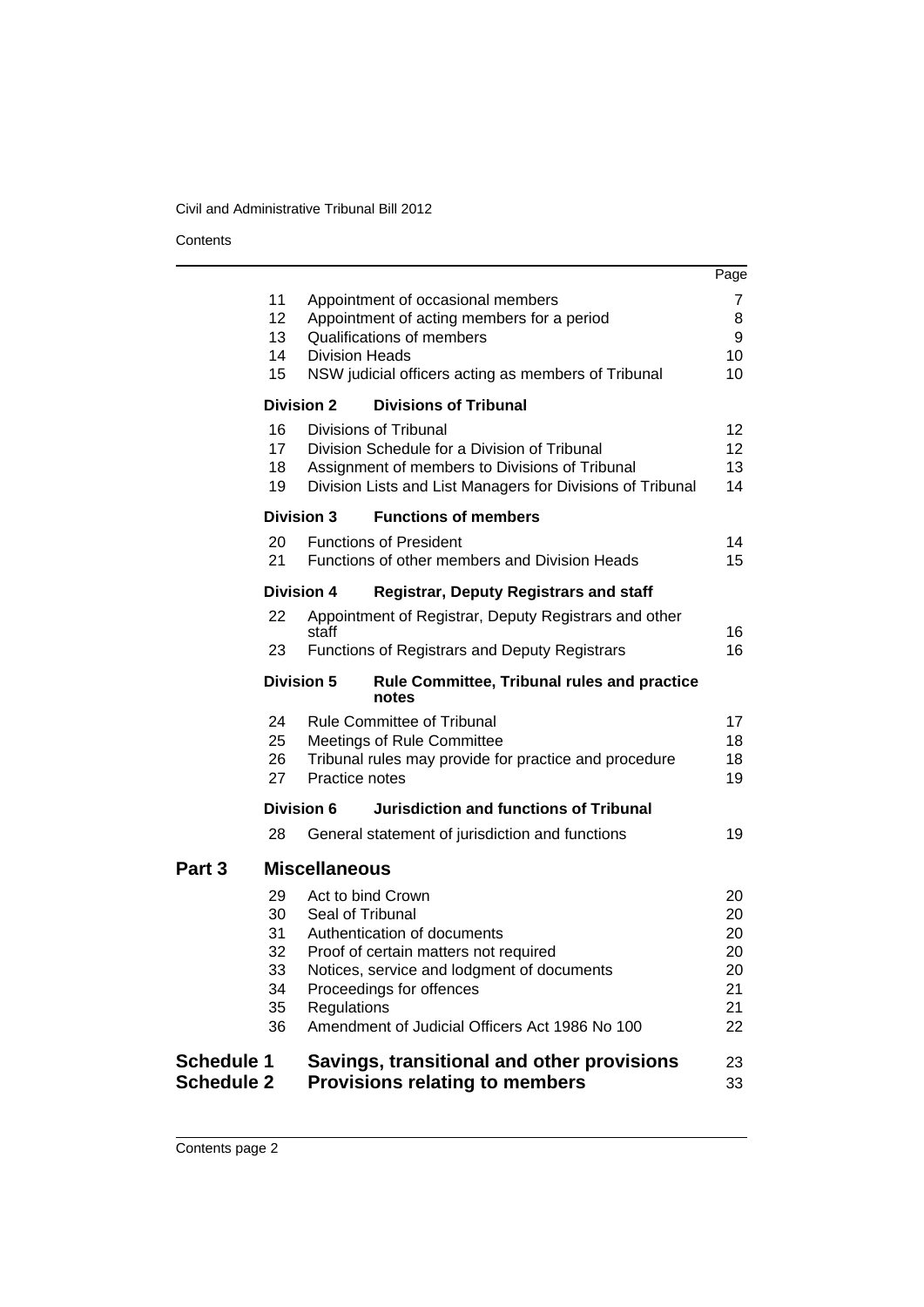| | | | Page |
|---|---|---|---|
| | 11 | Appointment of occasional members | 7 |
| | 12 | Appointment of acting members for a period | 8 |
| | 13 | Qualifications of members | 9 |
| | 14 | Division Heads | 10 |
| | 15 | NSW judicial officers acting as members of Tribunal | 10 |
| | **Division 2** | **Divisions of Tribunal** | |
| | 16 | Divisions of Tribunal | 12 |
| | 17 | Division Schedule for a Division of Tribunal | 12 |
| | 18 | Assignment of members to Divisions of Tribunal | 13 |
| | 19 | Division Lists and List Managers for Divisions of Tribunal | 14 |
| | **Division 3** | **Functions of members** | |
| | 20 | Functions of President | 14 |
| | 21 | Functions of other members and Division Heads | 15 |
| | **Division 4** | **Registrar, Deputy Registrars and staff** | |
| | 22 | Appointment of Registrar, Deputy Registrars and other staff | 16 |
| | 23 | Functions of Registrars and Deputy Registrars | 16 |
| | **Division 5** | **Rule Committee, Tribunal rules and practice notes** | |
| | 24 | Rule Committee of Tribunal | 17 |
| | 25 | Meetings of Rule Committee | 18 |
| | 26 | Tribunal rules may provide for practice and procedure | 18 |
| | 27 | Practice notes | 19 |
| | **Division 6** | **Jurisdiction and functions of Tribunal** | |
| | 28 | General statement of jurisdiction and functions | 19 |
| **Part 3** | **Miscellaneous** | | |
| | 29 | Act to bind Crown | 20 |
| | 30 | Seal of Tribunal | 20 |
| | 31 | Authentication of documents | 20 |
| | 32 | Proof of certain matters not required | 20 |
| | 33 | Notices, service and lodgment of documents | 20 |
| | 34 | Proceedings for offences | 21 |
| | 35 | Regulations | 21 |
| | 36 | Amendment of Judicial Officers Act 1986 No 100 | 22 |
| **Schedule 1** | **Savings, transitional and other provisions** | | 23 |
| **Schedule 2** | **Provisions relating to members** | | 33 |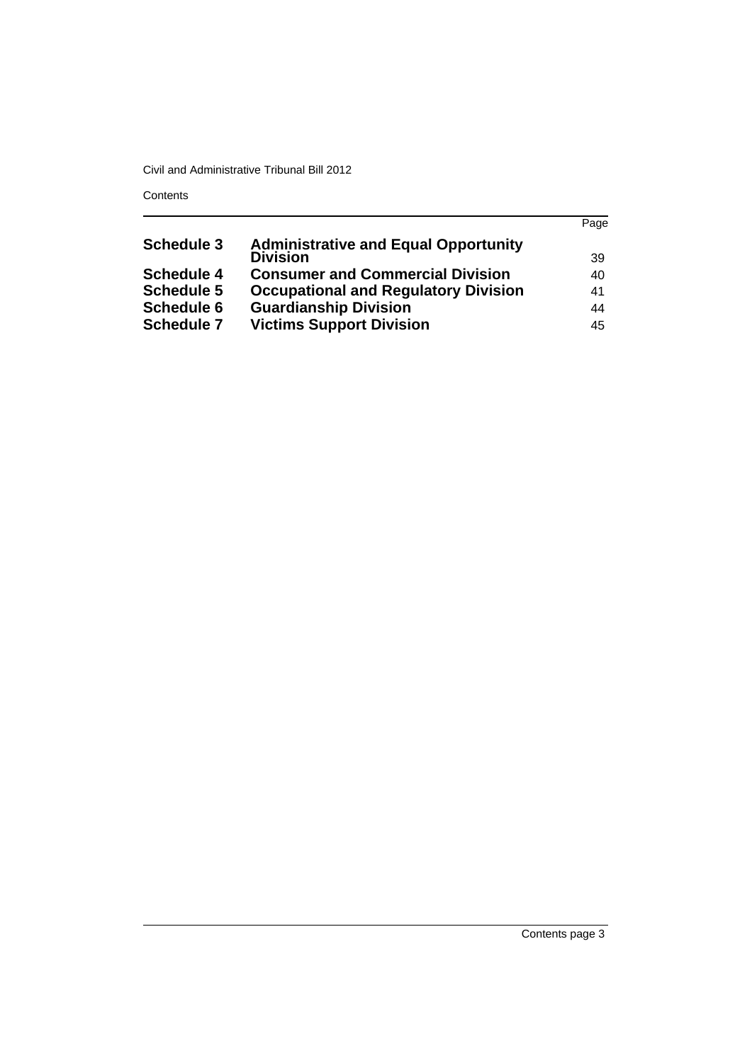| | | Page |
|---|---|---|
| **Schedule 3** | **Administrative and Equal Opportunity Division** | 39 |
| **Schedule 4** | **Consumer and Commercial Division** | 40 |
| **Schedule 5** | **Occupational and Regulatory Division** | 41 |
| **Schedule 6** | **Guardianship Division** | 44 |
| **Schedule 7** | **Victims Support Division** | 45 |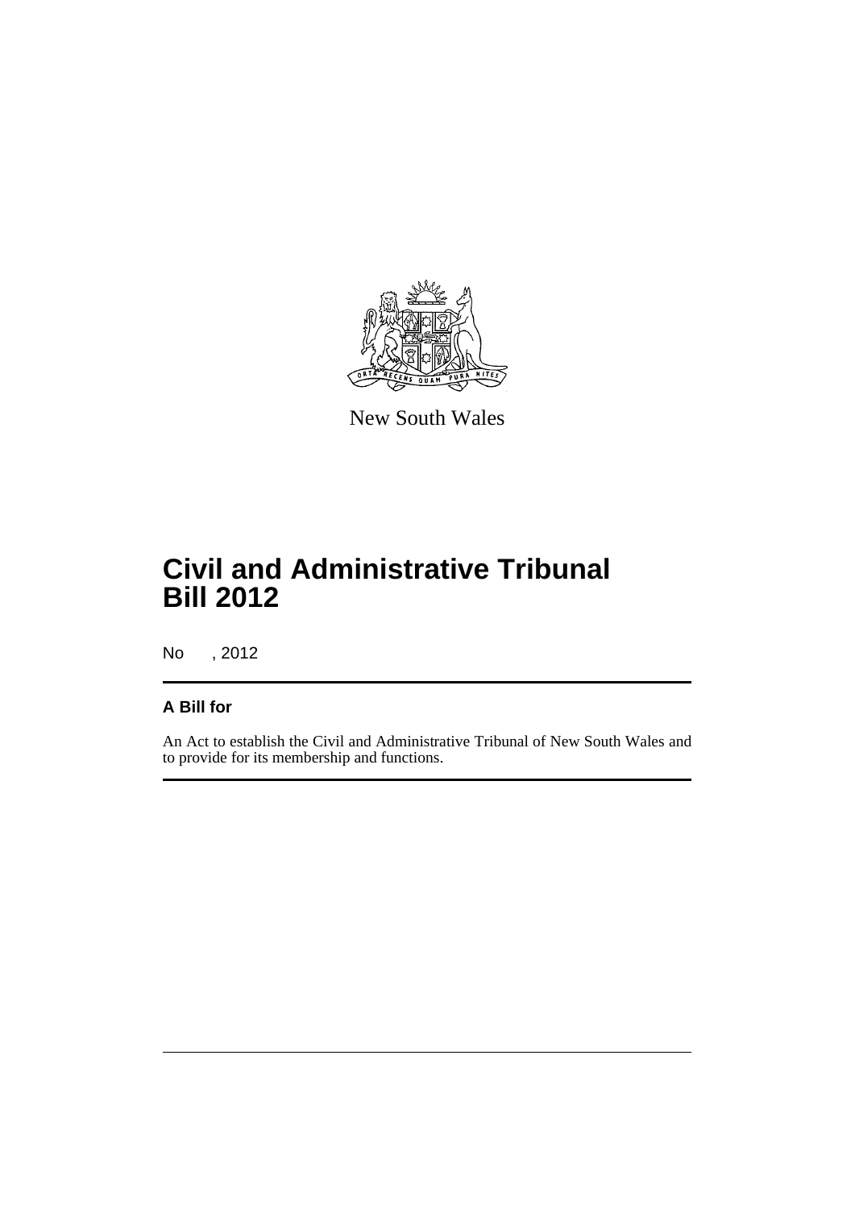New South Wales

# Civil and Administrative Tribunal Bill 2012

No , 2012

**A Bill for**

An Act to establish the Civil and Administrative Tribunal of New South Wales and to provide for its membership and functions.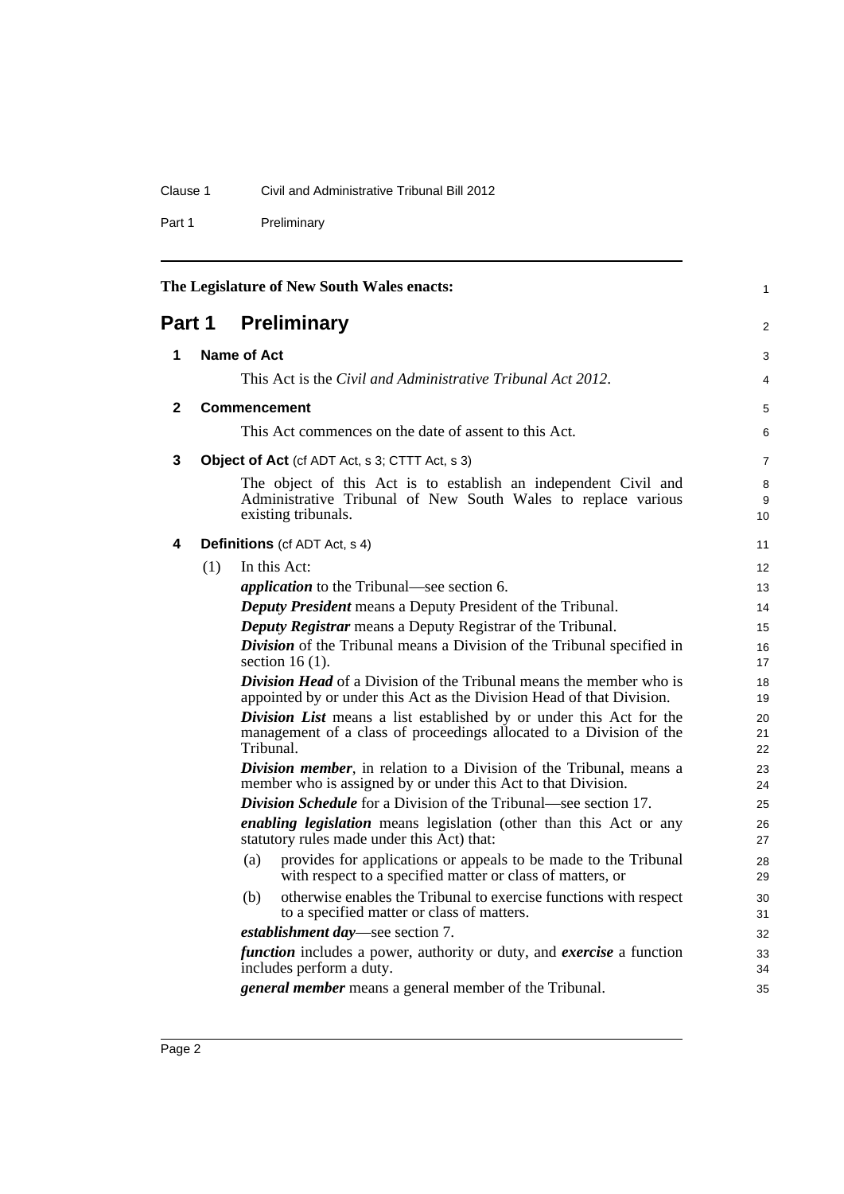The Legislature of New South Wales enacts:

# Part 1 Preliminary

## 1 Name of Act

This Act is the *Civil and Administrative Tribunal Act 2012*.

## 2 Commencement

This Act commences on the date of assent to this Act.

## 3 Object of Act (cf ADT Act, s 3; CTTT Act, s 3)

The object of this Act is to establish an independent Civil and Administrative Tribunal of New South Wales to replace various existing tribunals.

## 4 Definitions (cf ADT Act, s 4)

(1) In this Act:

***application*** to the Tribunal—see section 6.

***Deputy President*** means a Deputy President of the Tribunal.

***Deputy Registrar*** means a Deputy Registrar of the Tribunal.

***Division*** of the Tribunal means a Division of the Tribunal specified in section 16 (1).

***Division Head*** of a Division of the Tribunal means the member who is appointed by or under this Act as the Division Head of that Division.

***Division List*** means a list established by or under this Act for the management of a class of proceedings allocated to a Division of the Tribunal.

***Division member***, in relation to a Division of the Tribunal, means a member who is assigned by or under this Act to that Division.

***Division Schedule*** for a Division of the Tribunal—see section 17.

***enabling legislation*** means legislation (other than this Act or any statutory rules made under this Act) that:

(a) provides for applications or appeals to be made to the Tribunal with respect to a specified matter or class of matters, or

(b) otherwise enables the Tribunal to exercise functions with respect to a specified matter or class of matters.

***establishment day***—see section 7.

***function*** includes a power, authority or duty, and ***exercise*** a function includes perform a duty.

***general member*** means a general member of the Tribunal.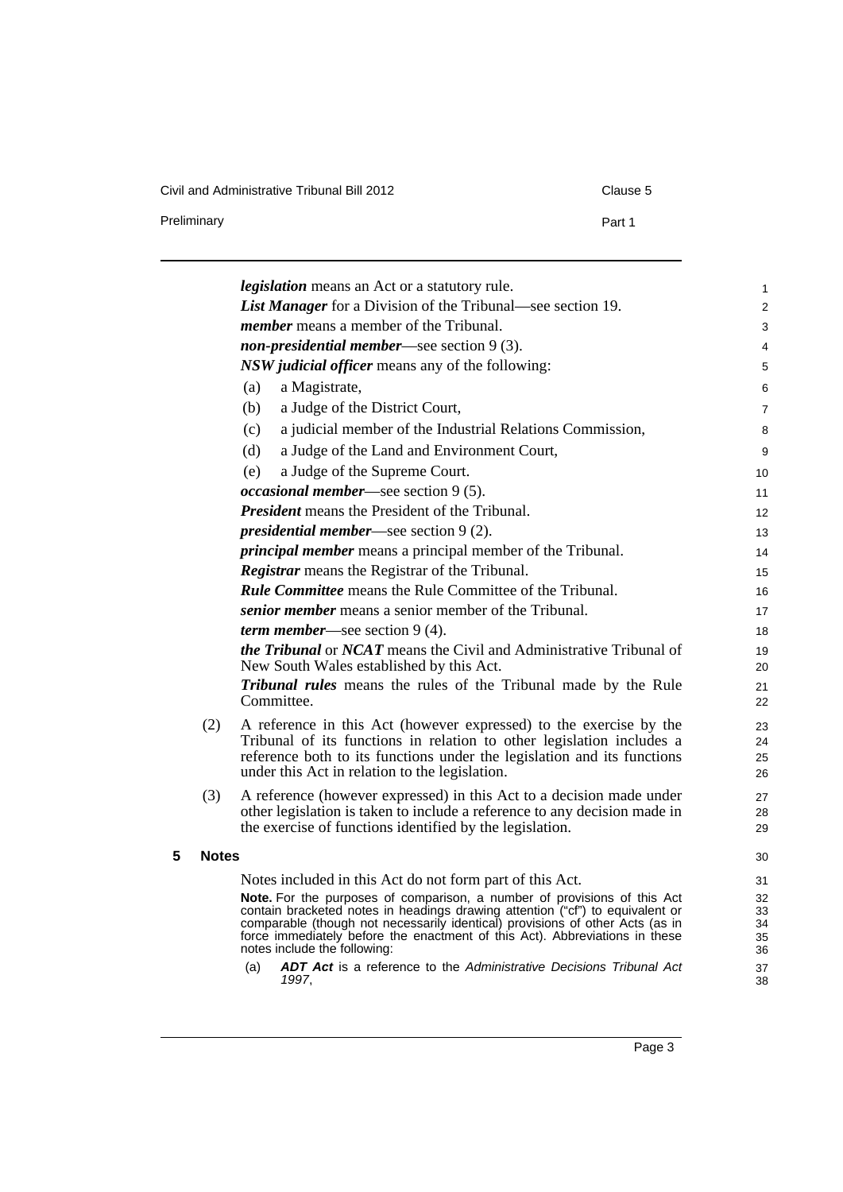***legislation*** means an Act or a statutory rule.

***List Manager*** for a Division of the Tribunal—see section 19.

***member*** means a member of the Tribunal.

***non-presidential member***—see section 9 (3).

***NSW judicial officer*** means any of the following:

(a) a Magistrate,

(b) a Judge of the District Court,

(c) a judicial member of the Industrial Relations Commission,

(d) a Judge of the Land and Environment Court,

(e) a Judge of the Supreme Court.

***occasional member***—see section 9 (5).

***President*** means the President of the Tribunal.

***presidential member***—see section 9 (2).

***principal member*** means a principal member of the Tribunal.

***Registrar*** means the Registrar of the Tribunal.

***Rule Committee*** means the Rule Committee of the Tribunal.

***senior member*** means a senior member of the Tribunal.

***term member***—see section 9 (4).

***the Tribunal*** or ***NCAT*** means the Civil and Administrative Tribunal of New South Wales established by this Act.

***Tribunal rules*** means the rules of the Tribunal made by the Rule Committee.

(2) A reference in this Act (however expressed) to the exercise by the Tribunal of its functions in relation to other legislation includes a reference both to its functions under the legislation and its functions under this Act in relation to the legislation.

(3) A reference (however expressed) in this Act to a decision made under other legislation is taken to include a reference to any decision made in the exercise of functions identified by the legislation.

## 5 Notes

Notes included in this Act do not form part of this Act.

**Note.** For the purposes of comparison, a number of provisions of this Act contain bracketed notes in headings drawing attention ("cf") to equivalent or comparable (though not necessarily identical) provisions of other Acts (as in force immediately before the enactment of this Act). Abbreviations in these notes include the following:

(a) ***ADT Act*** is a reference to the *Administrative Decisions Tribunal Act 1997*,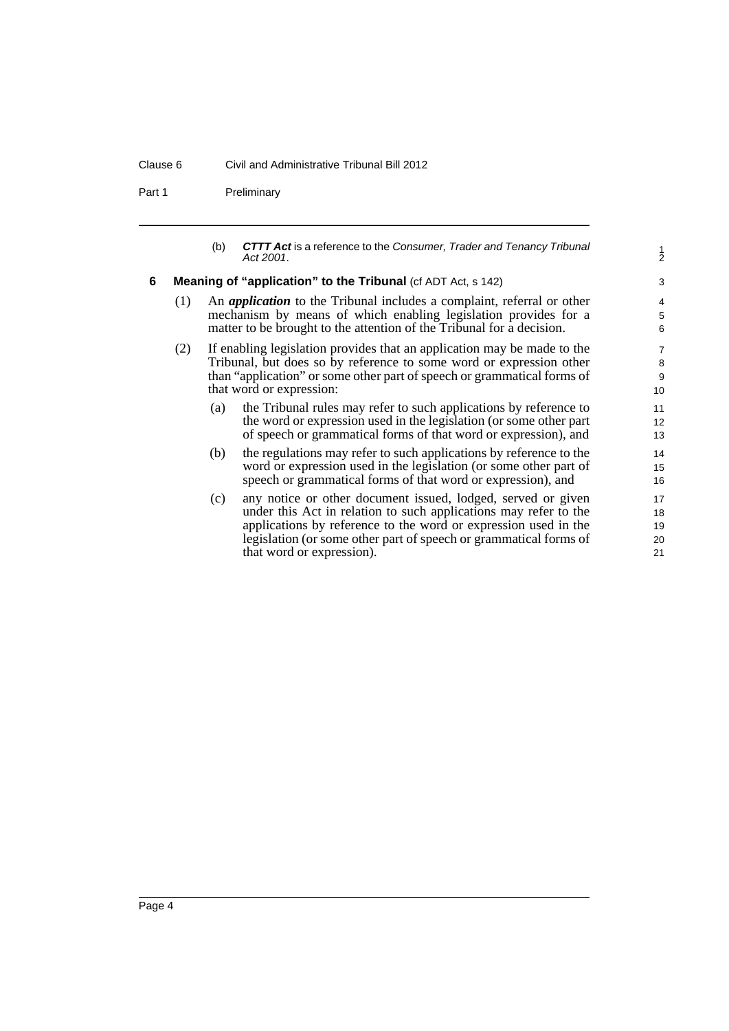(b) ***CTTT Act*** is a reference to the *Consumer, Trader and Tenancy Tribunal Act 2001*.

**6 Meaning of "application" to the Tribunal** (cf ADT Act, s 142)

(1) An ***application*** to the Tribunal includes a complaint, referral or other mechanism by means of which enabling legislation provides for a matter to be brought to the attention of the Tribunal for a decision.

(2) If enabling legislation provides that an application may be made to the Tribunal, but does so by reference to some word or expression other than "application" or some other part of speech or grammatical forms of that word or expression:

(a) the Tribunal rules may refer to such applications by reference to the word or expression used in the legislation (or some other part of speech or grammatical forms of that word or expression), and

(b) the regulations may refer to such applications by reference to the word or expression used in the legislation (or some other part of speech or grammatical forms of that word or expression), and

(c) any notice or other document issued, lodged, served or given under this Act in relation to such applications may refer to the applications by reference to the word or expression used in the legislation (or some other part of speech or grammatical forms of that word or expression).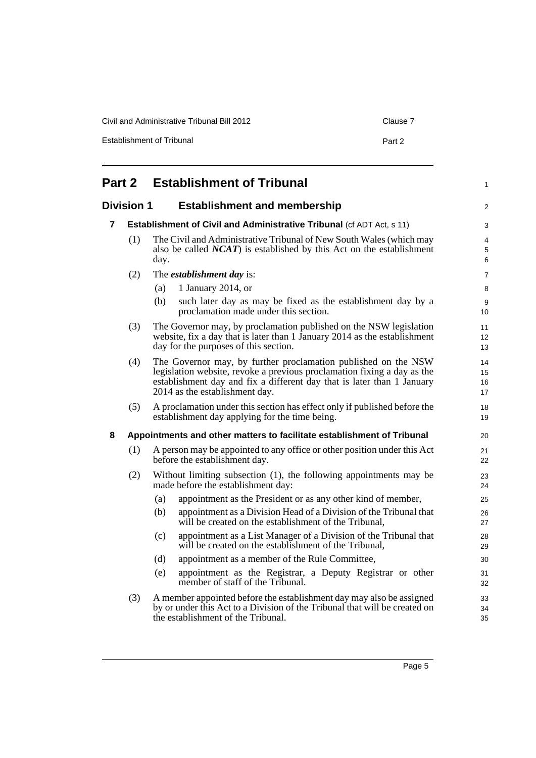# Part 2 Establishment of Tribunal

## Division 1 Establishment and membership

### 7 Establishment of Civil and Administrative Tribunal (cf ADT Act, s 11)

(1) The Civil and Administrative Tribunal of New South Wales (which may also be called ***NCAT***) is established by this Act on the establishment day.

(2) The ***establishment day*** is:

- (a) 1 January 2014, or
- (b) such later day as may be fixed as the establishment day by a proclamation made under this section.

(3) The Governor may, by proclamation published on the NSW legislation website, fix a day that is later than 1 January 2014 as the establishment day for the purposes of this section.

(4) The Governor may, by further proclamation published on the NSW legislation website, revoke a previous proclamation fixing a day as the establishment day and fix a different day that is later than 1 January 2014 as the establishment day.

(5) A proclamation under this section has effect only if published before the establishment day applying for the time being.

### 8 Appointments and other matters to facilitate establishment of Tribunal

(1) A person may be appointed to any office or other position under this Act before the establishment day.

(2) Without limiting subsection (1), the following appointments may be made before the establishment day:

- (a) appointment as the President or as any other kind of member,
- (b) appointment as a Division Head of a Division of the Tribunal that will be created on the establishment of the Tribunal,
- (c) appointment as a List Manager of a Division of the Tribunal that will be created on the establishment of the Tribunal,
- (d) appointment as a member of the Rule Committee,
- (e) appointment as the Registrar, a Deputy Registrar or other member of staff of the Tribunal.

(3) A member appointed before the establishment day may also be assigned by or under this Act to a Division of the Tribunal that will be created on the establishment of the Tribunal.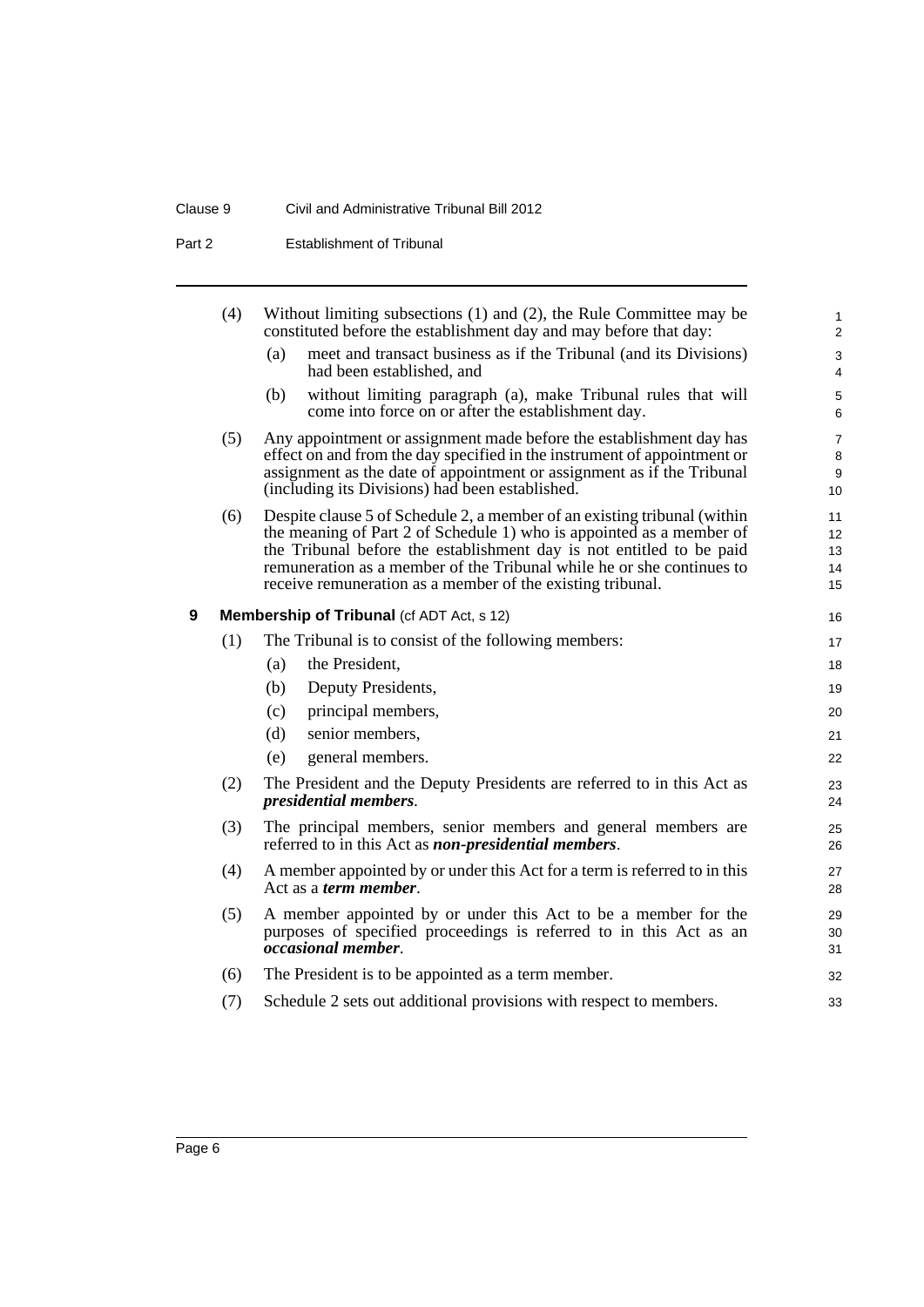(4) Without limiting subsections (1) and (2), the Rule Committee may be constituted before the establishment day and may before that day:

(a) meet and transact business as if the Tribunal (and its Divisions) had been established, and

(b) without limiting paragraph (a), make Tribunal rules that will come into force on or after the establishment day.

(5) Any appointment or assignment made before the establishment day has effect on and from the day specified in the instrument of appointment or assignment as the date of appointment or assignment as if the Tribunal (including its Divisions) had been established.

(6) Despite clause 5 of Schedule 2, a member of an existing tribunal (within the meaning of Part 2 of Schedule 1) who is appointed as a member of the Tribunal before the establishment day is not entitled to be paid remuneration as a member of the Tribunal while he or she continues to receive remuneration as a member of the existing tribunal.

## 9 Membership of Tribunal (cf ADT Act, s 12)

(1) The Tribunal is to consist of the following members:

(a) the President,

(b) Deputy Presidents,

(c) principal members,

(d) senior members,

(e) general members.

(2) The President and the Deputy Presidents are referred to in this Act as ***presidential members***.

(3) The principal members, senior members and general members are referred to in this Act as ***non-presidential members***.

(4) A member appointed by or under this Act for a term is referred to in this Act as a ***term member***.

(5) A member appointed by or under this Act to be a member for the purposes of specified proceedings is referred to in this Act as an ***occasional member***.

(6) The President is to be appointed as a term member.

(7) Schedule 2 sets out additional provisions with respect to members.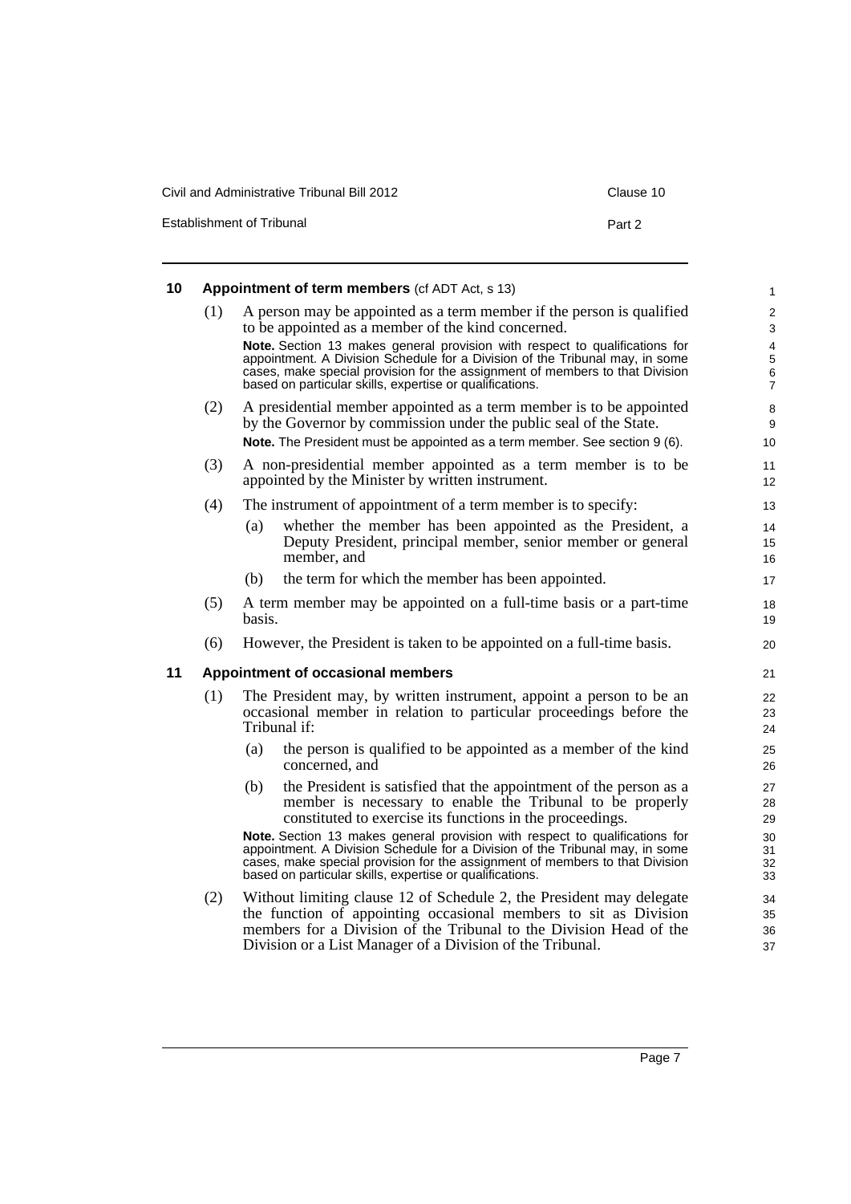### 10 Appointment of term members (cf ADT Act, s 13)

(1) A person may be appointed as a term member if the person is qualified to be appointed as a member of the kind concerned.

**Note.** Section 13 makes general provision with respect to qualifications for appointment. A Division Schedule for a Division of the Tribunal may, in some cases, make special provision for the assignment of members to that Division based on particular skills, expertise or qualifications.

(2) A presidential member appointed as a term member is to be appointed by the Governor by commission under the public seal of the State.

**Note.** The President must be appointed as a term member. See section 9 (6).

(3) A non-presidential member appointed as a term member is to be appointed by the Minister by written instrument.

(4) The instrument of appointment of a term member is to specify:

- (a) whether the member has been appointed as the President, a Deputy President, principal member, senior member or general member, and
- (b) the term for which the member has been appointed.

(5) A term member may be appointed on a full-time basis or a part-time basis.

(6) However, the President is taken to be appointed on a full-time basis.

### 11 Appointment of occasional members

(1) The President may, by written instrument, appoint a person to be an occasional member in relation to particular proceedings before the Tribunal if:

- (a) the person is qualified to be appointed as a member of the kind concerned, and
- (b) the President is satisfied that the appointment of the person as a member is necessary to enable the Tribunal to be properly constituted to exercise its functions in the proceedings.

**Note.** Section 13 makes general provision with respect to qualifications for appointment. A Division Schedule for a Division of the Tribunal may, in some cases, make special provision for the assignment of members to that Division based on particular skills, expertise or qualifications.

(2) Without limiting clause 12 of Schedule 2, the President may delegate the function of appointing occasional members to sit as Division members for a Division of the Tribunal to the Division Head of the Division or a List Manager of a Division of the Tribunal.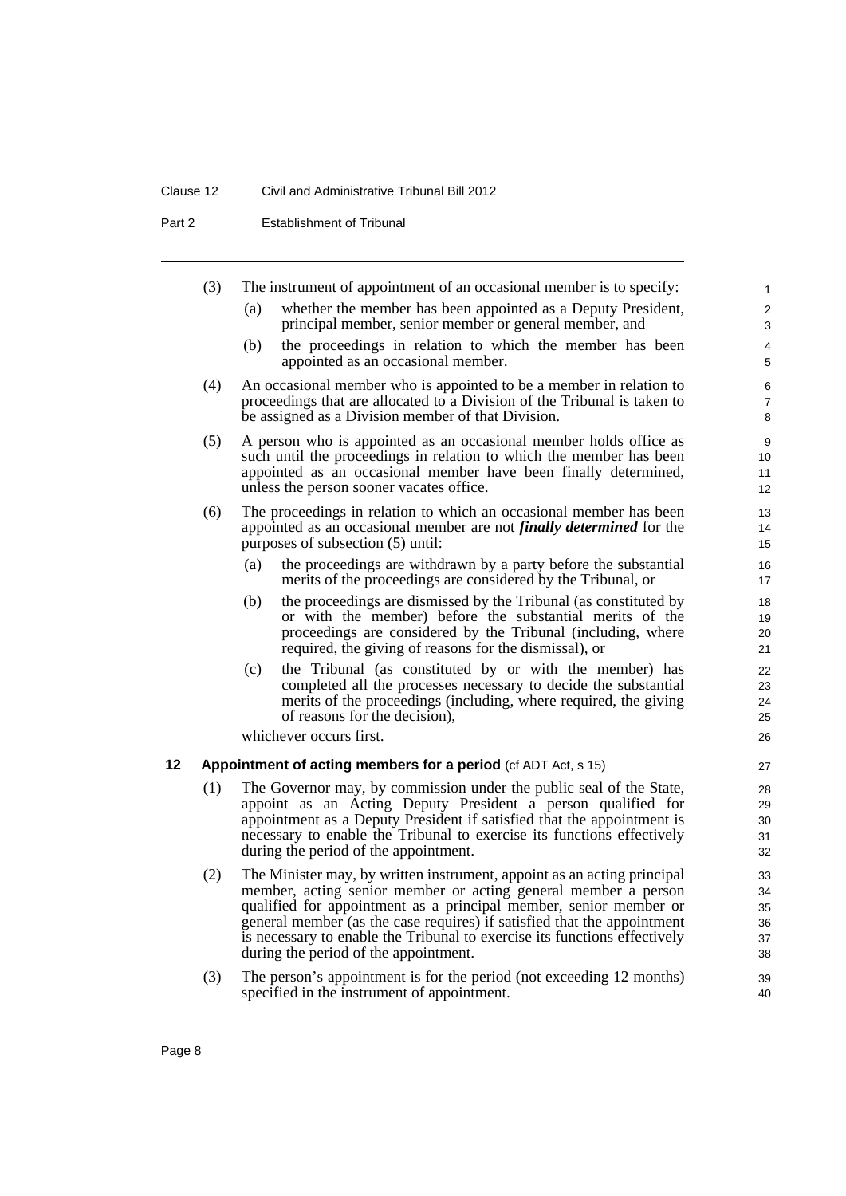(3) The instrument of appointment of an occasional member is to specify:

(a) whether the member has been appointed as a Deputy President, principal member, senior member or general member, and

(b) the proceedings in relation to which the member has been appointed as an occasional member.

(4) An occasional member who is appointed to be a member in relation to proceedings that are allocated to a Division of the Tribunal is taken to be assigned as a Division member of that Division.

(5) A person who is appointed as an occasional member holds office as such until the proceedings in relation to which the member has been appointed as an occasional member have been finally determined, unless the person sooner vacates office.

(6) The proceedings in relation to which an occasional member has been appointed as an occasional member are not ***finally determined*** for the purposes of subsection (5) until:

(a) the proceedings are withdrawn by a party before the substantial merits of the proceedings are considered by the Tribunal, or

(b) the proceedings are dismissed by the Tribunal (as constituted by or with the member) before the substantial merits of the proceedings are considered by the Tribunal (including, where required, the giving of reasons for the dismissal), or

(c) the Tribunal (as constituted by or with the member) has completed all the processes necessary to decide the substantial merits of the proceedings (including, where required, the giving of reasons for the decision),

whichever occurs first.

### 12 Appointment of acting members for a period (cf ADT Act, s 15)

(1) The Governor may, by commission under the public seal of the State, appoint as an Acting Deputy President a person qualified for appointment as a Deputy President if satisfied that the appointment is necessary to enable the Tribunal to exercise its functions effectively during the period of the appointment.

(2) The Minister may, by written instrument, appoint as an acting principal member, acting senior member or acting general member a person qualified for appointment as a principal member, senior member or general member (as the case requires) if satisfied that the appointment is necessary to enable the Tribunal to exercise its functions effectively during the period of the appointment.

(3) The person's appointment is for the period (not exceeding 12 months) specified in the instrument of appointment.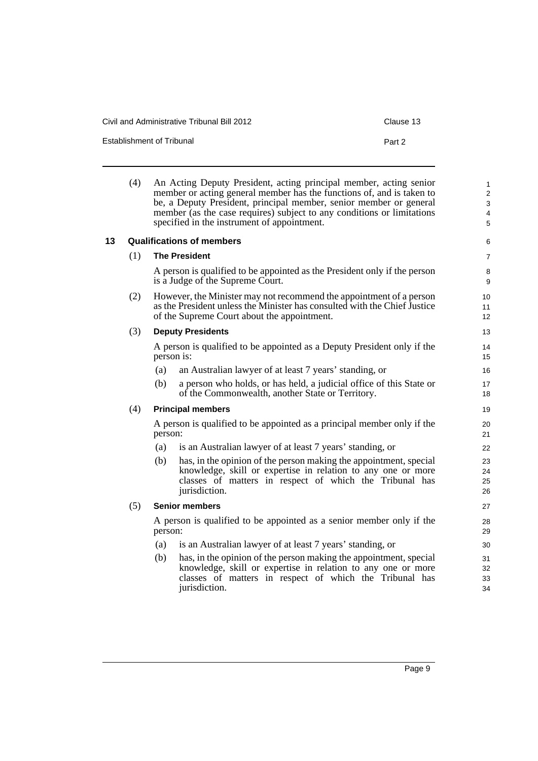(4) An Acting Deputy President, acting principal member, acting senior member or acting general member has the functions of, and is taken to be, a Deputy President, principal member, senior member or general member (as the case requires) subject to any conditions or limitations specified in the instrument of appointment.

## 13 Qualifications of members

(1) **The President**

A person is qualified to be appointed as the President only if the person is a Judge of the Supreme Court.

(2) However, the Minister may not recommend the appointment of a person as the President unless the Minister has consulted with the Chief Justice of the Supreme Court about the appointment.

(3) **Deputy Presidents**

A person is qualified to be appointed as a Deputy President only if the person is:

(a) an Australian lawyer of at least 7 years' standing, or

(b) a person who holds, or has held, a judicial office of this State or of the Commonwealth, another State or Territory.

(4) **Principal members**

A person is qualified to be appointed as a principal member only if the person:

(a) is an Australian lawyer of at least 7 years' standing, or

(b) has, in the opinion of the person making the appointment, special knowledge, skill or expertise in relation to any one or more classes of matters in respect of which the Tribunal has jurisdiction.

(5) **Senior members**

A person is qualified to be appointed as a senior member only if the person:

(a) is an Australian lawyer of at least 7 years' standing, or

(b) has, in the opinion of the person making the appointment, special knowledge, skill or expertise in relation to any one or more classes of matters in respect of which the Tribunal has jurisdiction.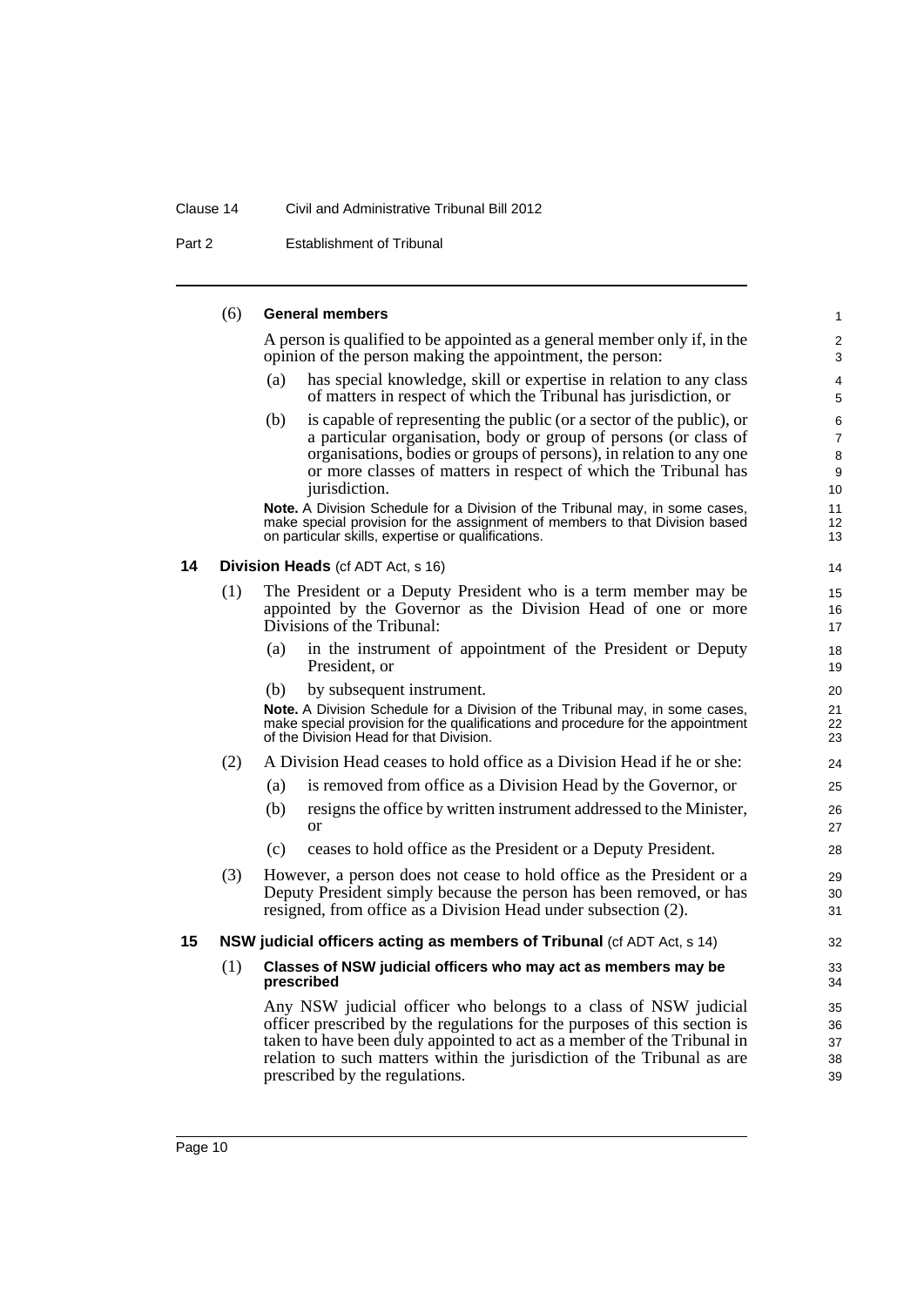(6) **General members**

A person is qualified to be appointed as a general member only if, in the opinion of the person making the appointment, the person:

(a) has special knowledge, skill or expertise in relation to any class of matters in respect of which the Tribunal has jurisdiction, or

(b) is capable of representing the public (or a sector of the public), or a particular organisation, body or group of persons (or class of organisations, bodies or groups of persons), in relation to any one or more classes of matters in respect of which the Tribunal has jurisdiction.

**Note.** A Division Schedule for a Division of the Tribunal may, in some cases, make special provision for the assignment of members to that Division based on particular skills, expertise or qualifications.

### 14 Division Heads (cf ADT Act, s 16)

(1) The President or a Deputy President who is a term member may be appointed by the Governor as the Division Head of one or more Divisions of the Tribunal:

(a) in the instrument of appointment of the President or Deputy President, or

(b) by subsequent instrument.

**Note.** A Division Schedule for a Division of the Tribunal may, in some cases, make special provision for the qualifications and procedure for the appointment of the Division Head for that Division.

(2) A Division Head ceases to hold office as a Division Head if he or she:

(a) is removed from office as a Division Head by the Governor, or

(b) resigns the office by written instrument addressed to the Minister, or

(c) ceases to hold office as the President or a Deputy President.

(3) However, a person does not cease to hold office as the President or a Deputy President simply because the person has been removed, or has resigned, from office as a Division Head under subsection (2).

### 15 NSW judicial officers acting as members of Tribunal (cf ADT Act, s 14)

(1) **Classes of NSW judicial officers who may act as members may be prescribed**

Any NSW judicial officer who belongs to a class of NSW judicial officer prescribed by the regulations for the purposes of this section is taken to have been duly appointed to act as a member of the Tribunal in relation to such matters within the jurisdiction of the Tribunal as are prescribed by the regulations.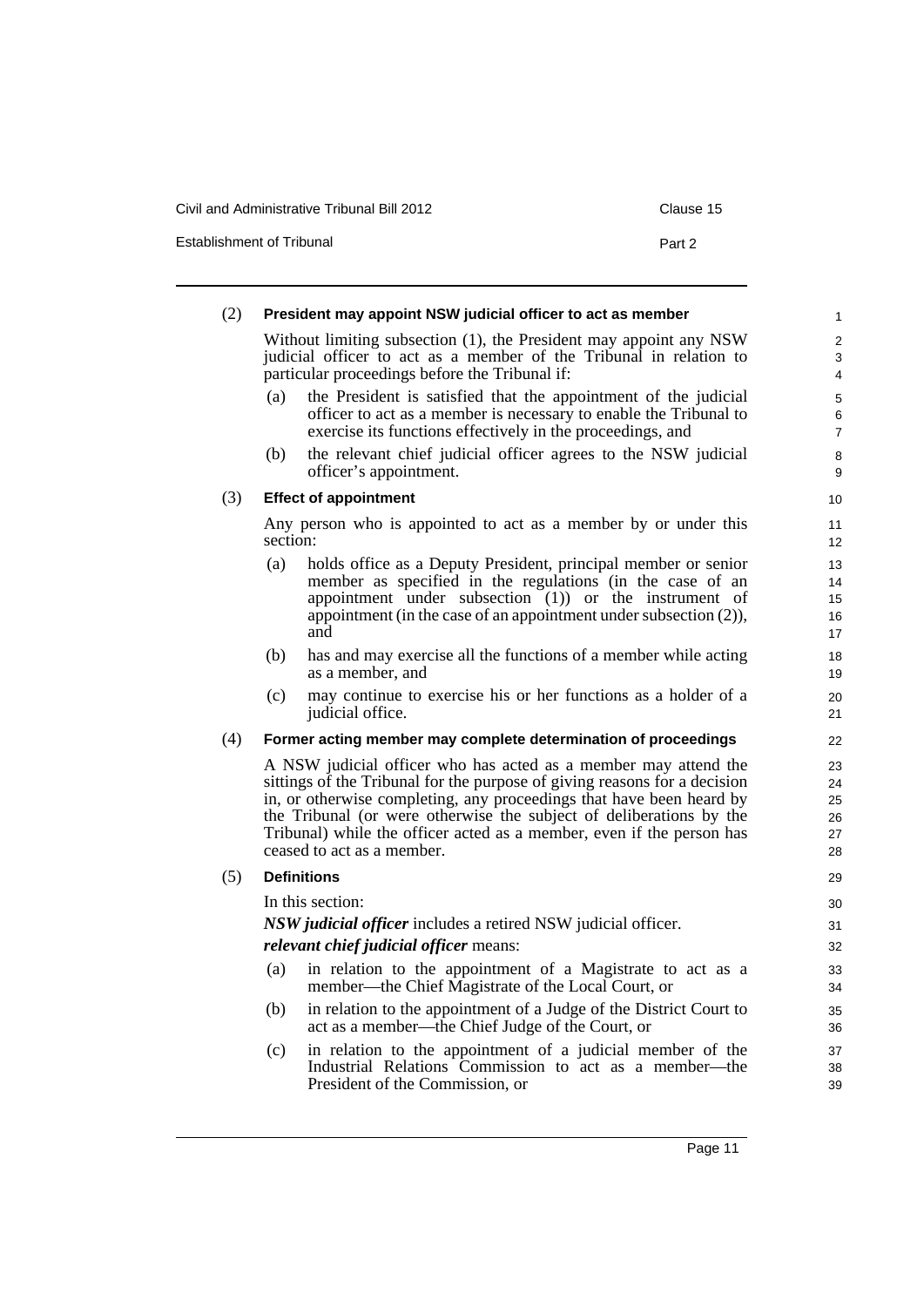(2) **President may appoint NSW judicial officer to act as member**

Without limiting subsection (1), the President may appoint any NSW judicial officer to act as a member of the Tribunal in relation to particular proceedings before the Tribunal if:

(a) the President is satisfied that the appointment of the judicial officer to act as a member is necessary to enable the Tribunal to exercise its functions effectively in the proceedings, and

(b) the relevant chief judicial officer agrees to the NSW judicial officer's appointment.

(3) **Effect of appointment**

Any person who is appointed to act as a member by or under this section:

(a) holds office as a Deputy President, principal member or senior member as specified in the regulations (in the case of an appointment under subsection (1)) or the instrument of appointment (in the case of an appointment under subsection (2)), and

(b) has and may exercise all the functions of a member while acting as a member, and

(c) may continue to exercise his or her functions as a holder of a judicial office.

(4) **Former acting member may complete determination of proceedings**

A NSW judicial officer who has acted as a member may attend the sittings of the Tribunal for the purpose of giving reasons for a decision in, or otherwise completing, any proceedings that have been heard by the Tribunal (or were otherwise the subject of deliberations by the Tribunal) while the officer acted as a member, even if the person has ceased to act as a member.

(5) **Definitions**

In this section:

***NSW judicial officer*** includes a retired NSW judicial officer.

***relevant chief judicial officer*** means:

(a) in relation to the appointment of a Magistrate to act as a member—the Chief Magistrate of the Local Court, or

(b) in relation to the appointment of a Judge of the District Court to act as a member—the Chief Judge of the Court, or

(c) in relation to the appointment of a judicial member of the Industrial Relations Commission to act as a member—the President of the Commission, or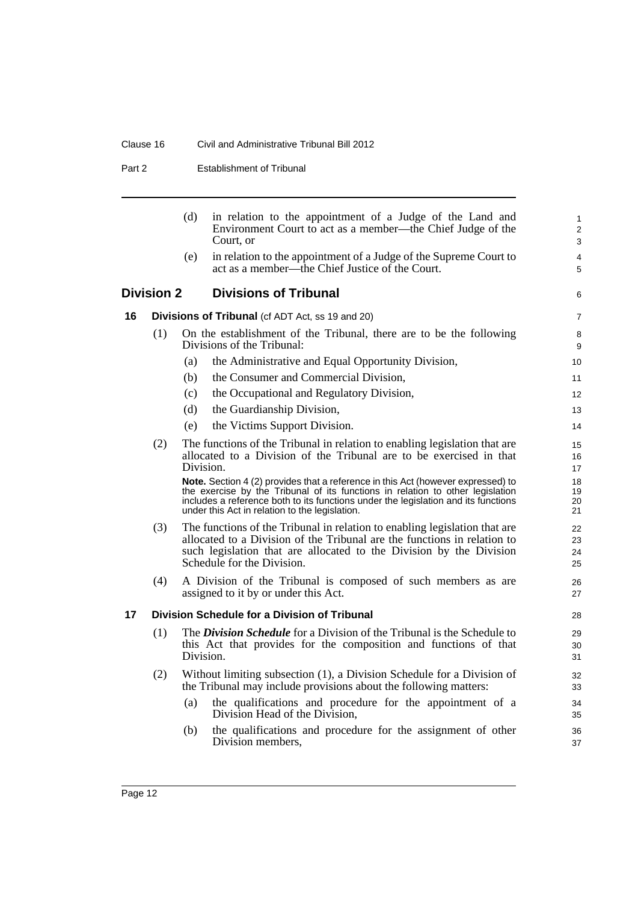(d) in relation to the appointment of a Judge of the Land and Environment Court to act as a member—the Chief Judge of the Court, or

(e) in relation to the appointment of a Judge of the Supreme Court to act as a member—the Chief Justice of the Court.

## Division 2 Divisions of Tribunal

### 16 Divisions of Tribunal (cf ADT Act, ss 19 and 20)

(1) On the establishment of the Tribunal, there are to be the following Divisions of the Tribunal:

(a) the Administrative and Equal Opportunity Division,

(b) the Consumer and Commercial Division,

(c) the Occupational and Regulatory Division,

(d) the Guardianship Division,

(e) the Victims Support Division.

(2) The functions of the Tribunal in relation to enabling legislation that are allocated to a Division of the Tribunal are to be exercised in that Division.

**Note.** Section 4 (2) provides that a reference in this Act (however expressed) to the exercise by the Tribunal of its functions in relation to other legislation includes a reference both to its functions under the legislation and its functions under this Act in relation to the legislation.

(3) The functions of the Tribunal in relation to enabling legislation that are allocated to a Division of the Tribunal are the functions in relation to such legislation that are allocated to the Division by the Division Schedule for the Division.

(4) A Division of the Tribunal is composed of such members as are assigned to it by or under this Act.

### 17 Division Schedule for a Division of Tribunal

(1) The ***Division Schedule*** for a Division of the Tribunal is the Schedule to this Act that provides for the composition and functions of that Division.

(2) Without limiting subsection (1), a Division Schedule for a Division of the Tribunal may include provisions about the following matters:

(a) the qualifications and procedure for the appointment of a Division Head of the Division,

(b) the qualifications and procedure for the assignment of other Division members,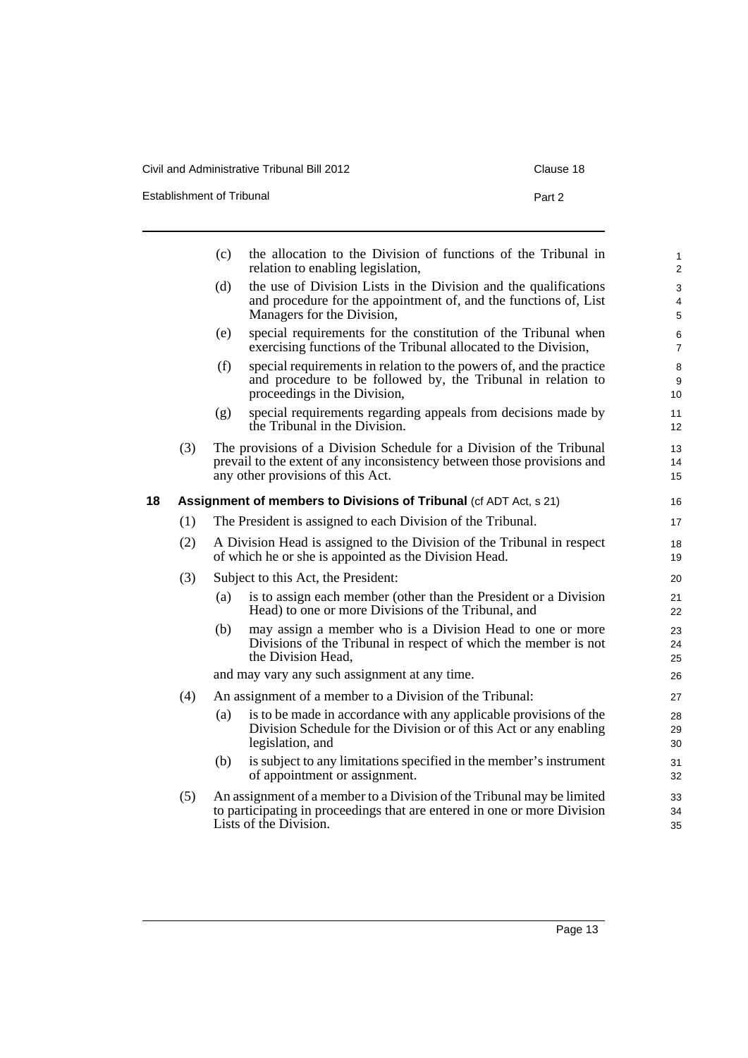(c) the allocation to the Division of functions of the Tribunal in relation to enabling legislation,

(d) the use of Division Lists in the Division and the qualifications and procedure for the appointment of, and the functions of, List Managers for the Division,

(e) special requirements for the constitution of the Tribunal when exercising functions of the Tribunal allocated to the Division,

(f) special requirements in relation to the powers of, and the practice and procedure to be followed by, the Tribunal in relation to proceedings in the Division,

(g) special requirements regarding appeals from decisions made by the Tribunal in the Division.

(3) The provisions of a Division Schedule for a Division of the Tribunal prevail to the extent of any inconsistency between those provisions and any other provisions of this Act.

### 18 Assignment of members to Divisions of Tribunal (cf ADT Act, s 21)

(1) The President is assigned to each Division of the Tribunal.

(2) A Division Head is assigned to the Division of the Tribunal in respect of which he or she is appointed as the Division Head.

(3) Subject to this Act, the President:

(a) is to assign each member (other than the President or a Division Head) to one or more Divisions of the Tribunal, and

(b) may assign a member who is a Division Head to one or more Divisions of the Tribunal in respect of which the member is not the Division Head,

and may vary any such assignment at any time.

(4) An assignment of a member to a Division of the Tribunal:

(a) is to be made in accordance with any applicable provisions of the Division Schedule for the Division or of this Act or any enabling legislation, and

(b) is subject to any limitations specified in the member's instrument of appointment or assignment.

(5) An assignment of a member to a Division of the Tribunal may be limited to participating in proceedings that are entered in one or more Division Lists of the Division.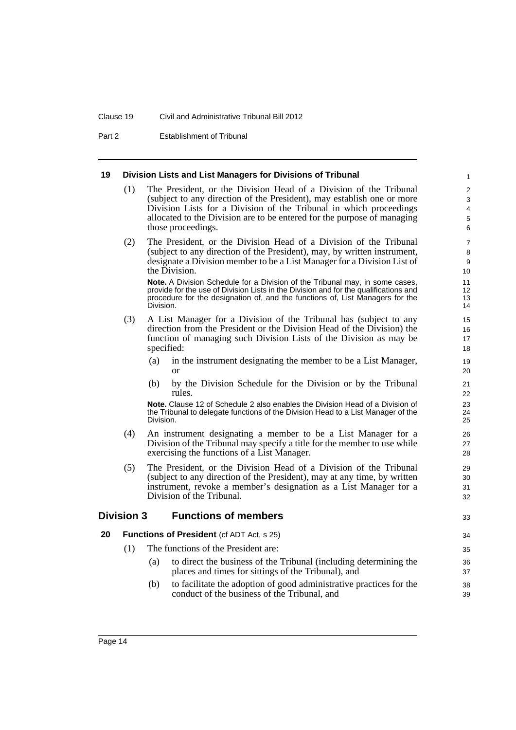## 19 Division Lists and List Managers for Divisions of Tribunal

(1) The President, or the Division Head of a Division of the Tribunal (subject to any direction of the President), may establish one or more Division Lists for a Division of the Tribunal in which proceedings allocated to the Division are to be entered for the purpose of managing those proceedings.

(2) The President, or the Division Head of a Division of the Tribunal (subject to any direction of the President), may, by written instrument, designate a Division member to be a List Manager for a Division List of the Division.

**Note.** A Division Schedule for a Division of the Tribunal may, in some cases, provide for the use of Division Lists in the Division and for the qualifications and procedure for the designation of, and the functions of, List Managers for the Division.

(3) A List Manager for a Division of the Tribunal has (subject to any direction from the President or the Division Head of the Division) the function of managing such Division Lists of the Division as may be specified:

- (a) in the instrument designating the member to be a List Manager, or
- (b) by the Division Schedule for the Division or by the Tribunal rules.

**Note.** Clause 12 of Schedule 2 also enables the Division Head of a Division of the Tribunal to delegate functions of the Division Head to a List Manager of the Division.

(4) An instrument designating a member to be a List Manager for a Division of the Tribunal may specify a title for the member to use while exercising the functions of a List Manager.

(5) The President, or the Division Head of a Division of the Tribunal (subject to any direction of the President), may at any time, by written instrument, revoke a member's designation as a List Manager for a Division of the Tribunal.

# Division 3 Functions of members

## 20 Functions of President (cf ADT Act, s 25)

(1) The functions of the President are:

- (a) to direct the business of the Tribunal (including determining the places and times for sittings of the Tribunal), and
- (b) to facilitate the adoption of good administrative practices for the conduct of the business of the Tribunal, and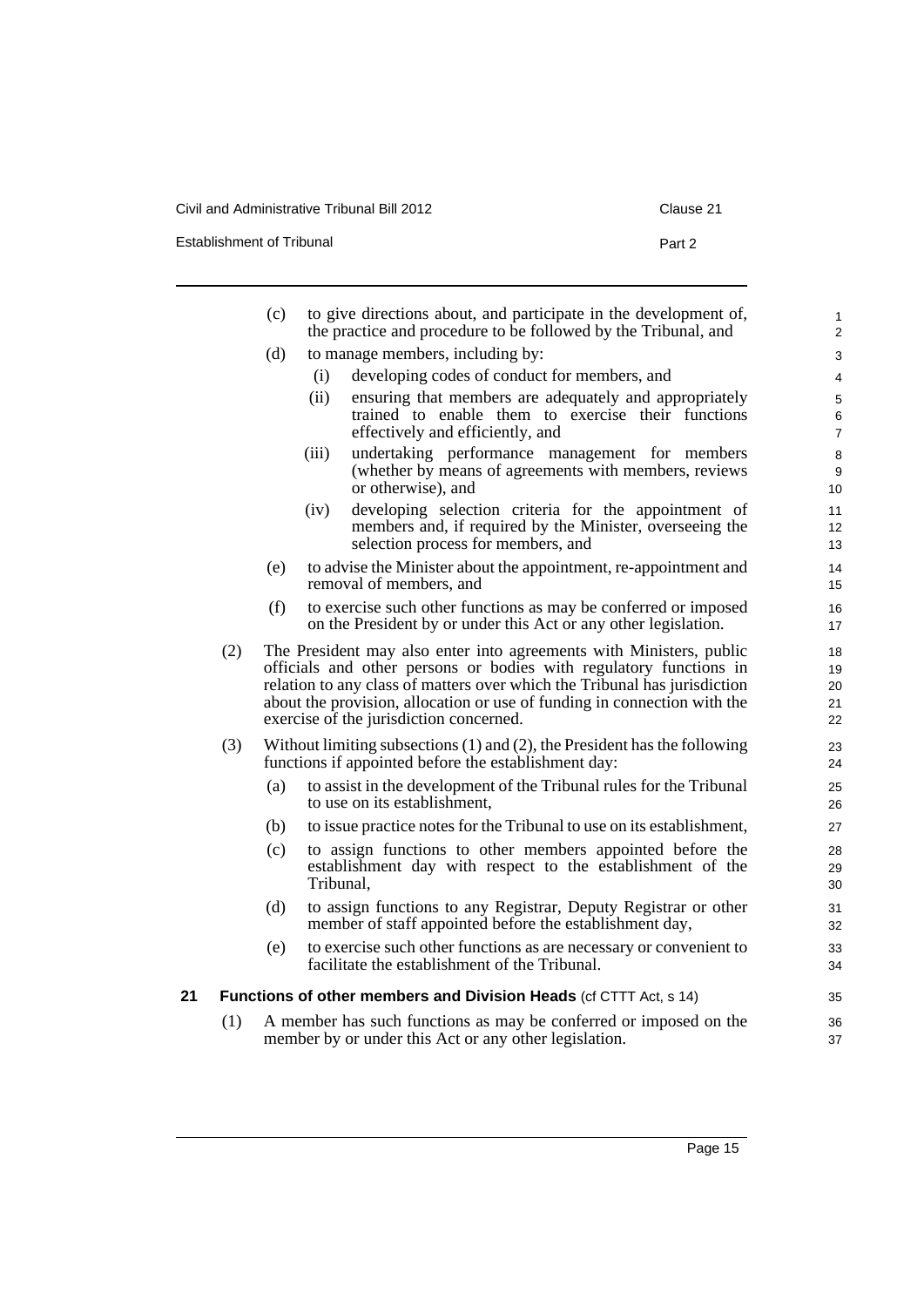(c) to give directions about, and participate in the development of, the practice and procedure to be followed by the Tribunal, and

(d) to manage members, including by:

  (i) developing codes of conduct for members, and

  (ii) ensuring that members are adequately and appropriately trained to enable them to exercise their functions effectively and efficiently, and

  (iii) undertaking performance management for members (whether by means of agreements with members, reviews or otherwise), and

  (iv) developing selection criteria for the appointment of members and, if required by the Minister, overseeing the selection process for members, and

(e) to advise the Minister about the appointment, re-appointment and removal of members, and

(f) to exercise such other functions as may be conferred or imposed on the President by or under this Act or any other legislation.

(2) The President may also enter into agreements with Ministers, public officials and other persons or bodies with regulatory functions in relation to any class of matters over which the Tribunal has jurisdiction about the provision, allocation or use of funding in connection with the exercise of the jurisdiction concerned.

(3) Without limiting subsections (1) and (2), the President has the following functions if appointed before the establishment day:

(a) to assist in the development of the Tribunal rules for the Tribunal to use on its establishment,

(b) to issue practice notes for the Tribunal to use on its establishment,

(c) to assign functions to other members appointed before the establishment day with respect to the establishment of the Tribunal,

(d) to assign functions to any Registrar, Deputy Registrar or other member of staff appointed before the establishment day,

(e) to exercise such other functions as are necessary or convenient to facilitate the establishment of the Tribunal.

## 21 Functions of other members and Division Heads (cf CTTT Act, s 14)

(1) A member has such functions as may be conferred or imposed on the member by or under this Act or any other legislation.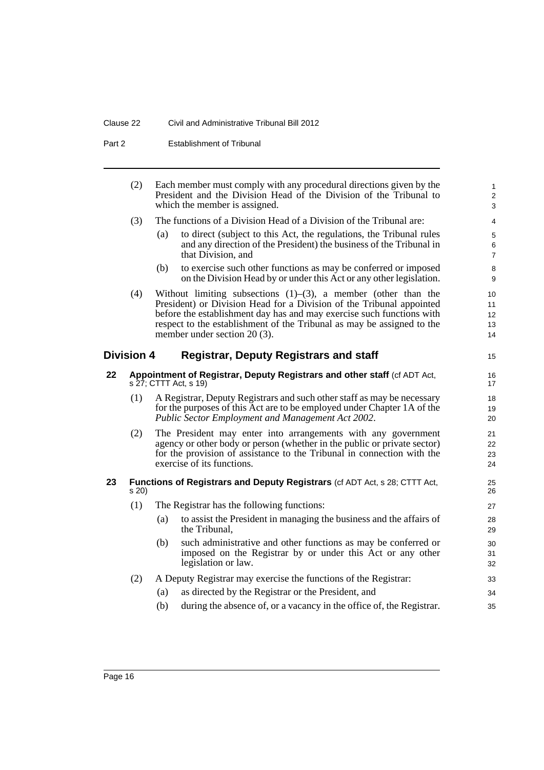(2) Each member must comply with any procedural directions given by the President and the Division Head of the Division of the Tribunal to which the member is assigned.

(3) The functions of a Division Head of a Division of the Tribunal are:

(a) to direct (subject to this Act, the regulations, the Tribunal rules and any direction of the President) the business of the Tribunal in that Division, and

(b) to exercise such other functions as may be conferred or imposed on the Division Head by or under this Act or any other legislation.

(4) Without limiting subsections (1)–(3), a member (other than the President) or Division Head for a Division of the Tribunal appointed before the establishment day has and may exercise such functions with respect to the establishment of the Tribunal as may be assigned to the member under section 20 (3).

## Division 4 Registrar, Deputy Registrars and staff

### 22 Appointment of Registrar, Deputy Registrars and other staff (cf ADT Act, s 27; CTTT Act, s 19)

(1) A Registrar, Deputy Registrars and such other staff as may be necessary for the purposes of this Act are to be employed under Chapter 1A of the *Public Sector Employment and Management Act 2002*.

(2) The President may enter into arrangements with any government agency or other body or person (whether in the public or private sector) for the provision of assistance to the Tribunal in connection with the exercise of its functions.

### 23 Functions of Registrars and Deputy Registrars (cf ADT Act, s 28; CTTT Act, s 20)

(1) The Registrar has the following functions:

(a) to assist the President in managing the business and the affairs of the Tribunal,

(b) such administrative and other functions as may be conferred or imposed on the Registrar by or under this Act or any other legislation or law.

(2) A Deputy Registrar may exercise the functions of the Registrar:

(a) as directed by the Registrar or the President, and

(b) during the absence of, or a vacancy in the office of, the Registrar.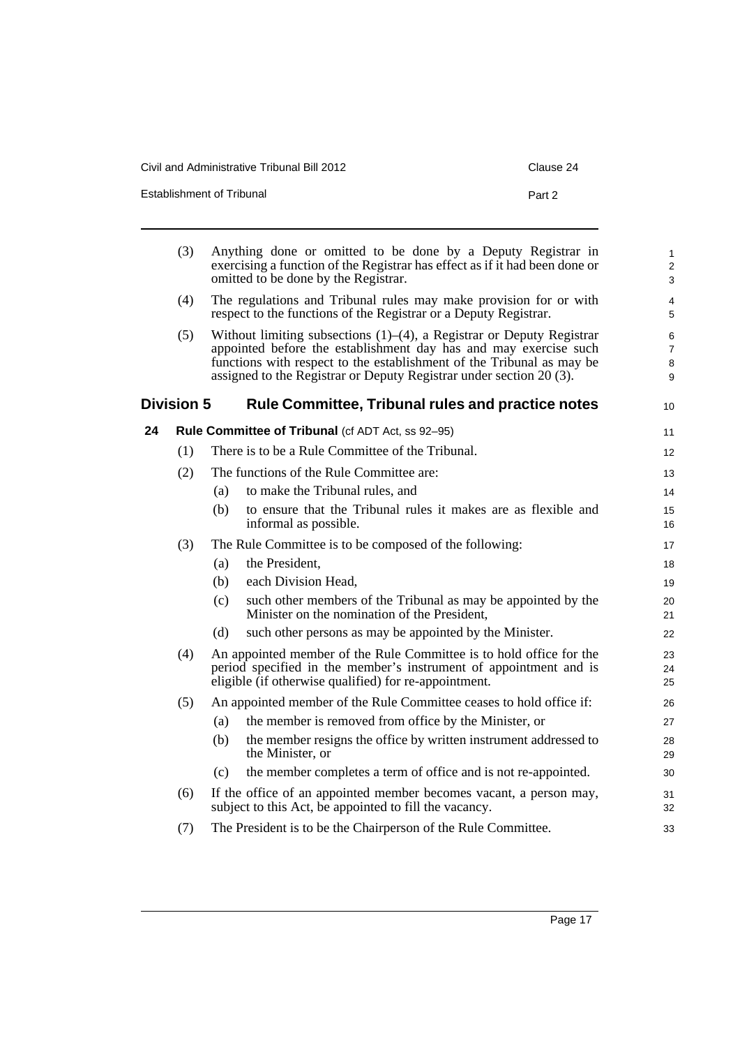(3) Anything done or omitted to be done by a Deputy Registrar in exercising a function of the Registrar has effect as if it had been done or omitted to be done by the Registrar.

(4) The regulations and Tribunal rules may make provision for or with respect to the functions of the Registrar or a Deputy Registrar.

(5) Without limiting subsections (1)–(4), a Registrar or Deputy Registrar appointed before the establishment day has and may exercise such functions with respect to the establishment of the Tribunal as may be assigned to the Registrar or Deputy Registrar under section 20 (3).

## Division 5 Rule Committee, Tribunal rules and practice notes

### 24 Rule Committee of Tribunal (cf ADT Act, ss 92–95)

(1) There is to be a Rule Committee of the Tribunal.

(2) The functions of the Rule Committee are:

- (a) to make the Tribunal rules, and
- (b) to ensure that the Tribunal rules it makes are as flexible and informal as possible.

(3) The Rule Committee is to be composed of the following:

- (a) the President,
- (b) each Division Head,
- (c) such other members of the Tribunal as may be appointed by the Minister on the nomination of the President,
- (d) such other persons as may be appointed by the Minister.

(4) An appointed member of the Rule Committee is to hold office for the period specified in the member's instrument of appointment and is eligible (if otherwise qualified) for re-appointment.

(5) An appointed member of the Rule Committee ceases to hold office if:

- (a) the member is removed from office by the Minister, or
- (b) the member resigns the office by written instrument addressed to the Minister, or
- (c) the member completes a term of office and is not re-appointed.

(6) If the office of an appointed member becomes vacant, a person may, subject to this Act, be appointed to fill the vacancy.

(7) The President is to be the Chairperson of the Rule Committee.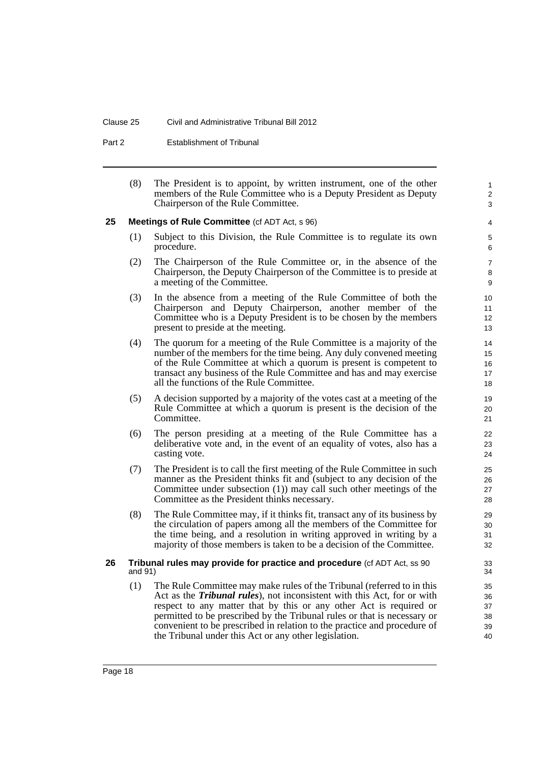(8) The President is to appoint, by written instrument, one of the other members of the Rule Committee who is a Deputy President as Deputy Chairperson of the Rule Committee.

### 25 Meetings of Rule Committee (cf ADT Act, s 96)

(1) Subject to this Division, the Rule Committee is to regulate its own procedure.

(2) The Chairperson of the Rule Committee or, in the absence of the Chairperson, the Deputy Chairperson of the Committee is to preside at a meeting of the Committee.

(3) In the absence from a meeting of the Rule Committee of both the Chairperson and Deputy Chairperson, another member of the Committee who is a Deputy President is to be chosen by the members present to preside at the meeting.

(4) The quorum for a meeting of the Rule Committee is a majority of the number of the members for the time being. Any duly convened meeting of the Rule Committee at which a quorum is present is competent to transact any business of the Rule Committee and has and may exercise all the functions of the Rule Committee.

(5) A decision supported by a majority of the votes cast at a meeting of the Rule Committee at which a quorum is present is the decision of the Committee.

(6) The person presiding at a meeting of the Rule Committee has a deliberative vote and, in the event of an equality of votes, also has a casting vote.

(7) The President is to call the first meeting of the Rule Committee in such manner as the President thinks fit and (subject to any decision of the Committee under subsection (1)) may call such other meetings of the Committee as the President thinks necessary.

(8) The Rule Committee may, if it thinks fit, transact any of its business by the circulation of papers among all the members of the Committee for the time being, and a resolution in writing approved in writing by a majority of those members is taken to be a decision of the Committee.

### 26 Tribunal rules may provide for practice and procedure (cf ADT Act, ss 90 and 91)

(1) The Rule Committee may make rules of the Tribunal (referred to in this Act as the ***Tribunal rules***), not inconsistent with this Act, for or with respect to any matter that by this or any other Act is required or permitted to be prescribed by the Tribunal rules or that is necessary or convenient to be prescribed in relation to the practice and procedure of the Tribunal under this Act or any other legislation.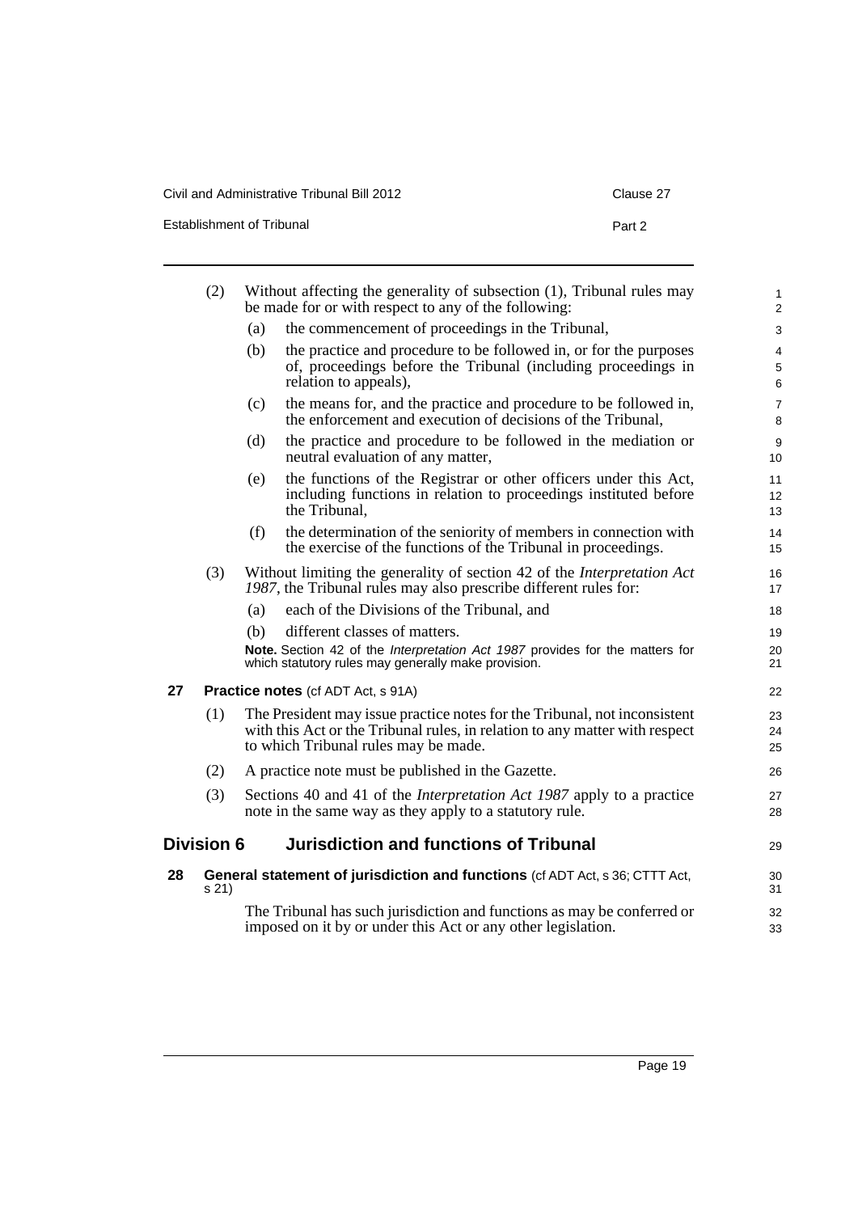(2) Without affecting the generality of subsection (1), Tribunal rules may be made for or with respect to any of the following:

(a) the commencement of proceedings in the Tribunal,

(b) the practice and procedure to be followed in, or for the purposes of, proceedings before the Tribunal (including proceedings in relation to appeals),

(c) the means for, and the practice and procedure to be followed in, the enforcement and execution of decisions of the Tribunal,

(d) the practice and procedure to be followed in the mediation or neutral evaluation of any matter,

(e) the functions of the Registrar or other officers under this Act, including functions in relation to proceedings instituted before the Tribunal,

(f) the determination of the seniority of members in connection with the exercise of the functions of the Tribunal in proceedings.

(3) Without limiting the generality of section 42 of the *Interpretation Act 1987*, the Tribunal rules may also prescribe different rules for:

(a) each of the Divisions of the Tribunal, and

(b) different classes of matters.

**Note.** Section 42 of the *Interpretation Act 1987* provides for the matters for which statutory rules may generally make provision.

### 27 Practice notes (cf ADT Act, s 91A)

(1) The President may issue practice notes for the Tribunal, not inconsistent with this Act or the Tribunal rules, in relation to any matter with respect to which Tribunal rules may be made.

(2) A practice note must be published in the Gazette.

(3) Sections 40 and 41 of the *Interpretation Act 1987* apply to a practice note in the same way as they apply to a statutory rule.

## Division 6 Jurisdiction and functions of Tribunal

### 28 General statement of jurisdiction and functions (cf ADT Act, s 36; CTTT Act, s 21)

The Tribunal has such jurisdiction and functions as may be conferred or imposed on it by or under this Act or any other legislation.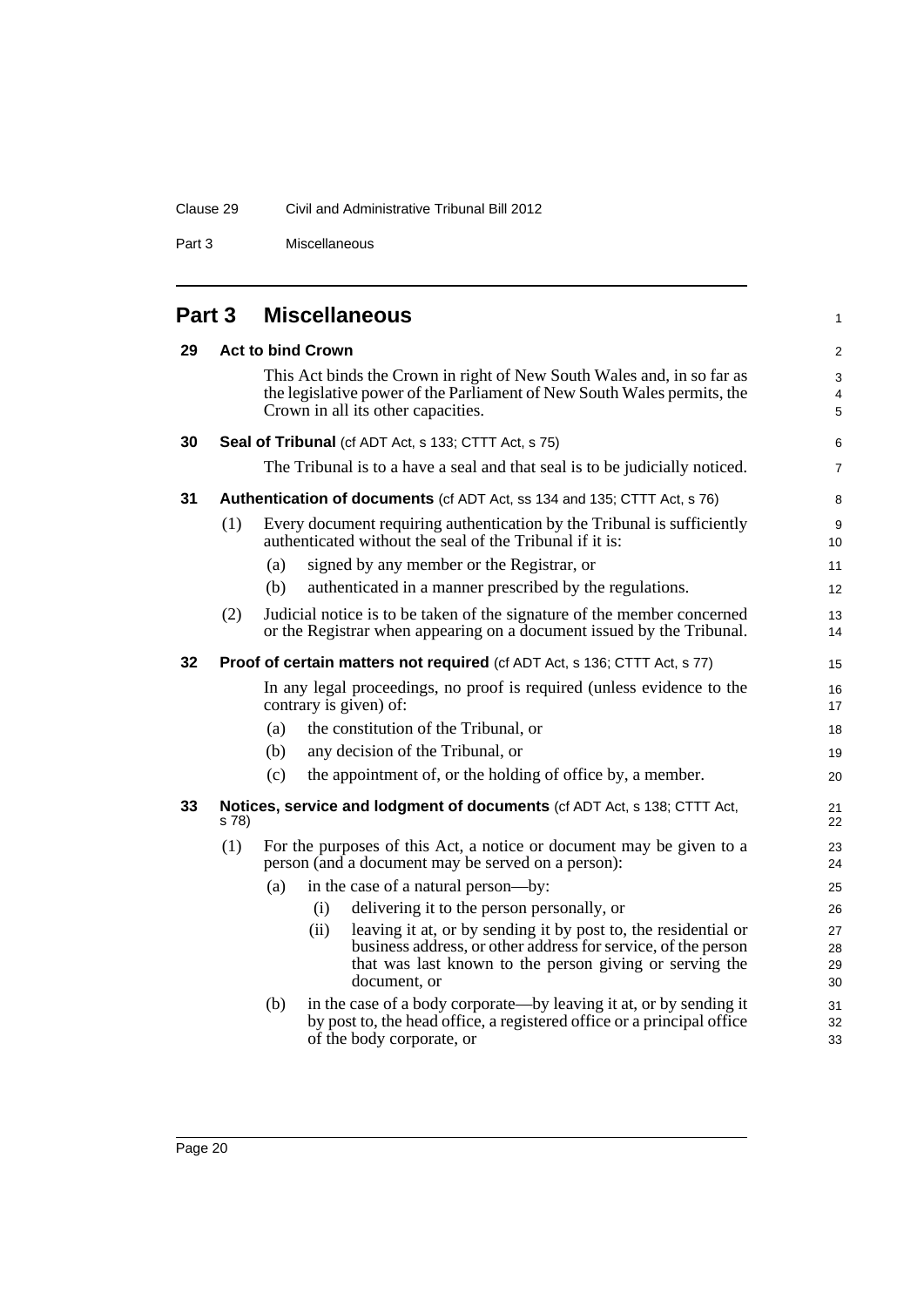## Part 3 Miscellaneous

**29 Act to bind Crown**

This Act binds the Crown in right of New South Wales and, in so far as the legislative power of the Parliament of New South Wales permits, the Crown in all its other capacities.

**30 Seal of Tribunal** (cf ADT Act, s 133; CTTT Act, s 75)

The Tribunal is to a have a seal and that seal is to be judicially noticed.

**31 Authentication of documents** (cf ADT Act, ss 134 and 135; CTTT Act, s 76)

(1) Every document requiring authentication by the Tribunal is sufficiently authenticated without the seal of the Tribunal if it is:

(a) signed by any member or the Registrar, or

(b) authenticated in a manner prescribed by the regulations.

(2) Judicial notice is to be taken of the signature of the member concerned or the Registrar when appearing on a document issued by the Tribunal.

**32 Proof of certain matters not required** (cf ADT Act, s 136; CTTT Act, s 77)

In any legal proceedings, no proof is required (unless evidence to the contrary is given) of:

(a) the constitution of the Tribunal, or

(b) any decision of the Tribunal, or

(c) the appointment of, or the holding of office by, a member.

**33 Notices, service and lodgment of documents** (cf ADT Act, s 138; CTTT Act, s 78)

(1) For the purposes of this Act, a notice or document may be given to a person (and a document may be served on a person):

(a) in the case of a natural person—by:

(i) delivering it to the person personally, or

(ii) leaving it at, or by sending it by post to, the residential or business address, or other address for service, of the person that was last known to the person giving or serving the document, or

(b) in the case of a body corporate—by leaving it at, or by sending it by post to, the head office, a registered office or a principal office of the body corporate, or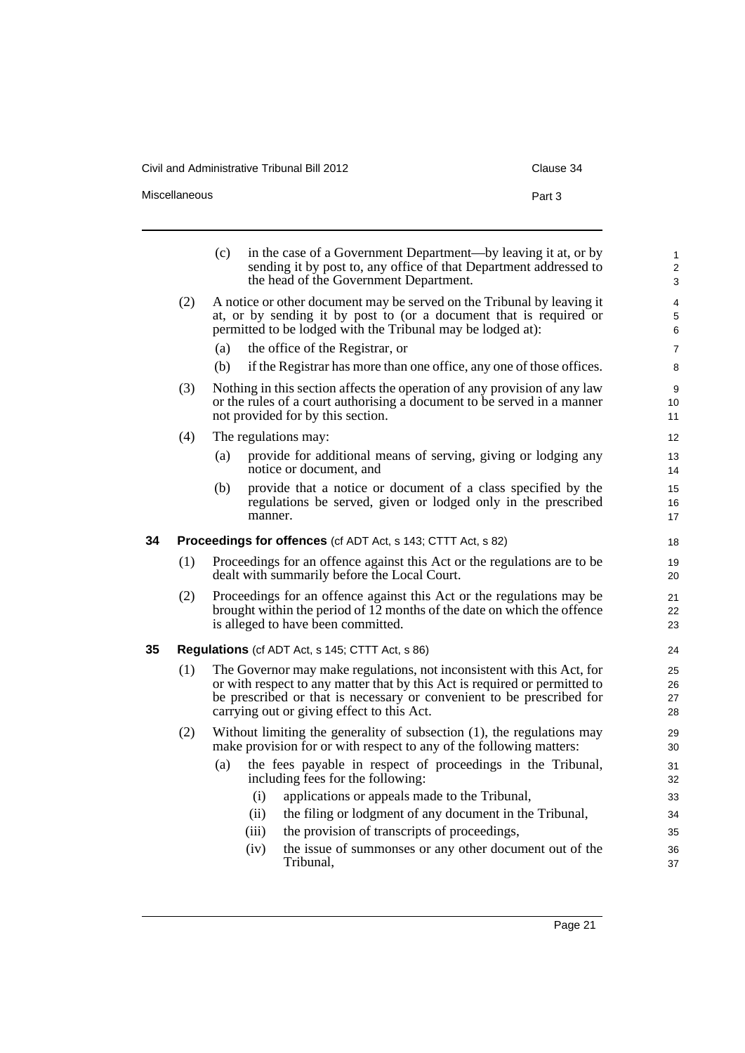(c) in the case of a Government Department—by leaving it at, or by sending it by post to, any office of that Department addressed to the head of the Government Department.

(2) A notice or other document may be served on the Tribunal by leaving it at, or by sending it by post to (or a document that is required or permitted to be lodged with the Tribunal may be lodged at):

(a) the office of the Registrar, or

(b) if the Registrar has more than one office, any one of those offices.

(3) Nothing in this section affects the operation of any provision of any law or the rules of a court authorising a document to be served in a manner not provided for by this section.

(4) The regulations may:

(a) provide for additional means of serving, giving or lodging any notice or document, and

(b) provide that a notice or document of a class specified by the regulations be served, given or lodged only in the prescribed manner.

### 34 Proceedings for offences (cf ADT Act, s 143; CTTT Act, s 82)

(1) Proceedings for an offence against this Act or the regulations are to be dealt with summarily before the Local Court.

(2) Proceedings for an offence against this Act or the regulations may be brought within the period of 12 months of the date on which the offence is alleged to have been committed.

### 35 Regulations (cf ADT Act, s 145; CTTT Act, s 86)

(1) The Governor may make regulations, not inconsistent with this Act, for or with respect to any matter that by this Act is required or permitted to be prescribed or that is necessary or convenient to be prescribed for carrying out or giving effect to this Act.

(2) Without limiting the generality of subsection (1), the regulations may make provision for or with respect to any of the following matters:

(a) the fees payable in respect of proceedings in the Tribunal, including fees for the following:

(i) applications or appeals made to the Tribunal,

(ii) the filing or lodgment of any document in the Tribunal,

(iii) the provision of transcripts of proceedings,

(iv) the issue of summonses or any other document out of the Tribunal,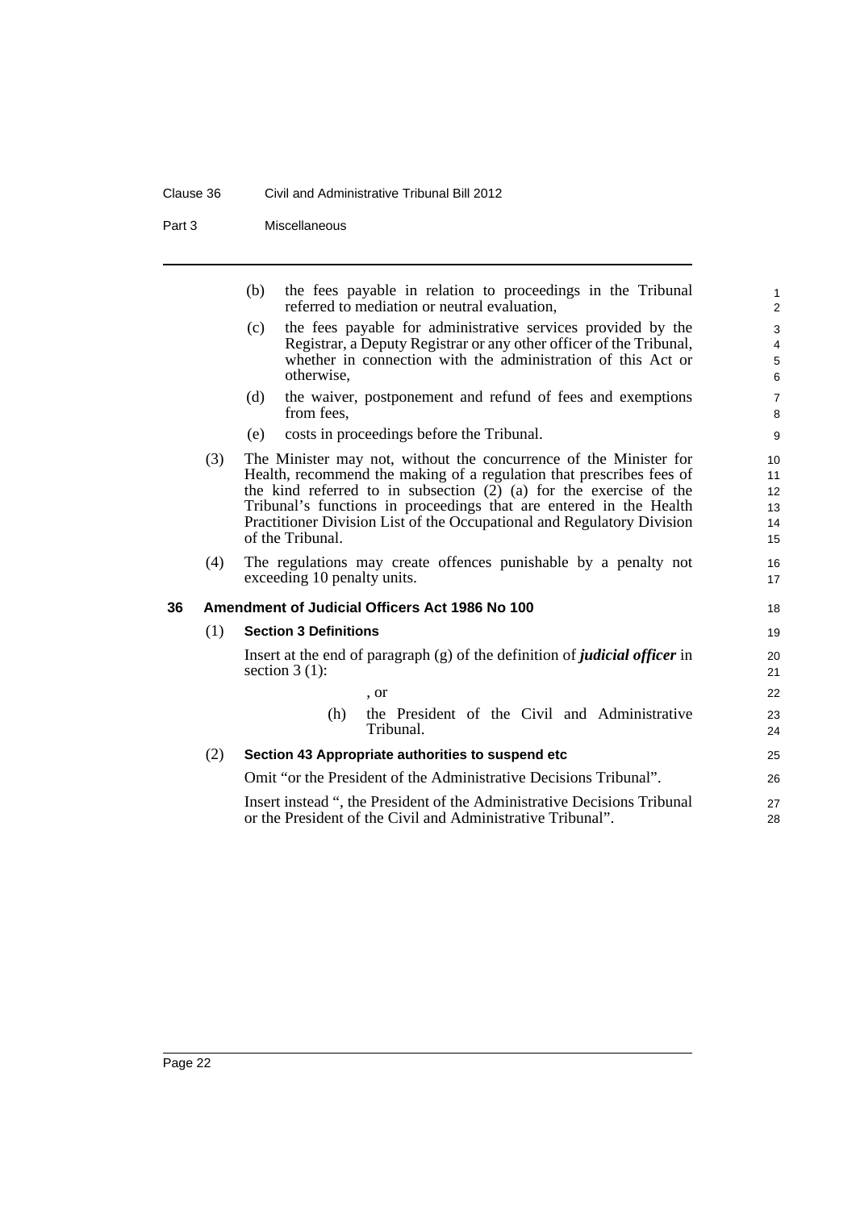(b) the fees payable in relation to proceedings in the Tribunal referred to mediation or neutral evaluation,

(c) the fees payable for administrative services provided by the Registrar, a Deputy Registrar or any other officer of the Tribunal, whether in connection with the administration of this Act or otherwise,

(d) the waiver, postponement and refund of fees and exemptions from fees,

(e) costs in proceedings before the Tribunal.

(3) The Minister may not, without the concurrence of the Minister for Health, recommend the making of a regulation that prescribes fees of the kind referred to in subsection (2) (a) for the exercise of the Tribunal's functions in proceedings that are entered in the Health Practitioner Division List of the Occupational and Regulatory Division of the Tribunal.

(4) The regulations may create offences punishable by a penalty not exceeding 10 penalty units.

### 36 Amendment of Judicial Officers Act 1986 No 100

#### (1) Section 3 Definitions

Insert at the end of paragraph (g) of the definition of ***judicial officer*** in section 3 (1):

, or

(h) the President of the Civil and Administrative Tribunal.

#### (2) Section 43 Appropriate authorities to suspend etc

Omit "or the President of the Administrative Decisions Tribunal".

Insert instead ", the President of the Administrative Decisions Tribunal or the President of the Civil and Administrative Tribunal".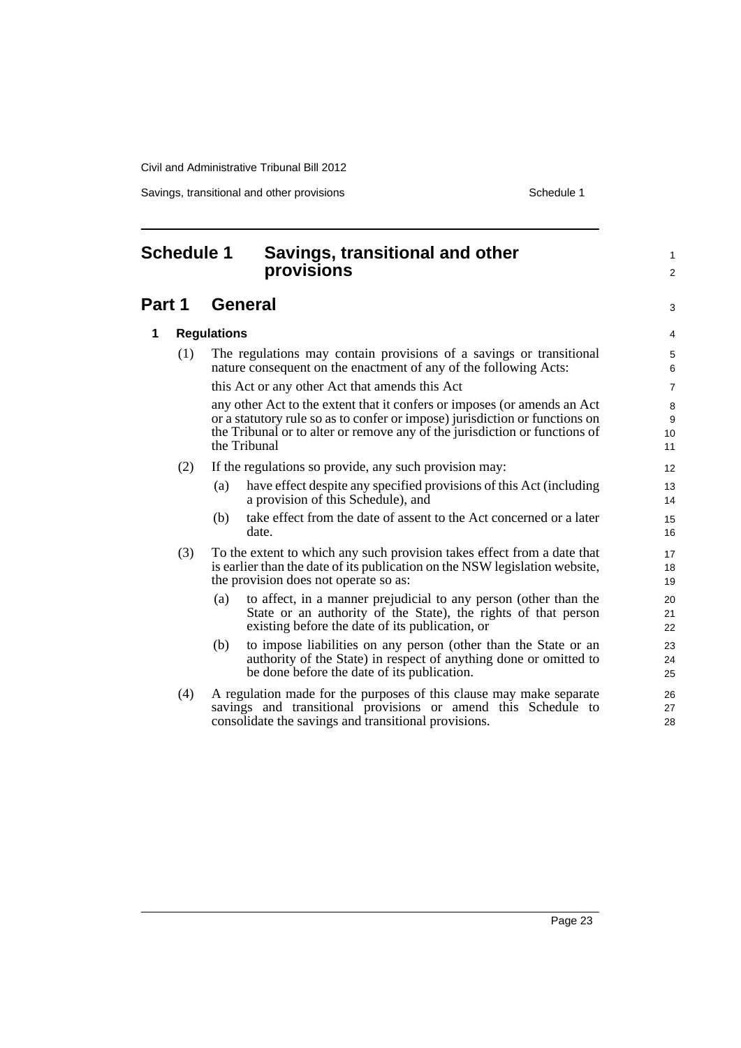# Schedule 1 Savings, transitional and other provisions

## Part 1 General

### 1 Regulations

(1) The regulations may contain provisions of a savings or transitional nature consequent on the enactment of any of the following Acts:

this Act or any other Act that amends this Act

any other Act to the extent that it confers or imposes (or amends an Act or a statutory rule so as to confer or impose) jurisdiction or functions on the Tribunal or to alter or remove any of the jurisdiction or functions of the Tribunal

(2) If the regulations so provide, any such provision may:

- (a) have effect despite any specified provisions of this Act (including a provision of this Schedule), and
- (b) take effect from the date of assent to the Act concerned or a later date.

(3) To the extent to which any such provision takes effect from a date that is earlier than the date of its publication on the NSW legislation website, the provision does not operate so as:

- (a) to affect, in a manner prejudicial to any person (other than the State or an authority of the State), the rights of that person existing before the date of its publication, or
- (b) to impose liabilities on any person (other than the State or an authority of the State) in respect of anything done or omitted to be done before the date of its publication.

(4) A regulation made for the purposes of this clause may make separate savings and transitional provisions or amend this Schedule to consolidate the savings and transitional provisions.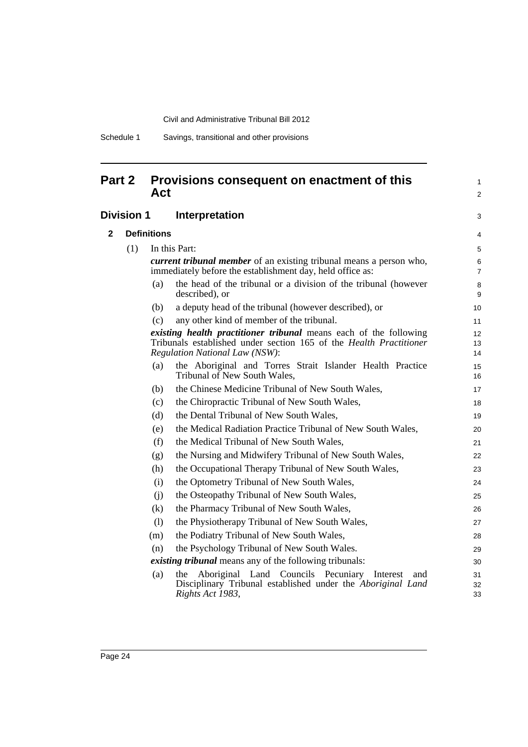## Part 2 Provisions consequent on enactment of this Act

### Division 1 Interpretation

#### 2 Definitions

(1) In this Part:

***current tribunal member*** of an existing tribunal means a person who, immediately before the establishment day, held office as:

(a) the head of the tribunal or a division of the tribunal (however described), or

(b) a deputy head of the tribunal (however described), or

(c) any other kind of member of the tribunal.

***existing health practitioner tribunal*** means each of the following Tribunals established under section 165 of the *Health Practitioner Regulation National Law (NSW)*:

(a) the Aboriginal and Torres Strait Islander Health Practice Tribunal of New South Wales,

(b) the Chinese Medicine Tribunal of New South Wales,

(c) the Chiropractic Tribunal of New South Wales,

(d) the Dental Tribunal of New South Wales,

(e) the Medical Radiation Practice Tribunal of New South Wales,

(f) the Medical Tribunal of New South Wales,

(g) the Nursing and Midwifery Tribunal of New South Wales,

(h) the Occupational Therapy Tribunal of New South Wales,

(i) the Optometry Tribunal of New South Wales,

(j) the Osteopathy Tribunal of New South Wales,

(k) the Pharmacy Tribunal of New South Wales,

(l) the Physiotherapy Tribunal of New South Wales,

(m) the Podiatry Tribunal of New South Wales,

(n) the Psychology Tribunal of New South Wales.

***existing tribunal*** means any of the following tribunals:

(a) the Aboriginal Land Councils Pecuniary Interest and Disciplinary Tribunal established under the *Aboriginal Land Rights Act 1983*,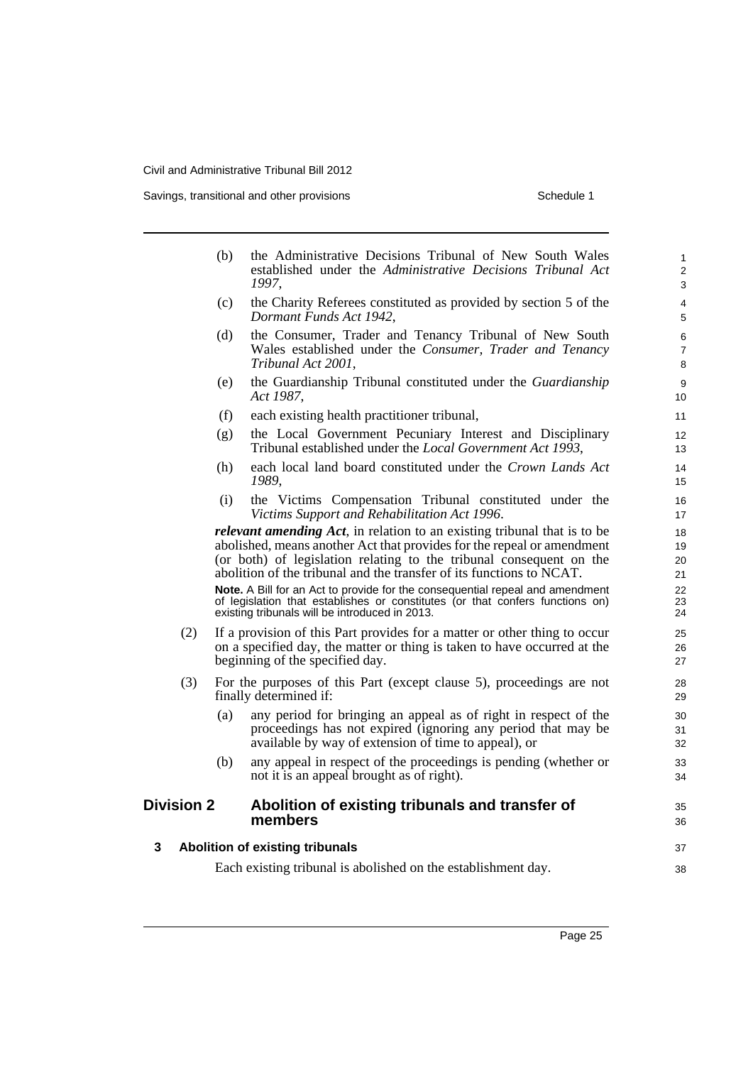(b) the Administrative Decisions Tribunal of New South Wales established under the *Administrative Decisions Tribunal Act 1997*,

(c) the Charity Referees constituted as provided by section 5 of the *Dormant Funds Act 1942*,

(d) the Consumer, Trader and Tenancy Tribunal of New South Wales established under the *Consumer, Trader and Tenancy Tribunal Act 2001*,

(e) the Guardianship Tribunal constituted under the *Guardianship Act 1987*,

(f) each existing health practitioner tribunal,

(g) the Local Government Pecuniary Interest and Disciplinary Tribunal established under the *Local Government Act 1993*,

(h) each local land board constituted under the *Crown Lands Act 1989*,

(i) the Victims Compensation Tribunal constituted under the *Victims Support and Rehabilitation Act 1996*.

***relevant amending Act***, in relation to an existing tribunal that is to be abolished, means another Act that provides for the repeal or amendment (or both) of legislation relating to the tribunal consequent on the abolition of the tribunal and the transfer of its functions to NCAT.

**Note.** A Bill for an Act to provide for the consequential repeal and amendment of legislation that establishes or constitutes (or that confers functions on) existing tribunals will be introduced in 2013.

(2) If a provision of this Part provides for a matter or other thing to occur on a specified day, the matter or thing is taken to have occurred at the beginning of the specified day.

(3) For the purposes of this Part (except clause 5), proceedings are not finally determined if:

(a) any period for bringing an appeal as of right in respect of the proceedings has not expired (ignoring any period that may be available by way of extension of time to appeal), or

(b) any appeal in respect of the proceedings is pending (whether or not it is an appeal brought as of right).

## Division 2 Abolition of existing tribunals and transfer of members

### 3 Abolition of existing tribunals

Each existing tribunal is abolished on the establishment day.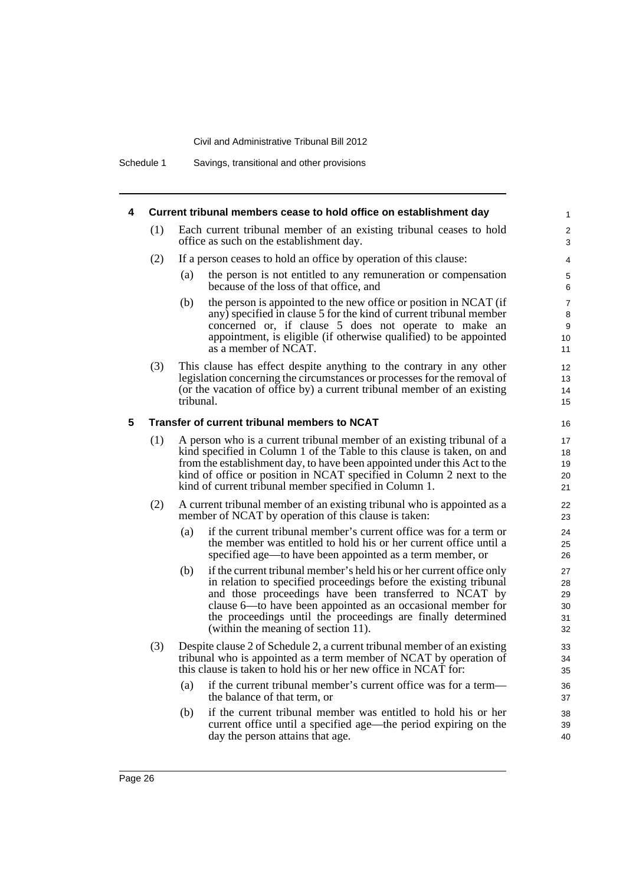## 4 Current tribunal members cease to hold office on establishment day

(1) Each current tribunal member of an existing tribunal ceases to hold office as such on the establishment day.

(2) If a person ceases to hold an office by operation of this clause:

(a) the person is not entitled to any remuneration or compensation because of the loss of that office, and

(b) the person is appointed to the new office or position in NCAT (if any) specified in clause 5 for the kind of current tribunal member concerned or, if clause 5 does not operate to make an appointment, is eligible (if otherwise qualified) to be appointed as a member of NCAT.

(3) This clause has effect despite anything to the contrary in any other legislation concerning the circumstances or processes for the removal of (or the vacation of office by) a current tribunal member of an existing tribunal.

## 5 Transfer of current tribunal members to NCAT

(1) A person who is a current tribunal member of an existing tribunal of a kind specified in Column 1 of the Table to this clause is taken, on and from the establishment day, to have been appointed under this Act to the kind of office or position in NCAT specified in Column 2 next to the kind of current tribunal member specified in Column 1.

(2) A current tribunal member of an existing tribunal who is appointed as a member of NCAT by operation of this clause is taken:

(a) if the current tribunal member's current office was for a term or the member was entitled to hold his or her current office until a specified age—to have been appointed as a term member, or

(b) if the current tribunal member's held his or her current office only in relation to specified proceedings before the existing tribunal and those proceedings have been transferred to NCAT by clause 6—to have been appointed as an occasional member for the proceedings until the proceedings are finally determined (within the meaning of section 11).

(3) Despite clause 2 of Schedule 2, a current tribunal member of an existing tribunal who is appointed as a term member of NCAT by operation of this clause is taken to hold his or her new office in NCAT for:

(a) if the current tribunal member's current office was for a term—the balance of that term, or

(b) if the current tribunal member was entitled to hold his or her current office until a specified age—the period expiring on the day the person attains that age.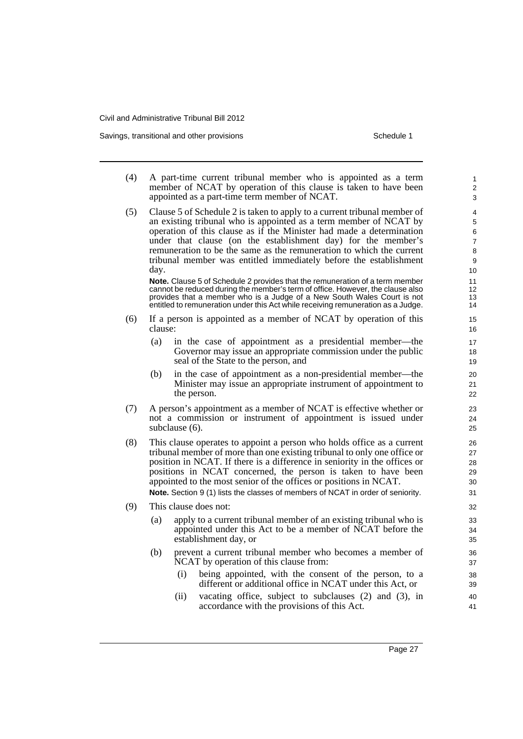(4) A part-time current tribunal member who is appointed as a term member of NCAT by operation of this clause is taken to have been appointed as a part-time term member of NCAT.

(5) Clause 5 of Schedule 2 is taken to apply to a current tribunal member of an existing tribunal who is appointed as a term member of NCAT by operation of this clause as if the Minister had made a determination under that clause (on the establishment day) for the member's remuneration to be the same as the remuneration to which the current tribunal member was entitled immediately before the establishment day.

**Note.** Clause 5 of Schedule 2 provides that the remuneration of a term member cannot be reduced during the member's term of office. However, the clause also provides that a member who is a Judge of a New South Wales Court is not entitled to remuneration under this Act while receiving remuneration as a Judge.

(6) If a person is appointed as a member of NCAT by operation of this clause:

- (a) in the case of appointment as a presidential member—the Governor may issue an appropriate commission under the public seal of the State to the person, and
- (b) in the case of appointment as a non-presidential member—the Minister may issue an appropriate instrument of appointment to the person.

(7) A person's appointment as a member of NCAT is effective whether or not a commission or instrument of appointment is issued under subclause (6).

(8) This clause operates to appoint a person who holds office as a current tribunal member of more than one existing tribunal to only one office or position in NCAT. If there is a difference in seniority in the offices or positions in NCAT concerned, the person is taken to have been appointed to the most senior of the offices or positions in NCAT.

**Note.** Section 9 (1) lists the classes of members of NCAT in order of seniority.

(9) This clause does not:

- (a) apply to a current tribunal member of an existing tribunal who is appointed under this Act to be a member of NCAT before the establishment day, or
- (b) prevent a current tribunal member who becomes a member of NCAT by operation of this clause from:
  - (i) being appointed, with the consent of the person, to a different or additional office in NCAT under this Act, or
  - (ii) vacating office, subject to subclauses (2) and (3), in accordance with the provisions of this Act.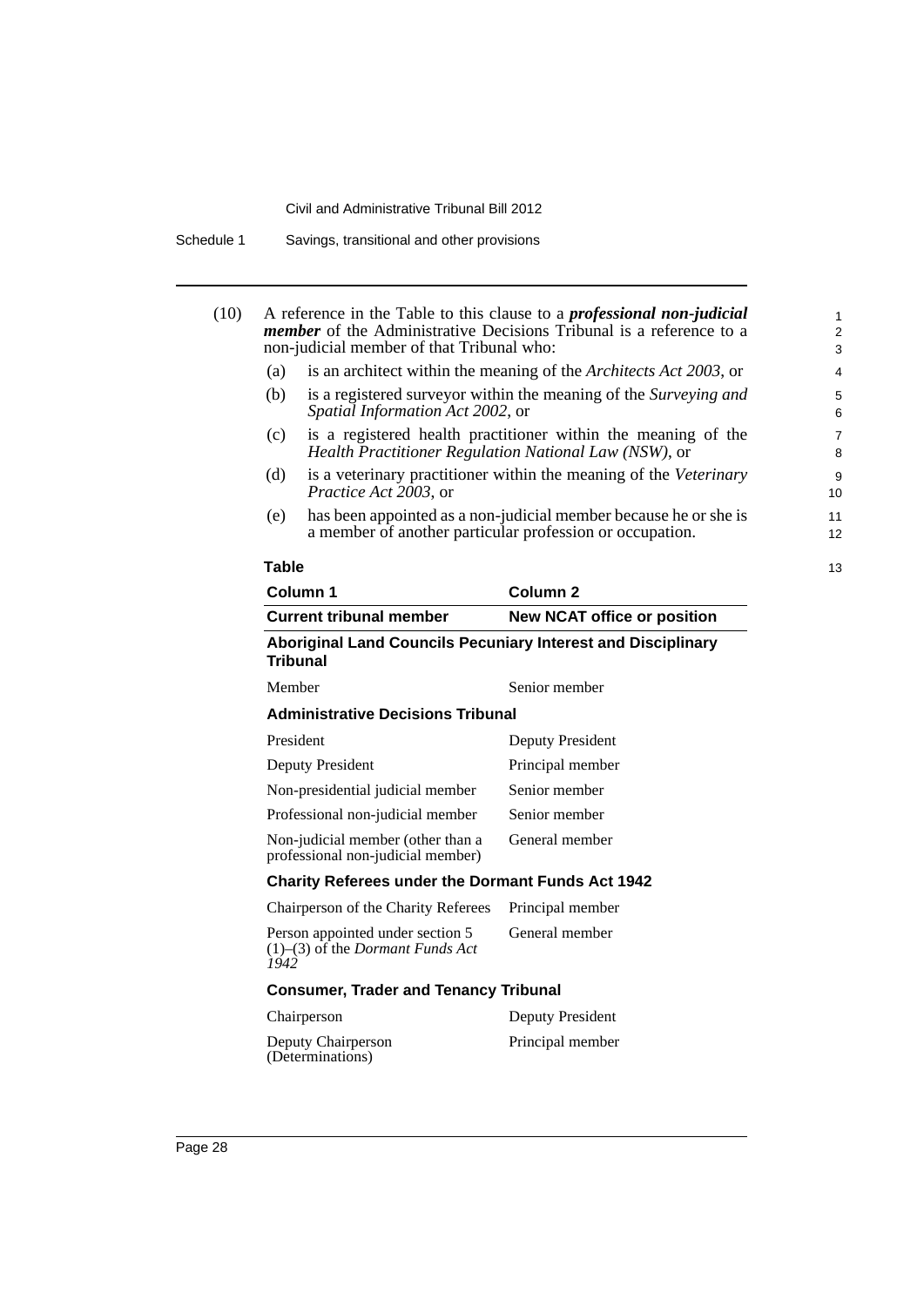(10) A reference in the Table to this clause to a ***professional non-judicial member*** of the Administrative Decisions Tribunal is a reference to a non-judicial member of that Tribunal who:

- (a) is an architect within the meaning of the *Architects Act 2003*, or
- (b) is a registered surveyor within the meaning of the *Surveying and Spatial Information Act 2002*, or
- (c) is a registered health practitioner within the meaning of the *Health Practitioner Regulation National Law (NSW)*, or
- (d) is a veterinary practitioner within the meaning of the *Veterinary Practice Act 2003*, or
- (e) has been appointed as a non-judicial member because he or she is a member of another particular profession or occupation.

**Table**

| Column 1 | Column 2 |
|---|---|
| **Current tribunal member** | **New NCAT office or position** |
| **Aboriginal Land Councils Pecuniary Interest and Disciplinary Tribunal** | |
| Member | Senior member |
| **Administrative Decisions Tribunal** | |
| President | Deputy President |
| Deputy President | Principal member |
| Non-presidential judicial member | Senior member |
| Professional non-judicial member | Senior member |
| Non-judicial member (other than a professional non-judicial member) | General member |
| **Charity Referees under the Dormant Funds Act 1942** | |
| Chairperson of the Charity Referees | Principal member |
| Person appointed under section 5 (1)–(3) of the *Dormant Funds Act 1942* | General member |
| **Consumer, Trader and Tenancy Tribunal** | |
| Chairperson | Deputy President |
| Deputy Chairperson (Determinations) | Principal member |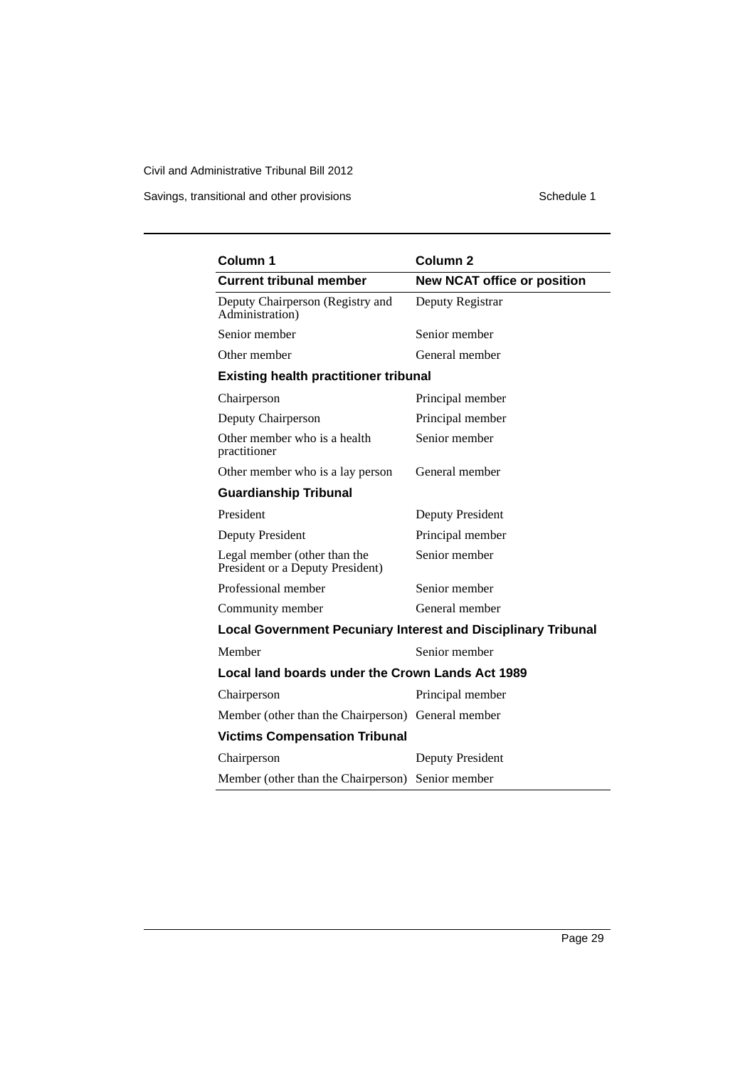| Column 1 | Column 2 |
| --- | --- |
| **Current tribunal member** | **New NCAT office or position** |
| Deputy Chairperson (Registry and Administration) | Deputy Registrar |
| Senior member | Senior member |
| Other member | General member |
| **Existing health practitioner tribunal** | |
| Chairperson | Principal member |
| Deputy Chairperson | Principal member |
| Other member who is a health practitioner | Senior member |
| Other member who is a lay person | General member |
| **Guardianship Tribunal** | |
| President | Deputy President |
| Deputy President | Principal member |
| Legal member (other than the President or a Deputy President) | Senior member |
| Professional member | Senior member |
| Community member | General member |
| **Local Government Pecuniary Interest and Disciplinary Tribunal** | |
| Member | Senior member |
| **Local land boards under the Crown Lands Act 1989** | |
| Chairperson | Principal member |
| Member (other than the Chairperson) | General member |
| **Victims Compensation Tribunal** | |
| Chairperson | Deputy President |
| Member (other than the Chairperson) | Senior member |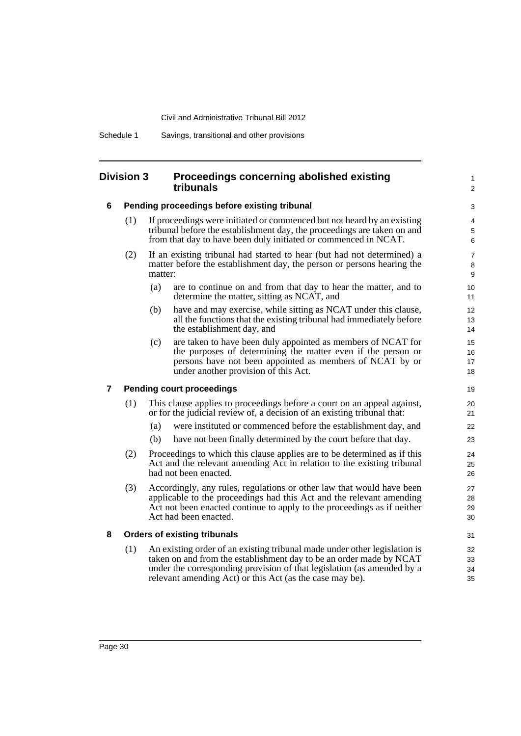## Division 3 Proceedings concerning abolished existing tribunals

### 6 Pending proceedings before existing tribunal

(1) If proceedings were initiated or commenced but not heard by an existing tribunal before the establishment day, the proceedings are taken on and from that day to have been duly initiated or commenced in NCAT.

(2) If an existing tribunal had started to hear (but had not determined) a matter before the establishment day, the person or persons hearing the matter:

- (a) are to continue on and from that day to hear the matter, and to determine the matter, sitting as NCAT, and
- (b) have and may exercise, while sitting as NCAT under this clause, all the functions that the existing tribunal had immediately before the establishment day, and
- (c) are taken to have been duly appointed as members of NCAT for the purposes of determining the matter even if the person or persons have not been appointed as members of NCAT by or under another provision of this Act.

### 7 Pending court proceedings

(1) This clause applies to proceedings before a court on an appeal against, or for the judicial review of, a decision of an existing tribunal that:

- (a) were instituted or commenced before the establishment day, and
- (b) have not been finally determined by the court before that day.

(2) Proceedings to which this clause applies are to be determined as if this Act and the relevant amending Act in relation to the existing tribunal had not been enacted.

(3) Accordingly, any rules, regulations or other law that would have been applicable to the proceedings had this Act and the relevant amending Act not been enacted continue to apply to the proceedings as if neither Act had been enacted.

### 8 Orders of existing tribunals

(1) An existing order of an existing tribunal made under other legislation is taken on and from the establishment day to be an order made by NCAT under the corresponding provision of that legislation (as amended by a relevant amending Act) or this Act (as the case may be).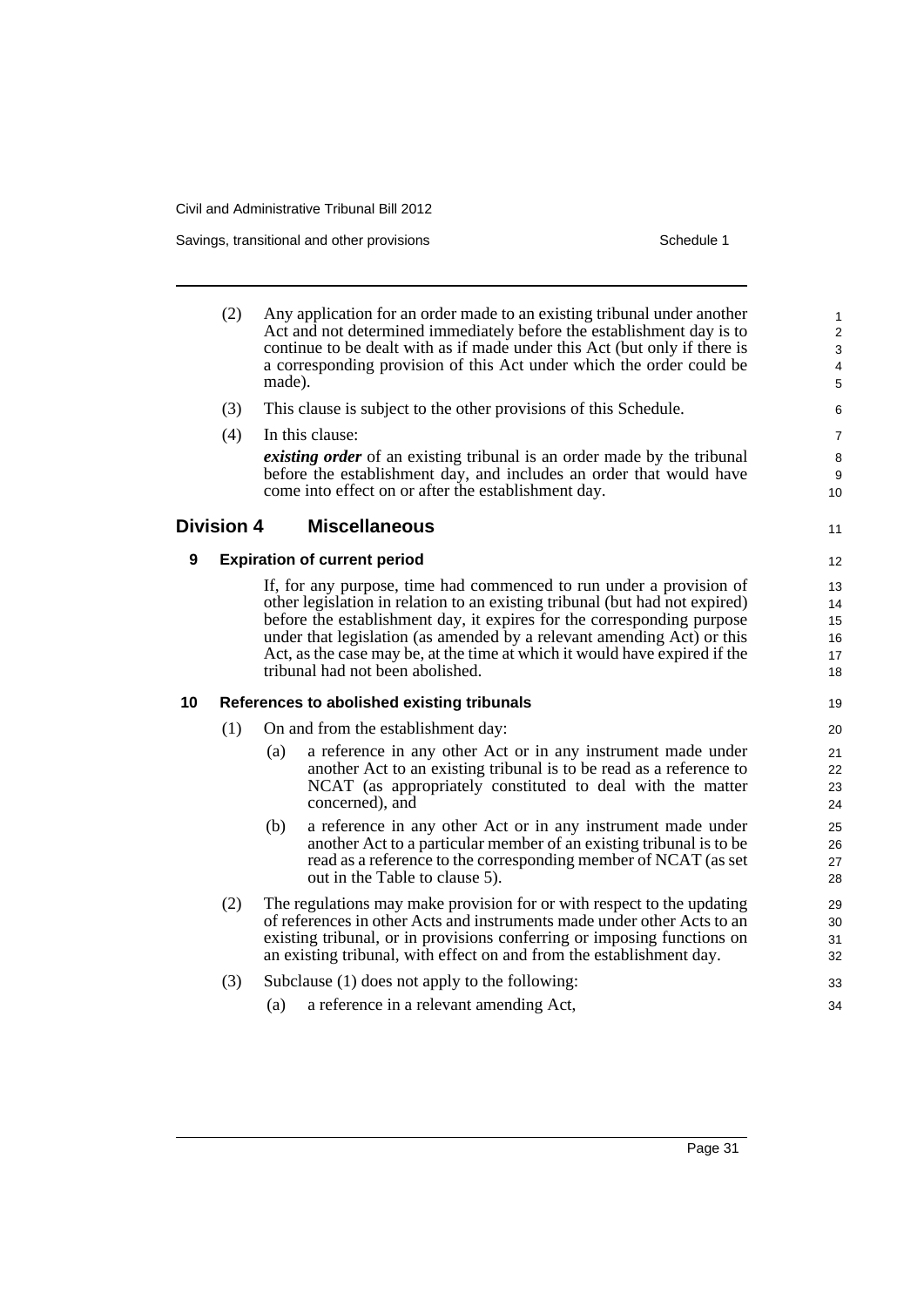(2) Any application for an order made to an existing tribunal under another Act and not determined immediately before the establishment day is to continue to be dealt with as if made under this Act (but only if there is a corresponding provision of this Act under which the order could be made).

(3) This clause is subject to the other provisions of this Schedule.

(4) In this clause:

***existing order*** of an existing tribunal is an order made by the tribunal before the establishment day, and includes an order that would have come into effect on or after the establishment day.

## Division 4 Miscellaneous

### 9 Expiration of current period

If, for any purpose, time had commenced to run under a provision of other legislation in relation to an existing tribunal (but had not expired) before the establishment day, it expires for the corresponding purpose under that legislation (as amended by a relevant amending Act) or this Act, as the case may be, at the time at which it would have expired if the tribunal had not been abolished.

### 10 References to abolished existing tribunals

(1) On and from the establishment day:

- (a) a reference in any other Act or in any instrument made under another Act to an existing tribunal is to be read as a reference to NCAT (as appropriately constituted to deal with the matter concerned), and
- (b) a reference in any other Act or in any instrument made under another Act to a particular member of an existing tribunal is to be read as a reference to the corresponding member of NCAT (as set out in the Table to clause 5).

(2) The regulations may make provision for or with respect to the updating of references in other Acts and instruments made under other Acts to an existing tribunal, or in provisions conferring or imposing functions on an existing tribunal, with effect on and from the establishment day.

(3) Subclause (1) does not apply to the following:

- (a) a reference in a relevant amending Act,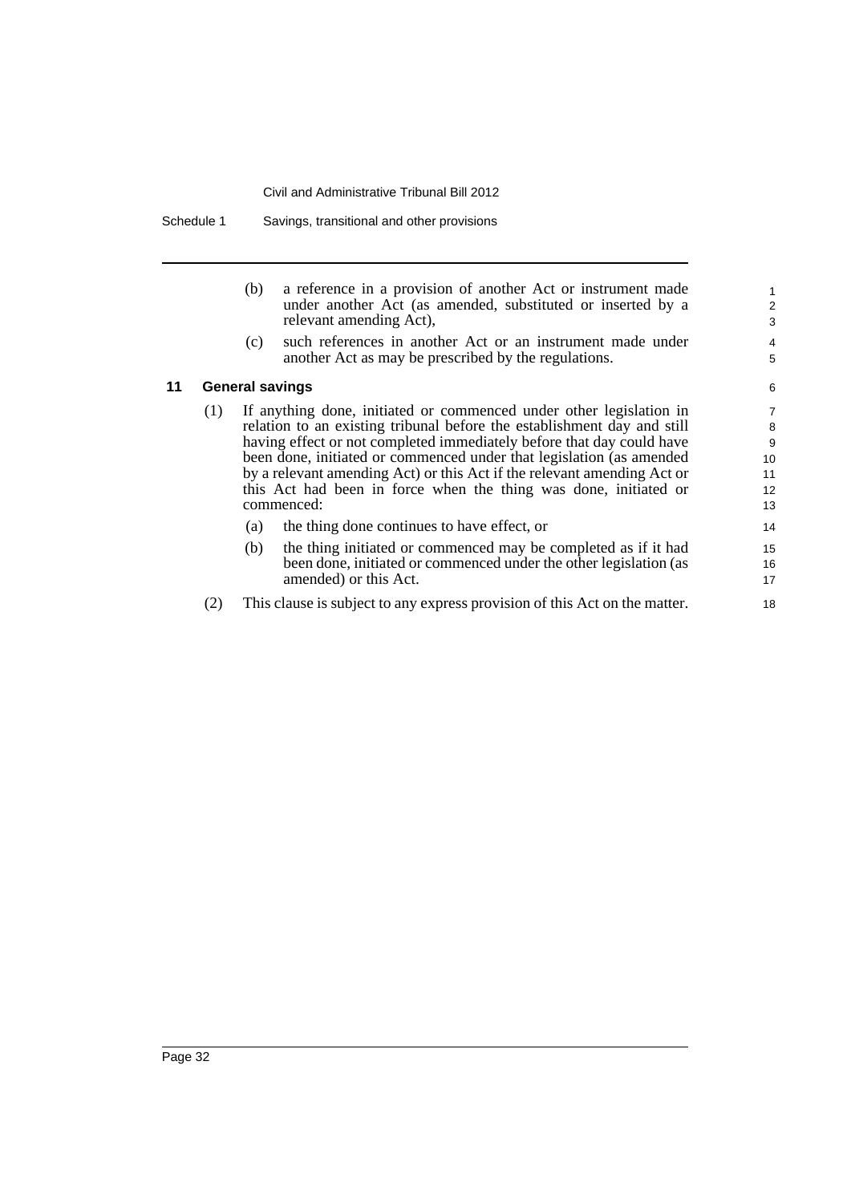(b) a reference in a provision of another Act or instrument made under another Act (as amended, substituted or inserted by a relevant amending Act),

(c) such references in another Act or an instrument made under another Act as may be prescribed by the regulations.

### 11 General savings

(1) If anything done, initiated or commenced under other legislation in relation to an existing tribunal before the establishment day and still having effect or not completed immediately before that day could have been done, initiated or commenced under that legislation (as amended by a relevant amending Act) or this Act if the relevant amending Act or this Act had been in force when the thing was done, initiated or commenced:

(a) the thing done continues to have effect, or

(b) the thing initiated or commenced may be completed as if it had been done, initiated or commenced under the other legislation (as amended) or this Act.

(2) This clause is subject to any express provision of this Act on the matter.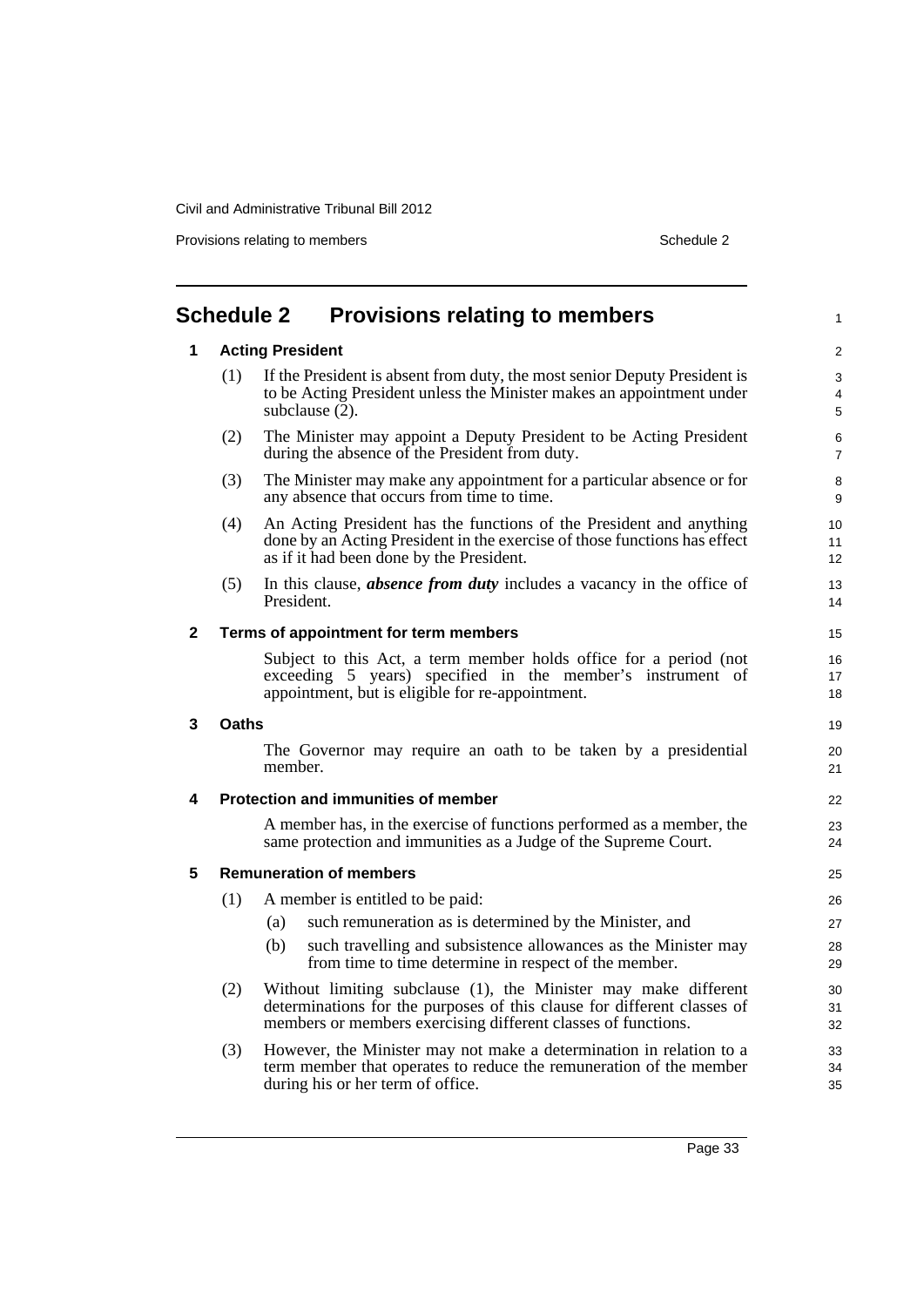## Schedule 2 Provisions relating to members

### 1 Acting President

(1) If the President is absent from duty, the most senior Deputy President is to be Acting President unless the Minister makes an appointment under subclause (2).

(2) The Minister may appoint a Deputy President to be Acting President during the absence of the President from duty.

(3) The Minister may make any appointment for a particular absence or for any absence that occurs from time to time.

(4) An Acting President has the functions of the President and anything done by an Acting President in the exercise of those functions has effect as if it had been done by the President.

(5) In this clause, ***absence from duty*** includes a vacancy in the office of President.

### 2 Terms of appointment for term members

Subject to this Act, a term member holds office for a period (not exceeding 5 years) specified in the member's instrument of appointment, but is eligible for re-appointment.

### 3 Oaths

The Governor may require an oath to be taken by a presidential member.

### 4 Protection and immunities of member

A member has, in the exercise of functions performed as a member, the same protection and immunities as a Judge of the Supreme Court.

### 5 Remuneration of members

(1) A member is entitled to be paid:

(a) such remuneration as is determined by the Minister, and

(b) such travelling and subsistence allowances as the Minister may from time to time determine in respect of the member.

(2) Without limiting subclause (1), the Minister may make different determinations for the purposes of this clause for different classes of members or members exercising different classes of functions.

(3) However, the Minister may not make a determination in relation to a term member that operates to reduce the remuneration of the member during his or her term of office.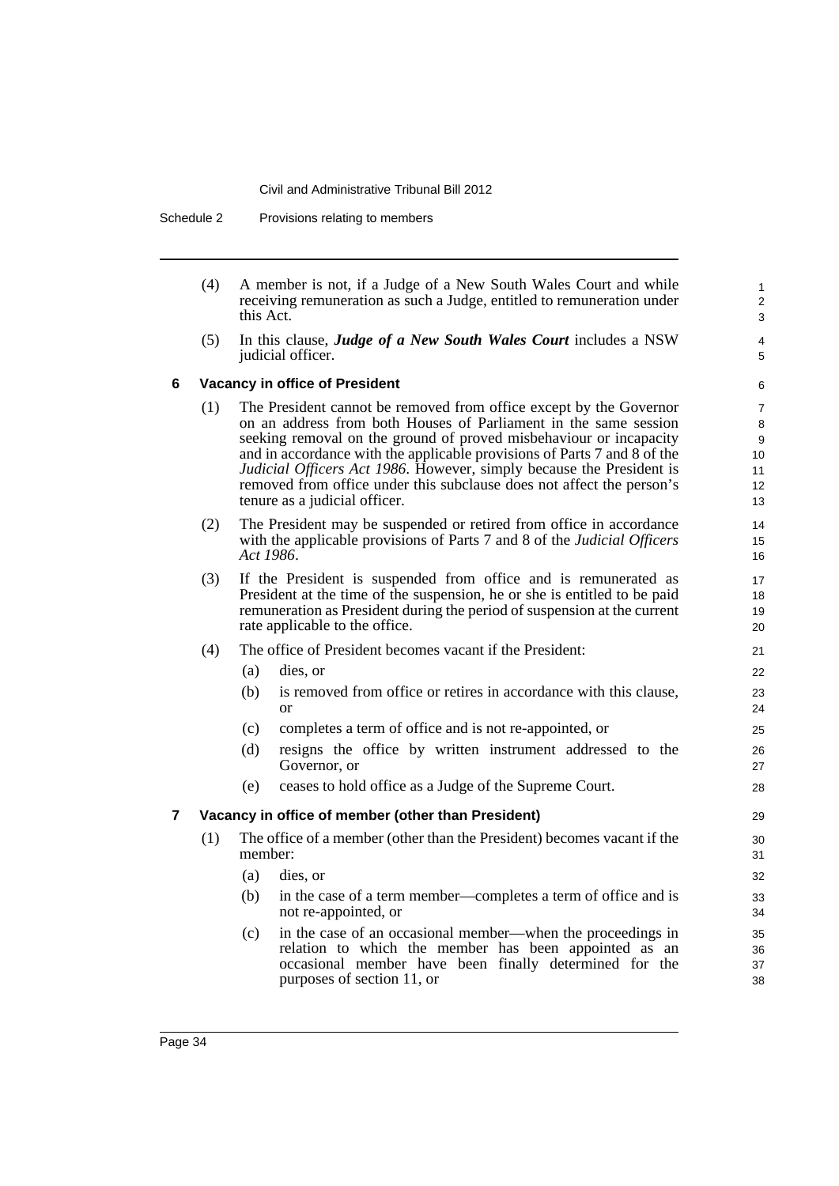(4) A member is not, if a Judge of a New South Wales Court and while receiving remuneration as such a Judge, entitled to remuneration under this Act.

(5) In this clause, ***Judge of a New South Wales Court*** includes a NSW judicial officer.

### 6 Vacancy in office of President

(1) The President cannot be removed from office except by the Governor on an address from both Houses of Parliament in the same session seeking removal on the ground of proved misbehaviour or incapacity and in accordance with the applicable provisions of Parts 7 and 8 of the *Judicial Officers Act 1986*. However, simply because the President is removed from office under this subclause does not affect the person's tenure as a judicial officer.

(2) The President may be suspended or retired from office in accordance with the applicable provisions of Parts 7 and 8 of the *Judicial Officers Act 1986*.

(3) If the President is suspended from office and is remunerated as President at the time of the suspension, he or she is entitled to be paid remuneration as President during the period of suspension at the current rate applicable to the office.

(4) The office of President becomes vacant if the President:

(a) dies, or

(b) is removed from office or retires in accordance with this clause, or

(c) completes a term of office and is not re-appointed, or

(d) resigns the office by written instrument addressed to the Governor, or

(e) ceases to hold office as a Judge of the Supreme Court.

### 7 Vacancy in office of member (other than President)

(1) The office of a member (other than the President) becomes vacant if the member:

(a) dies, or

(b) in the case of a term member—completes a term of office and is not re-appointed, or

(c) in the case of an occasional member—when the proceedings in relation to which the member has been appointed as an occasional member have been finally determined for the purposes of section 11, or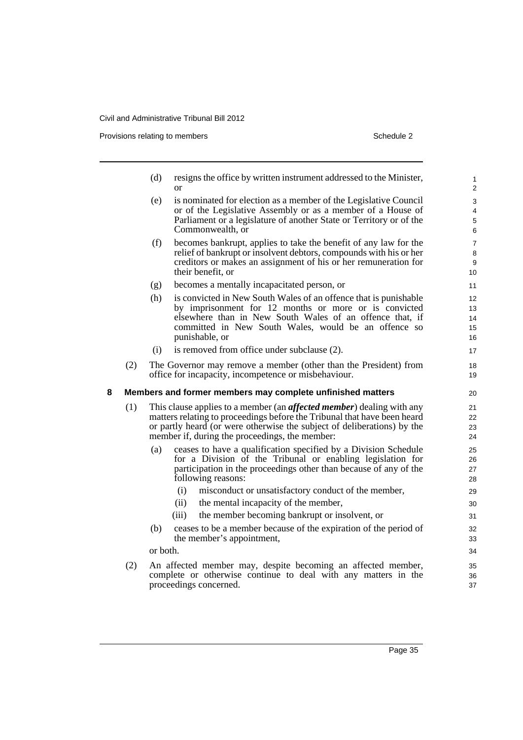(d) resigns the office by written instrument addressed to the Minister, or

(e) is nominated for election as a member of the Legislative Council or of the Legislative Assembly or as a member of a House of Parliament or a legislature of another State or Territory or of the Commonwealth, or

(f) becomes bankrupt, applies to take the benefit of any law for the relief of bankrupt or insolvent debtors, compounds with his or her creditors or makes an assignment of his or her remuneration for their benefit, or

(g) becomes a mentally incapacitated person, or

(h) is convicted in New South Wales of an offence that is punishable by imprisonment for 12 months or more or is convicted elsewhere than in New South Wales of an offence that, if committed in New South Wales, would be an offence so punishable, or

(i) is removed from office under subclause (2).

(2) The Governor may remove a member (other than the President) from office for incapacity, incompetence or misbehaviour.

### 8 Members and former members may complete unfinished matters

(1) This clause applies to a member (an ***affected member***) dealing with any matters relating to proceedings before the Tribunal that have been heard or partly heard (or were otherwise the subject of deliberations) by the member if, during the proceedings, the member:

(a) ceases to have a qualification specified by a Division Schedule for a Division of the Tribunal or enabling legislation for participation in the proceedings other than because of any of the following reasons:

(i) misconduct or unsatisfactory conduct of the member,

(ii) the mental incapacity of the member,

(iii) the member becoming bankrupt or insolvent, or

(b) ceases to be a member because of the expiration of the period of the member's appointment,

or both.

(2) An affected member may, despite becoming an affected member, complete or otherwise continue to deal with any matters in the proceedings concerned.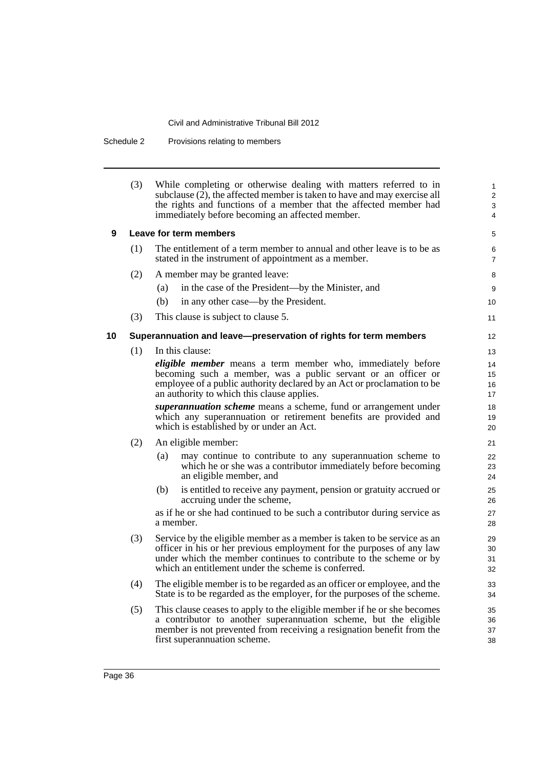(3) While completing or otherwise dealing with matters referred to in subclause (2), the affected member is taken to have and may exercise all the rights and functions of a member that the affected member had immediately before becoming an affected member.

### 9 Leave for term members

(1) The entitlement of a term member to annual and other leave is to be as stated in the instrument of appointment as a member.

(2) A member may be granted leave:

- (a) in the case of the President—by the Minister, and
- (b) in any other case—by the President.

(3) This clause is subject to clause 5.

### 10 Superannuation and leave—preservation of rights for term members

(1) In this clause:

***eligible member*** means a term member who, immediately before becoming such a member, was a public servant or an officer or employee of a public authority declared by an Act or proclamation to be an authority to which this clause applies.

***superannuation scheme*** means a scheme, fund or arrangement under which any superannuation or retirement benefits are provided and which is established by or under an Act.

(2) An eligible member:

- (a) may continue to contribute to any superannuation scheme to which he or she was a contributor immediately before becoming an eligible member, and
- (b) is entitled to receive any payment, pension or gratuity accrued or accruing under the scheme,

as if he or she had continued to be such a contributor during service as a member.

(3) Service by the eligible member as a member is taken to be service as an officer in his or her previous employment for the purposes of any law under which the member continues to contribute to the scheme or by which an entitlement under the scheme is conferred.

(4) The eligible member is to be regarded as an officer or employee, and the State is to be regarded as the employer, for the purposes of the scheme.

(5) This clause ceases to apply to the eligible member if he or she becomes a contributor to another superannuation scheme, but the eligible member is not prevented from receiving a resignation benefit from the first superannuation scheme.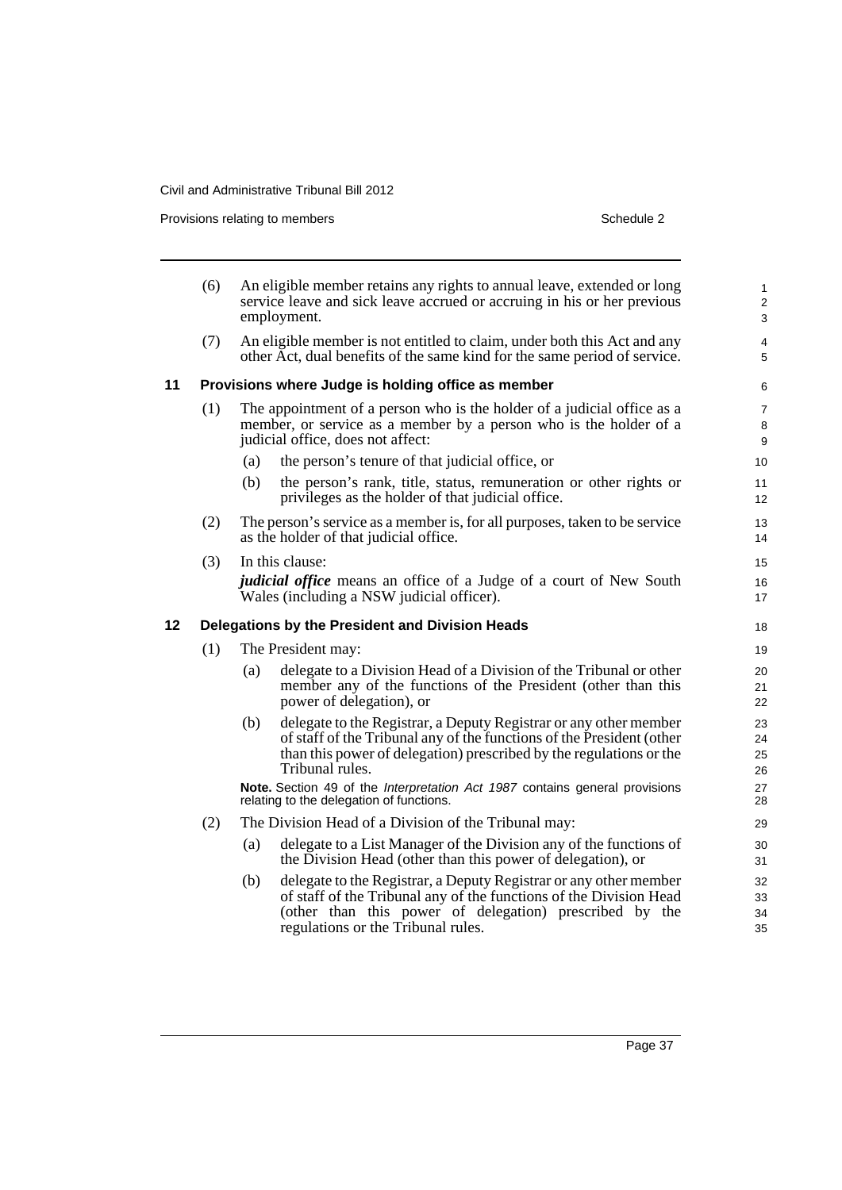(6) An eligible member retains any rights to annual leave, extended or long service leave and sick leave accrued or accruing in his or her previous employment.

(7) An eligible member is not entitled to claim, under both this Act and any other Act, dual benefits of the same kind for the same period of service.

## 11 Provisions where Judge is holding office as member

(1) The appointment of a person who is the holder of a judicial office as a member, or service as a member by a person who is the holder of a judicial office, does not affect:

- (a) the person's tenure of that judicial office, or
- (b) the person's rank, title, status, remuneration or other rights or privileges as the holder of that judicial office.

(2) The person's service as a member is, for all purposes, taken to be service as the holder of that judicial office.

(3) In this clause:

***judicial office*** means an office of a Judge of a court of New South Wales (including a NSW judicial officer).

## 12 Delegations by the President and Division Heads

(1) The President may:

- (a) delegate to a Division Head of a Division of the Tribunal or other member any of the functions of the President (other than this power of delegation), or
- (b) delegate to the Registrar, a Deputy Registrar or any other member of staff of the Tribunal any of the functions of the President (other than this power of delegation) prescribed by the regulations or the Tribunal rules.

**Note.** Section 49 of the *Interpretation Act 1987* contains general provisions relating to the delegation of functions.

(2) The Division Head of a Division of the Tribunal may:

- (a) delegate to a List Manager of the Division any of the functions of the Division Head (other than this power of delegation), or
- (b) delegate to the Registrar, a Deputy Registrar or any other member of staff of the Tribunal any of the functions of the Division Head (other than this power of delegation) prescribed by the regulations or the Tribunal rules.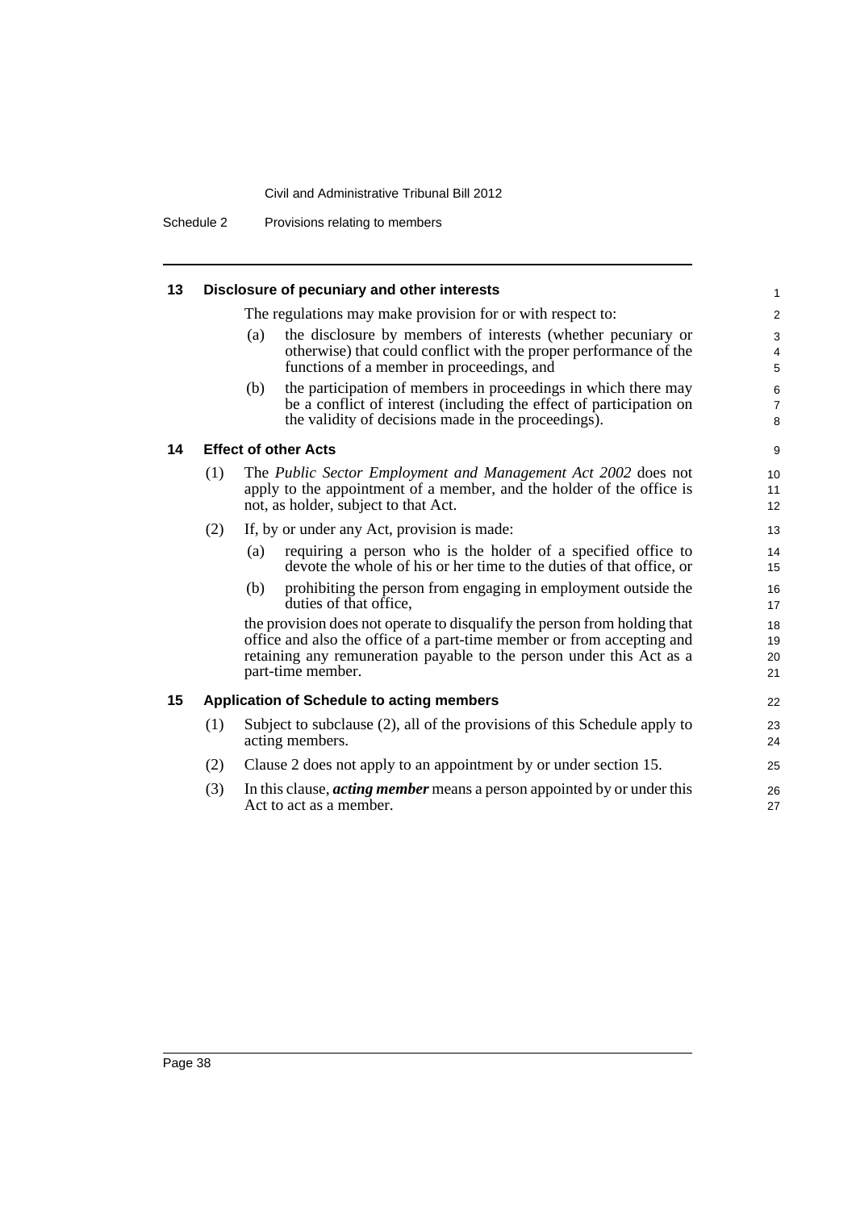## 13 Disclosure of pecuniary and other interests

The regulations may make provision for or with respect to:

(a) the disclosure by members of interests (whether pecuniary or otherwise) that could conflict with the proper performance of the functions of a member in proceedings, and

(b) the participation of members in proceedings in which there may be a conflict of interest (including the effect of participation on the validity of decisions made in the proceedings).

## 14 Effect of other Acts

(1) The *Public Sector Employment and Management Act 2002* does not apply to the appointment of a member, and the holder of the office is not, as holder, subject to that Act.

(2) If, by or under any Act, provision is made:

(a) requiring a person who is the holder of a specified office to devote the whole of his or her time to the duties of that office, or

(b) prohibiting the person from engaging in employment outside the duties of that office,

the provision does not operate to disqualify the person from holding that office and also the office of a part-time member or from accepting and retaining any remuneration payable to the person under this Act as a part-time member.

## 15 Application of Schedule to acting members

(1) Subject to subclause (2), all of the provisions of this Schedule apply to acting members.

(2) Clause 2 does not apply to an appointment by or under section 15.

(3) In this clause, ***acting member*** means a person appointed by or under this Act to act as a member.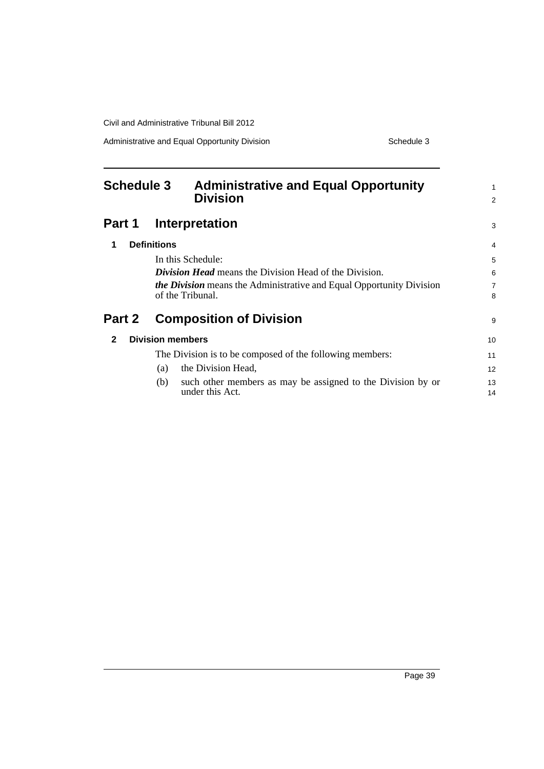# Schedule 3 Administrative and Equal Opportunity Division

## Part 1 Interpretation

### 1 Definitions

In this Schedule:

***Division Head*** means the Division Head of the Division.

***the Division*** means the Administrative and Equal Opportunity Division of the Tribunal.

## Part 2 Composition of Division

### 2 Division members

The Division is to be composed of the following members:

(a) the Division Head,

(b) such other members as may be assigned to the Division by or under this Act.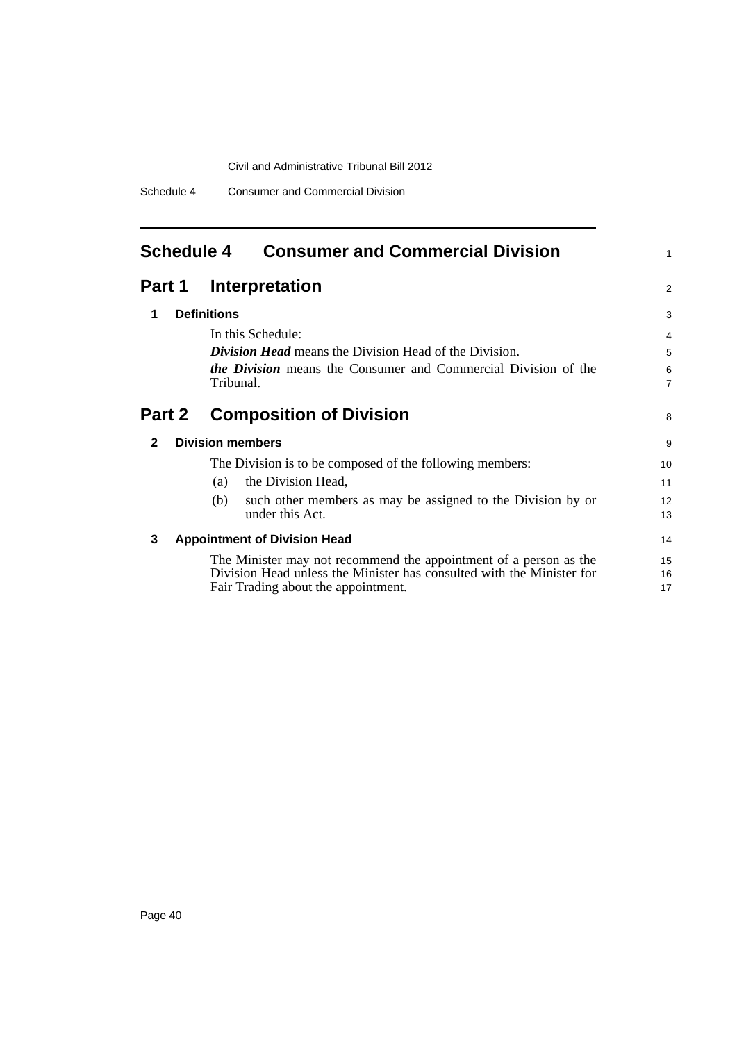# Schedule 4 Consumer and Commercial Division

## Part 1 Interpretation

### 1 Definitions

In this Schedule:

***Division Head*** means the Division Head of the Division.

***the Division*** means the Consumer and Commercial Division of the Tribunal.

## Part 2 Composition of Division

### 2 Division members

The Division is to be composed of the following members:

(a) the Division Head,

(b) such other members as may be assigned to the Division by or under this Act.

### 3 Appointment of Division Head

The Minister may not recommend the appointment of a person as the Division Head unless the Minister has consulted with the Minister for Fair Trading about the appointment.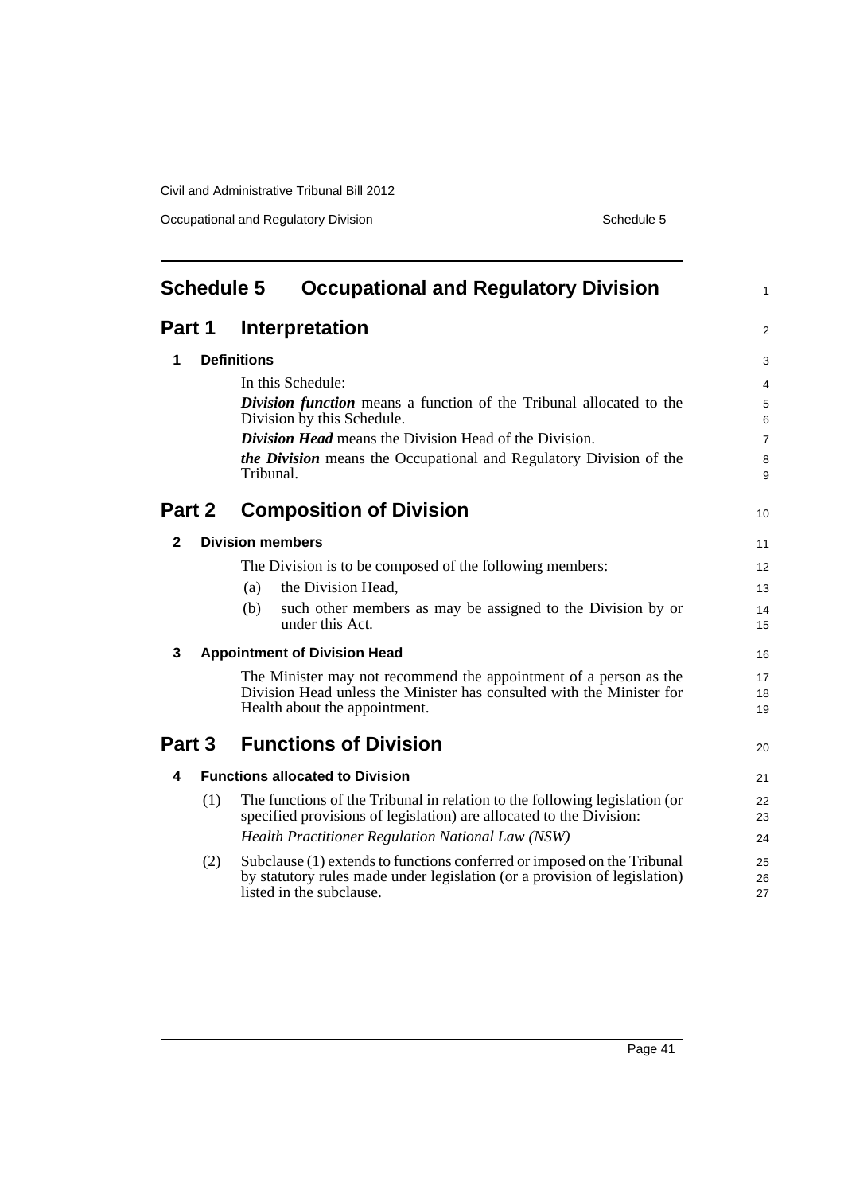# Schedule 5 Occupational and Regulatory Division

## Part 1 Interpretation

### 1 Definitions

In this Schedule:

***Division function*** means a function of the Tribunal allocated to the Division by this Schedule.

***Division Head*** means the Division Head of the Division.

***the Division*** means the Occupational and Regulatory Division of the Tribunal.

## Part 2 Composition of Division

### 2 Division members

The Division is to be composed of the following members:

(a) the Division Head,

(b) such other members as may be assigned to the Division by or under this Act.

### 3 Appointment of Division Head

The Minister may not recommend the appointment of a person as the Division Head unless the Minister has consulted with the Minister for Health about the appointment.

## Part 3 Functions of Division

### 4 Functions allocated to Division

(1) The functions of the Tribunal in relation to the following legislation (or specified provisions of legislation) are allocated to the Division:

*Health Practitioner Regulation National Law (NSW)*

(2) Subclause (1) extends to functions conferred or imposed on the Tribunal by statutory rules made under legislation (or a provision of legislation) listed in the subclause.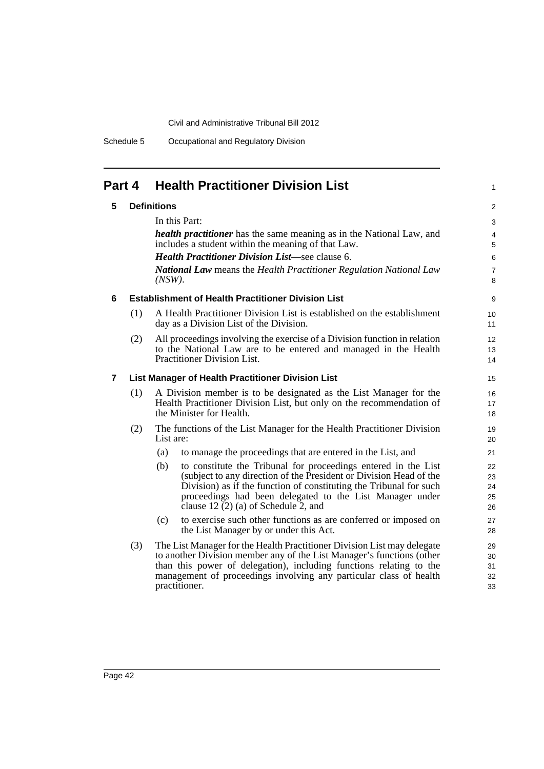## Part 4 Health Practitioner Division List

### 5 Definitions

In this Part:

***health practitioner*** has the same meaning as in the National Law, and includes a student within the meaning of that Law.

***Health Practitioner Division List***—see clause 6.

***National Law*** means the *Health Practitioner Regulation National Law (NSW)*.

### 6 Establishment of Health Practitioner Division List

(1) A Health Practitioner Division List is established on the establishment day as a Division List of the Division.

(2) All proceedings involving the exercise of a Division function in relation to the National Law are to be entered and managed in the Health Practitioner Division List.

### 7 List Manager of Health Practitioner Division List

(1) A Division member is to be designated as the List Manager for the Health Practitioner Division List, but only on the recommendation of the Minister for Health.

(2) The functions of the List Manager for the Health Practitioner Division List are:

- (a) to manage the proceedings that are entered in the List, and
- (b) to constitute the Tribunal for proceedings entered in the List (subject to any direction of the President or Division Head of the Division) as if the function of constituting the Tribunal for such proceedings had been delegated to the List Manager under clause 12 (2) (a) of Schedule 2, and
- (c) to exercise such other functions as are conferred or imposed on the List Manager by or under this Act.

(3) The List Manager for the Health Practitioner Division List may delegate to another Division member any of the List Manager's functions (other than this power of delegation), including functions relating to the management of proceedings involving any particular class of health practitioner.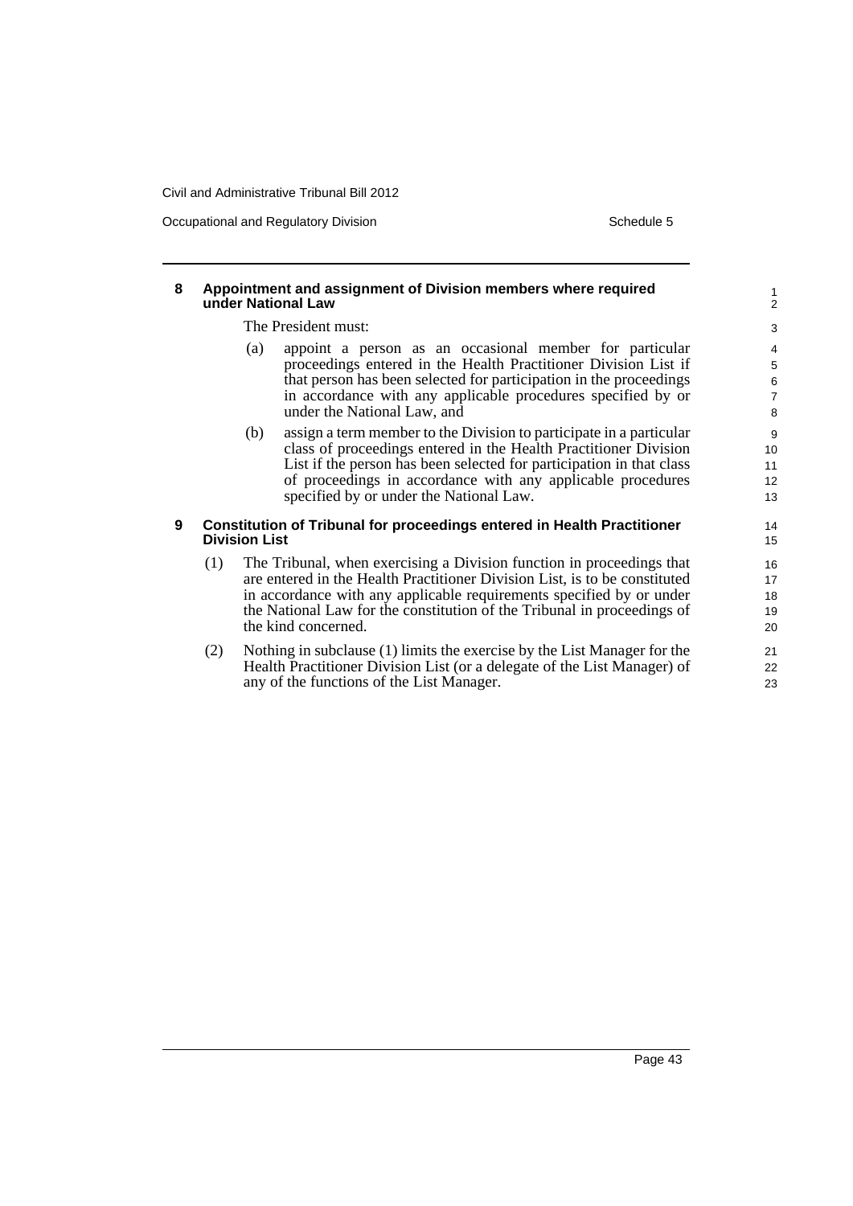### 8 Appointment and assignment of Division members where required under National Law

The President must:

(a) appoint a person as an occasional member for particular proceedings entered in the Health Practitioner Division List if that person has been selected for participation in the proceedings in accordance with any applicable procedures specified by or under the National Law, and

(b) assign a term member to the Division to participate in a particular class of proceedings entered in the Health Practitioner Division List if the person has been selected for participation in that class of proceedings in accordance with any applicable procedures specified by or under the National Law.

### 9 Constitution of Tribunal for proceedings entered in Health Practitioner Division List

(1) The Tribunal, when exercising a Division function in proceedings that are entered in the Health Practitioner Division List, is to be constituted in accordance with any applicable requirements specified by or under the National Law for the constitution of the Tribunal in proceedings of the kind concerned.

(2) Nothing in subclause (1) limits the exercise by the List Manager for the Health Practitioner Division List (or a delegate of the List Manager) of any of the functions of the List Manager.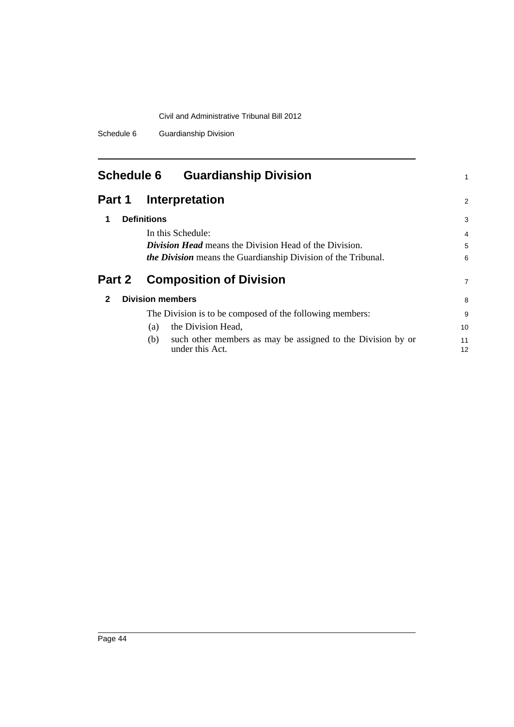# Schedule 6 Guardianship Division

## Part 1 Interpretation

### 1 Definitions

In this Schedule:

***Division Head*** means the Division Head of the Division.

***the Division*** means the Guardianship Division of the Tribunal.

## Part 2 Composition of Division

### 2 Division members

The Division is to be composed of the following members:

(a) the Division Head,

(b) such other members as may be assigned to the Division by or under this Act.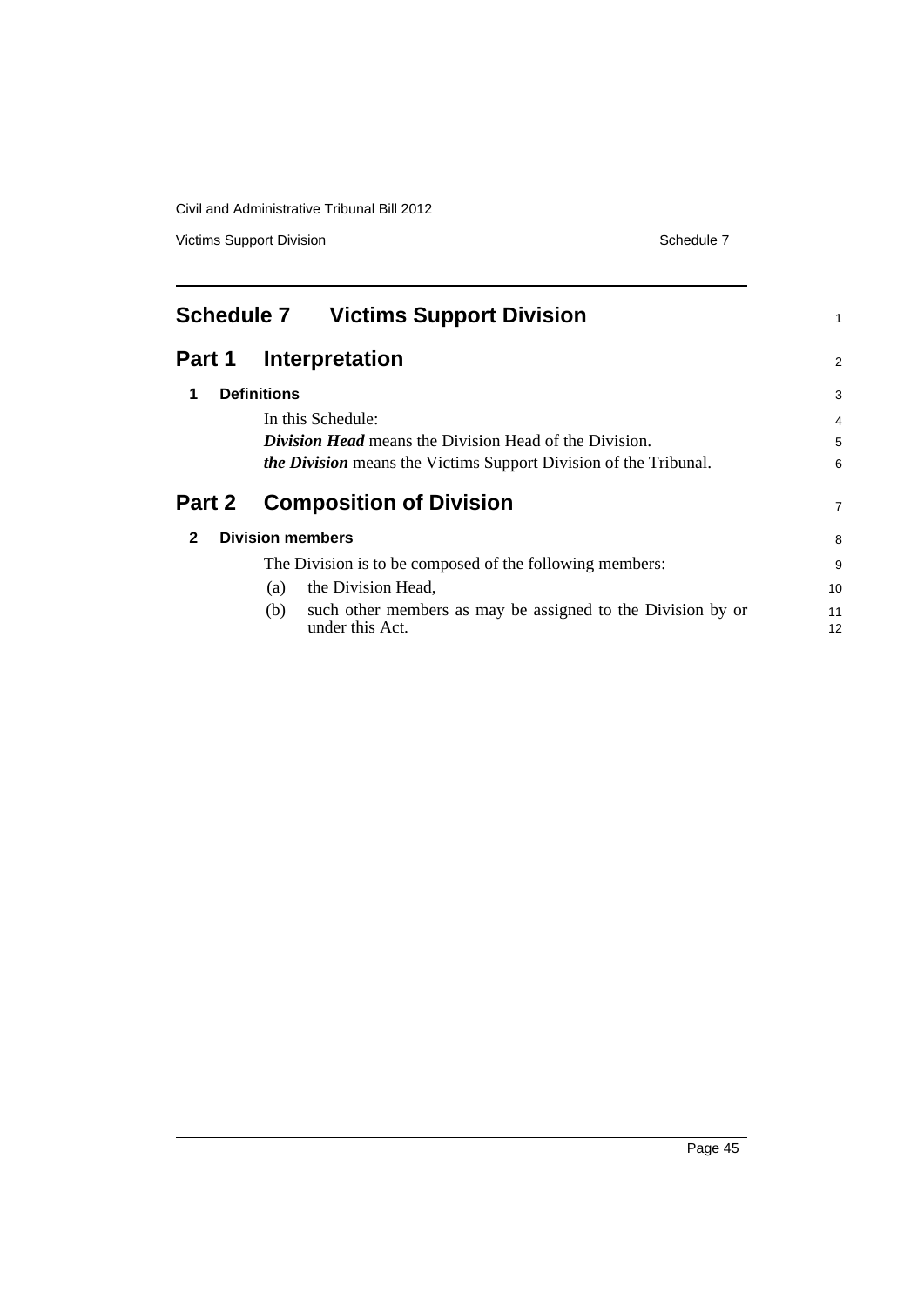# Schedule 7 Victims Support Division

## Part 1 Interpretation

### 1 Definitions

In this Schedule:

***Division Head*** means the Division Head of the Division.

***the Division*** means the Victims Support Division of the Tribunal.

## Part 2 Composition of Division

### 2 Division members

The Division is to be composed of the following members:

(a) the Division Head,

(b) such other members as may be assigned to the Division by or under this Act.